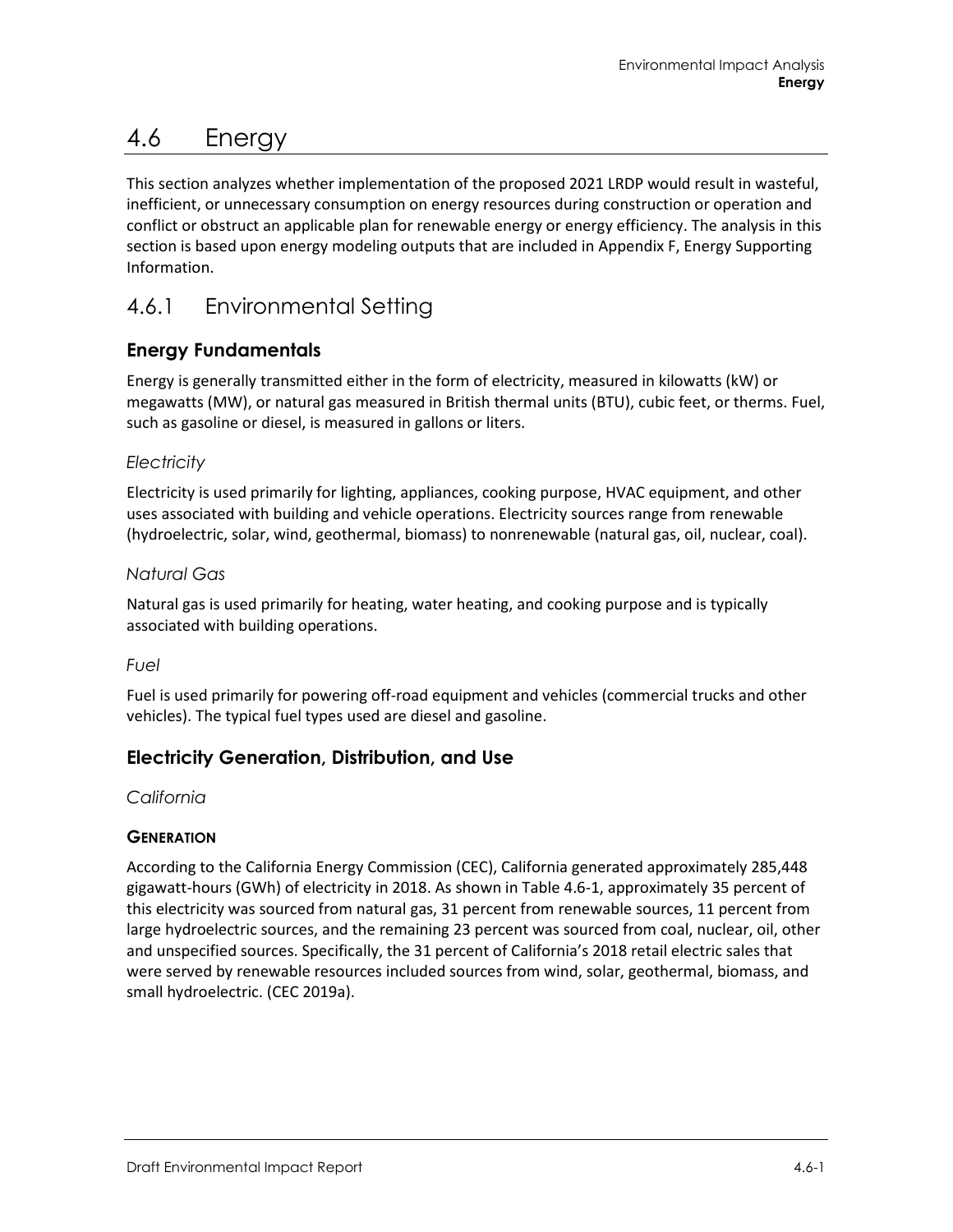# 4.6 Energy

This section analyzes whether implementation of the proposed 2021 LRDP would result in wasteful, inefficient, or unnecessary consumption on energy resources during construction or operation and conflict or obstruct an applicable plan for renewable energy or energy efficiency. The analysis in this section is based upon energy modeling outputs that are included in Appendix F, Energy Supporting Information.

## 4.6.1 Environmental Setting

### Energy Fundamentals

Energy is generally transmitted either in the form of electricity, measured in kilowatts (kW) or megawatts (MW), or natural gas measured in British thermal units (BTU), cubic feet, or therms. Fuel, such as gasoline or diesel, is measured in gallons or liters.

#### *Electricity*

Electricity is used primarily for lighting, appliances, cooking purpose, HVAC equipment, and other uses associated with building and vehicle operations. Electricity sources range from renewable (hydroelectric, solar, wind, geothermal, biomass) to nonrenewable (natural gas, oil, nuclear, coal).

#### *Natural Gas*

Natural gas is used primarily for heating, water heating, and cooking purpose and is typically associated with building operations.

#### *Fuel*

Fuel is used primarily for powering off-road equipment and vehicles (commercial trucks and other vehicles). The typical fuel types used are diesel and gasoline.

### Electricity Generation, Distribution, and Use

#### *California*

##### GENERATION

According to the California Energy Commission (CEC), California generated approximately 285,448 gigawatt-hours (GWh) of electricity in 2018. As shown in Table 4.6-1, approximately 35 percent of this electricity was sourced from natural gas, 31 percent from renewable sources, 11 percent from large hydroelectric sources, and the remaining 23 percent was sourced from coal, nuclear, oil, other and unspecified sources. Specifically, the 31 percent of California's 2018 retail electric sales that were served by renewable resources included sources from wind, solar, geothermal, biomass, and small hydroelectric. (CEC 2019a).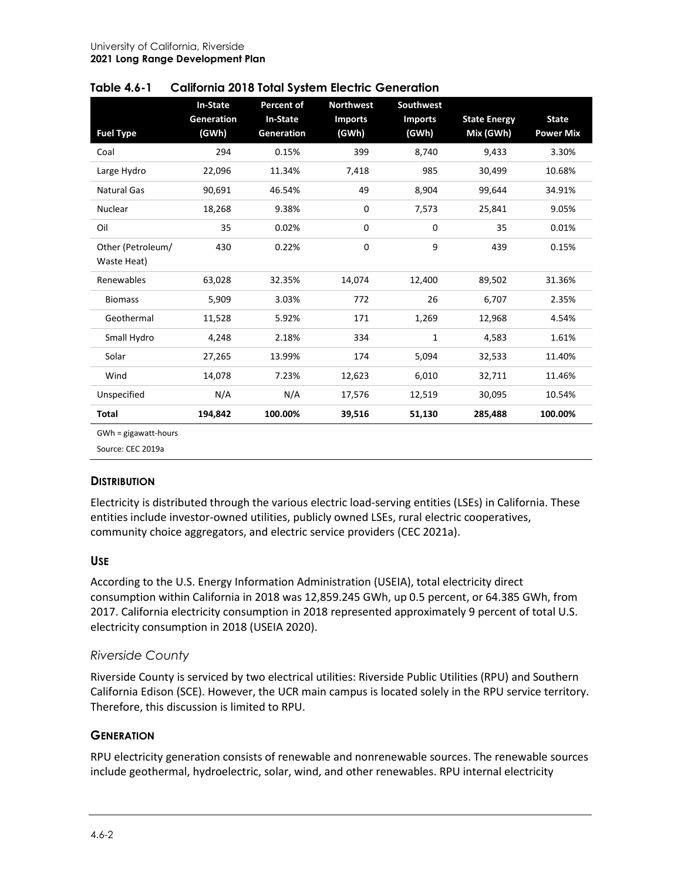**Table 4.6-1 California 2018 Total System Electric Generation**

| Fuel Type | In-State Generation (GWh) | Percent of In-State Generation | Northwest Imports (GWh) | Southwest Imports (GWh) | State Energy Mix (GWh) | State Power Mix |
|---|---|---|---|---|---|---|
| Coal | 294 | 0.15% | 399 | 8,740 | 9,433 | 3.30% |
| Large Hydro | 22,096 | 11.34% | 7,418 | 985 | 30,499 | 10.68% |
| Natural Gas | 90,691 | 46.54% | 49 | 8,904 | 99,644 | 34.91% |
| Nuclear | 18,268 | 9.38% | 0 | 7,573 | 25,841 | 9.05% |
| Oil | 35 | 0.02% | 0 | 0 | 35 | 0.01% |
| Other (Petroleum/ Waste Heat) | 430 | 0.22% | 0 | 9 | 439 | 0.15% |
| Renewables | 63,028 | 32.35% | 14,074 | 12,400 | 89,502 | 31.36% |
| Biomass | 5,909 | 3.03% | 772 | 26 | 6,707 | 2.35% |
| Geothermal | 11,528 | 5.92% | 171 | 1,269 | 12,968 | 4.54% |
| Small Hydro | 4,248 | 2.18% | 334 | 1 | 4,583 | 1.61% |
| Solar | 27,265 | 13.99% | 174 | 5,094 | 32,533 | 11.40% |
| Wind | 14,078 | 7.23% | 12,623 | 6,010 | 32,711 | 11.46% |
| Unspecified | N/A | N/A | 17,576 | 12,519 | 30,095 | 10.54% |
| **Total** | **194,842** | **100.00%** | **39,516** | **51,130** | **285,488** | **100.00%** |

GWh = gigawatt-hours

Source: CEC 2019a

### DISTRIBUTION

Electricity is distributed through the various electric load-serving entities (LSEs) in California. These entities include investor-owned utilities, publicly owned LSEs, rural electric cooperatives, community choice aggregators, and electric service providers (CEC 2021a).

### USE

According to the U.S. Energy Information Administration (USEIA), total electricity direct consumption within California in 2018 was 12,859.245 GWh, up 0.5 percent, or 64.385 GWh, from 2017. California electricity consumption in 2018 represented approximately 9 percent of total U.S. electricity consumption in 2018 (USEIA 2020).

## *Riverside County*

Riverside County is serviced by two electrical utilities: Riverside Public Utilities (RPU) and Southern California Edison (SCE). However, the UCR main campus is located solely in the RPU service territory. Therefore, this discussion is limited to RPU.

### GENERATION

RPU electricity generation consists of renewable and nonrenewable sources. The renewable sources include geothermal, hydroelectric, solar, wind, and other renewables. RPU internal electricity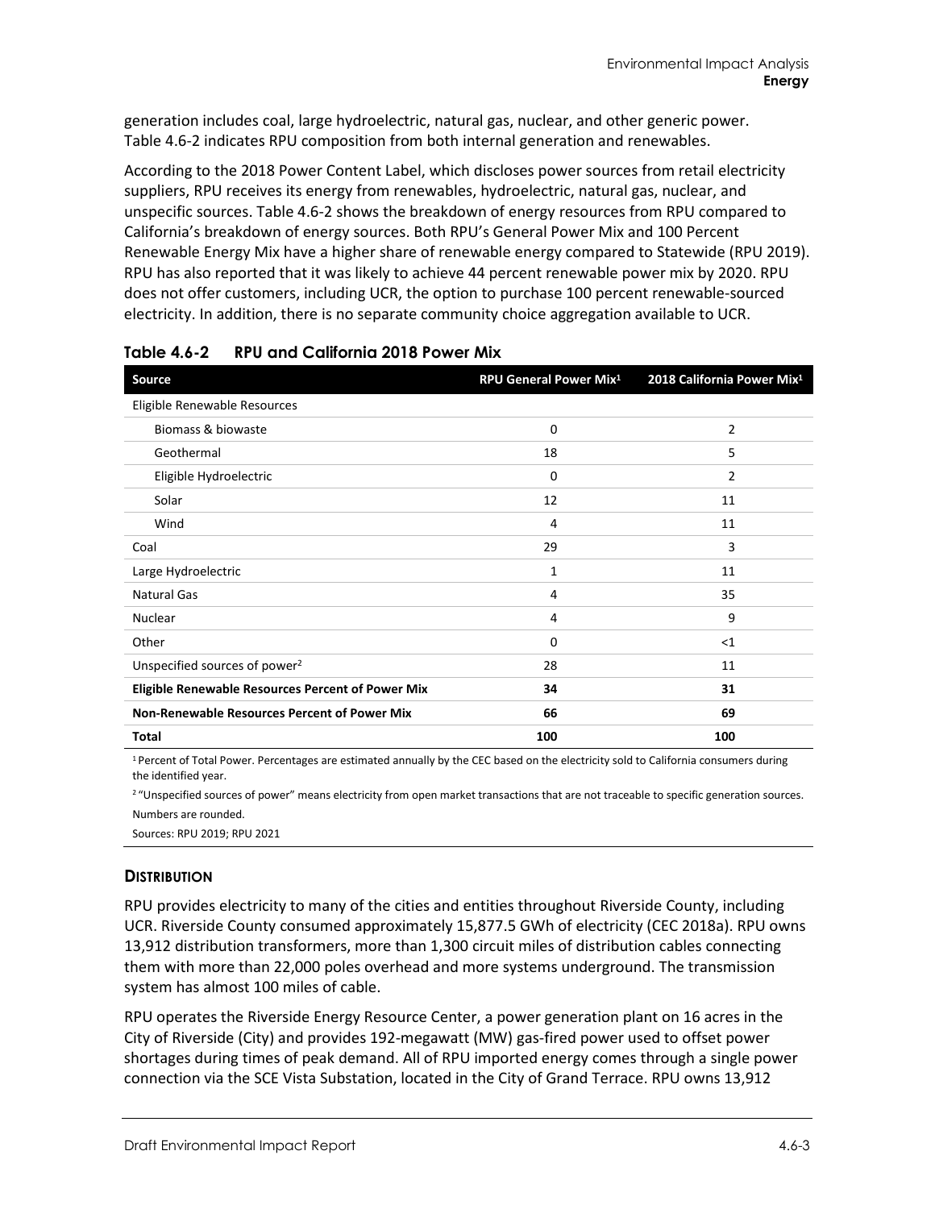generation includes coal, large hydroelectric, natural gas, nuclear, and other generic power. Table 4.6-2 indicates RPU composition from both internal generation and renewables.

According to the 2018 Power Content Label, which discloses power sources from retail electricity suppliers, RPU receives its energy from renewables, hydroelectric, natural gas, nuclear, and unspecific sources. Table 4.6-2 shows the breakdown of energy resources from RPU compared to California's breakdown of energy sources. Both RPU's General Power Mix and 100 Percent Renewable Energy Mix have a higher share of renewable energy compared to Statewide (RPU 2019). RPU has also reported that it was likely to achieve 44 percent renewable power mix by 2020. RPU does not offer customers, including UCR, the option to purchase 100 percent renewable-sourced electricity. In addition, there is no separate community choice aggregation available to UCR.

**Table 4.6-2 RPU and California 2018 Power Mix**

| Source | RPU General Power Mix[1] | 2018 California Power Mix[1] |
|---|---|---|
| Eligible Renewable Resources | | |
| Biomass & biowaste | 0 | 2 |
| Geothermal | 18 | 5 |
| Eligible Hydroelectric | 0 | 2 |
| Solar | 12 | 11 |
| Wind | 4 | 11 |
| Coal | 29 | 3 |
| Large Hydroelectric | 1 | 11 |
| Natural Gas | 4 | 35 |
| Nuclear | 4 | 9 |
| Other | 0 | <1 |
| Unspecified sources of power[2] | 28 | 11 |
| **Eligible Renewable Resources Percent of Power Mix** | **34** | **31** |
| **Non-Renewable Resources Percent of Power Mix** | **66** | **69** |
| **Total** | **100** | **100** |

[1] Percent of Total Power. Percentages are estimated annually by the CEC based on the electricity sold to California consumers during the identified year.

[2] "Unspecified sources of power" means electricity from open market transactions that are not traceable to specific generation sources.

Numbers are rounded.

Sources: RPU 2019; RPU 2021

### Distribution

RPU provides electricity to many of the cities and entities throughout Riverside County, including UCR. Riverside County consumed approximately 15,877.5 GWh of electricity (CEC 2018a). RPU owns 13,912 distribution transformers, more than 1,300 circuit miles of distribution cables connecting them with more than 22,000 poles overhead and more systems underground. The transmission system has almost 100 miles of cable.

RPU operates the Riverside Energy Resource Center, a power generation plant on 16 acres in the City of Riverside (City) and provides 192-megawatt (MW) gas-fired power used to offset power shortages during times of peak demand. All of RPU imported energy comes through a single power connection via the SCE Vista Substation, located in the City of Grand Terrace. RPU owns 13,912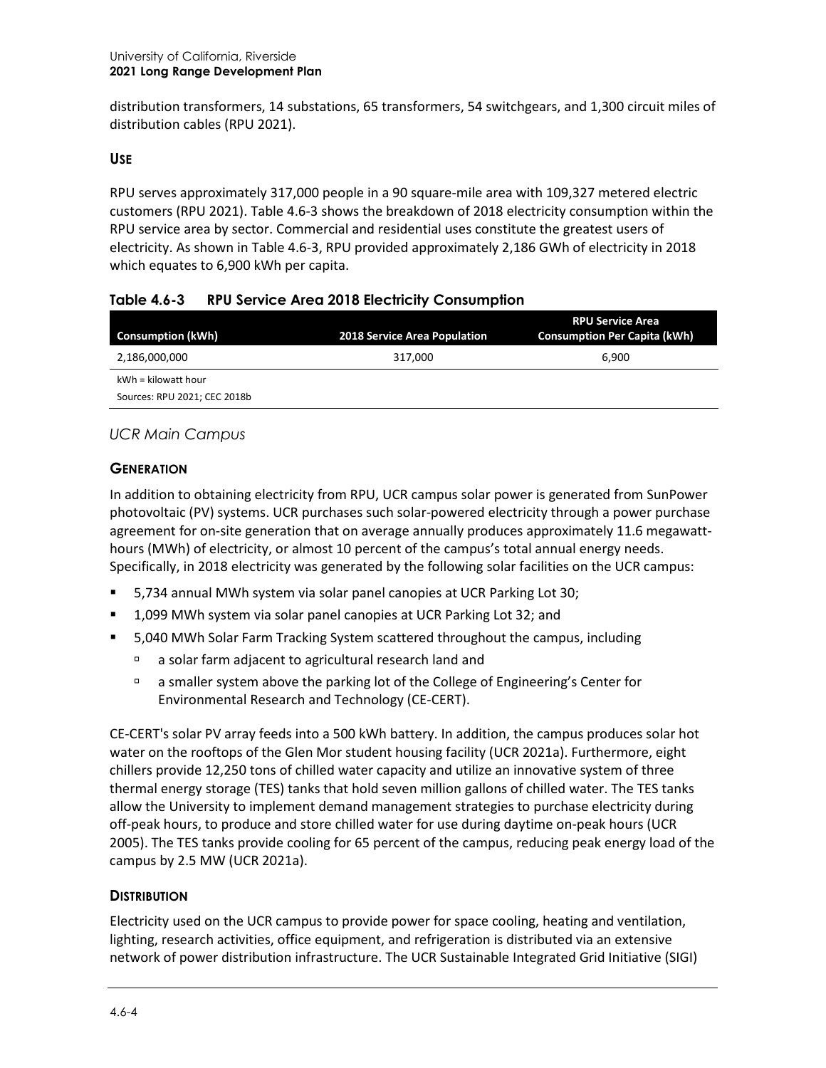distribution transformers, 14 substations, 65 transformers, 54 switchgears, and 1,300 circuit miles of distribution cables (RPU 2021).

### USE

RPU serves approximately 317,000 people in a 90 square-mile area with 109,327 metered electric customers (RPU 2021). Table 4.6-3 shows the breakdown of 2018 electricity consumption within the RPU service area by sector. Commercial and residential uses constitute the greatest users of electricity. As shown in Table 4.6-3, RPU provided approximately 2,186 GWh of electricity in 2018 which equates to 6,900 kWh per capita.

**Table 4.6-3 RPU Service Area 2018 Electricity Consumption**

| Consumption (kWh) | 2018 Service Area Population | RPU Service Area Consumption Per Capita (kWh) |
| --- | --- | --- |
| 2,186,000,000 | 317,000 | 6,900 |

kWh = kilowatt hour

Sources: RPU 2021; CEC 2018b

## *UCR Main Campus*

### GENERATION

In addition to obtaining electricity from RPU, UCR campus solar power is generated from SunPower photovoltaic (PV) systems. UCR purchases such solar-powered electricity through a power purchase agreement for on-site generation that on average annually produces approximately 11.6 megawatt-hours (MWh) of electricity, or almost 10 percent of the campus's total annual energy needs. Specifically, in 2018 electricity was generated by the following solar facilities on the UCR campus:

- 5,734 annual MWh system via solar panel canopies at UCR Parking Lot 30;
- 1,099 MWh system via solar panel canopies at UCR Parking Lot 32; and
- 5,040 MWh Solar Farm Tracking System scattered throughout the campus, including
  - a solar farm adjacent to agricultural research land and
  - a smaller system above the parking lot of the College of Engineering's Center for Environmental Research and Technology (CE-CERT).

CE-CERT's solar PV array feeds into a 500 kWh battery. In addition, the campus produces solar hot water on the rooftops of the Glen Mor student housing facility (UCR 2021a). Furthermore, eight chillers provide 12,250 tons of chilled water capacity and utilize an innovative system of three thermal energy storage (TES) tanks that hold seven million gallons of chilled water. The TES tanks allow the University to implement demand management strategies to purchase electricity during off-peak hours, to produce and store chilled water for use during daytime on-peak hours (UCR 2005). The TES tanks provide cooling for 65 percent of the campus, reducing peak energy load of the campus by 2.5 MW (UCR 2021a).

### DISTRIBUTION

Electricity used on the UCR campus to provide power for space cooling, heating and ventilation, lighting, research activities, office equipment, and refrigeration is distributed via an extensive network of power distribution infrastructure. The UCR Sustainable Integrated Grid Initiative (SIGI)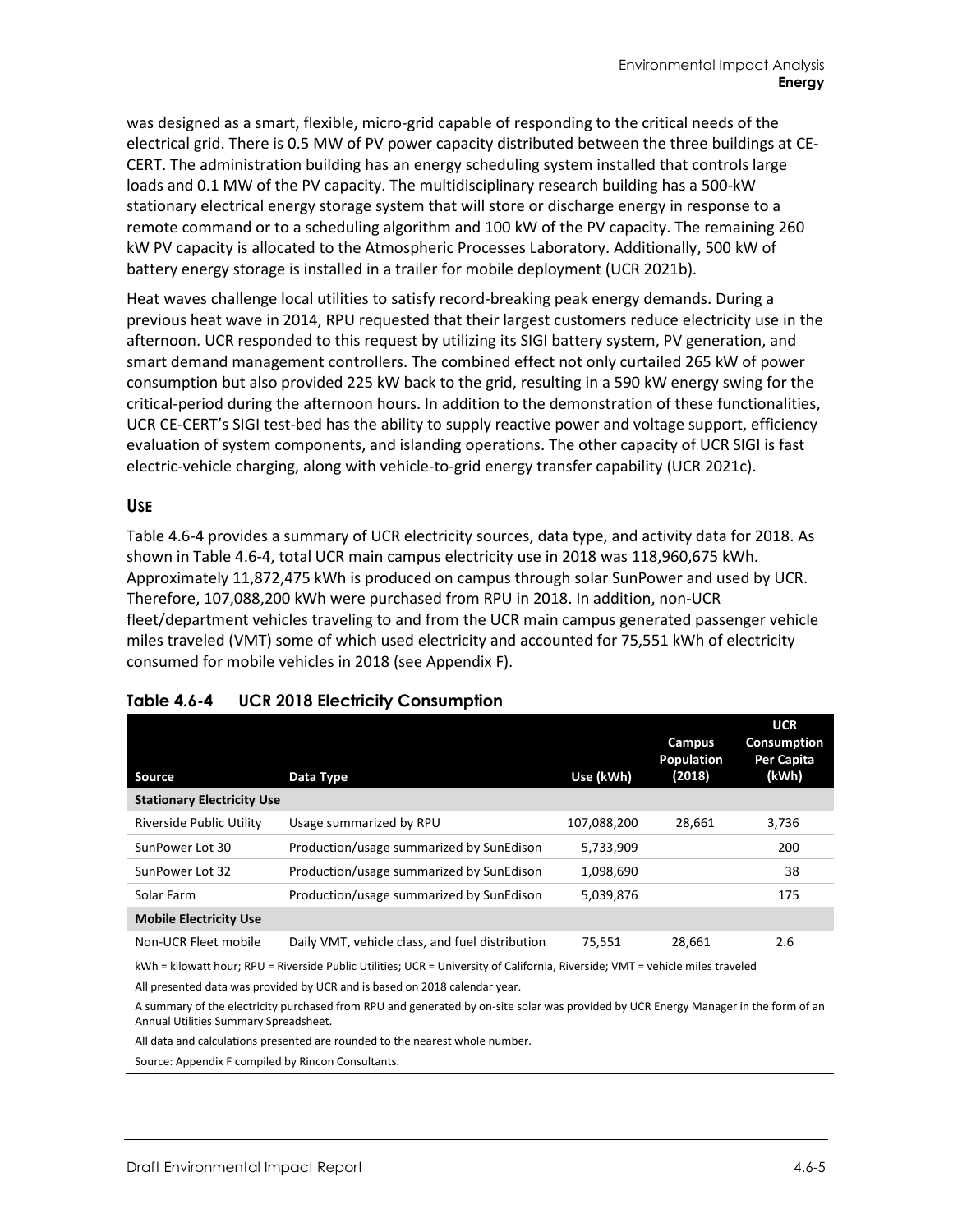was designed as a smart, flexible, micro-grid capable of responding to the critical needs of the electrical grid. There is 0.5 MW of PV power capacity distributed between the three buildings at CE-CERT. The administration building has an energy scheduling system installed that controls large loads and 0.1 MW of the PV capacity. The multidisciplinary research building has a 500-kW stationary electrical energy storage system that will store or discharge energy in response to a remote command or to a scheduling algorithm and 100 kW of the PV capacity. The remaining 260 kW PV capacity is allocated to the Atmospheric Processes Laboratory. Additionally, 500 kW of battery energy storage is installed in a trailer for mobile deployment (UCR 2021b).

Heat waves challenge local utilities to satisfy record-breaking peak energy demands. During a previous heat wave in 2014, RPU requested that their largest customers reduce electricity use in the afternoon. UCR responded to this request by utilizing its SIGI battery system, PV generation, and smart demand management controllers. The combined effect not only curtailed 265 kW of power consumption but also provided 225 kW back to the grid, resulting in a 590 kW energy swing for the critical-period during the afternoon hours. In addition to the demonstration of these functionalities, UCR CE-CERT's SIGI test-bed has the ability to supply reactive power and voltage support, efficiency evaluation of system components, and islanding operations. The other capacity of UCR SIGI is fast electric-vehicle charging, along with vehicle-to-grid energy transfer capability (UCR 2021c).

### USE

Table 4.6-4 provides a summary of UCR electricity sources, data type, and activity data for 2018. As shown in Table 4.6-4, total UCR main campus electricity use in 2018 was 118,960,675 kWh. Approximately 11,872,475 kWh is produced on campus through solar SunPower and used by UCR. Therefore, 107,088,200 kWh were purchased from RPU in 2018. In addition, non-UCR fleet/department vehicles traveling to and from the UCR main campus generated passenger vehicle miles traveled (VMT) some of which used electricity and accounted for 75,551 kWh of electricity consumed for mobile vehicles in 2018 (see Appendix F).

**Table 4.6-4 UCR 2018 Electricity Consumption**

| Source | Data Type | Use (kWh) | Campus Population (2018) | UCR Consumption Per Capita (kWh) |
|---|---|---|---|---|
| **Stationary Electricity Use** | | | | |
| Riverside Public Utility | Usage summarized by RPU | 107,088,200 | 28,661 | 3,736 |
| SunPower Lot 30 | Production/usage summarized by SunEdison | 5,733,909 | | 200 |
| SunPower Lot 32 | Production/usage summarized by SunEdison | 1,098,690 | | 38 |
| Solar Farm | Production/usage summarized by SunEdison | 5,039,876 | | 175 |
| **Mobile Electricity Use** | | | | |
| Non-UCR Fleet mobile | Daily VMT, vehicle class, and fuel distribution | 75,551 | 28,661 | 2.6 |

kWh = kilowatt hour; RPU = Riverside Public Utilities; UCR = University of California, Riverside; VMT = vehicle miles traveled

All presented data was provided by UCR and is based on 2018 calendar year.

A summary of the electricity purchased from RPU and generated by on-site solar was provided by UCR Energy Manager in the form of an Annual Utilities Summary Spreadsheet.

All data and calculations presented are rounded to the nearest whole number.

Source: Appendix F compiled by Rincon Consultants.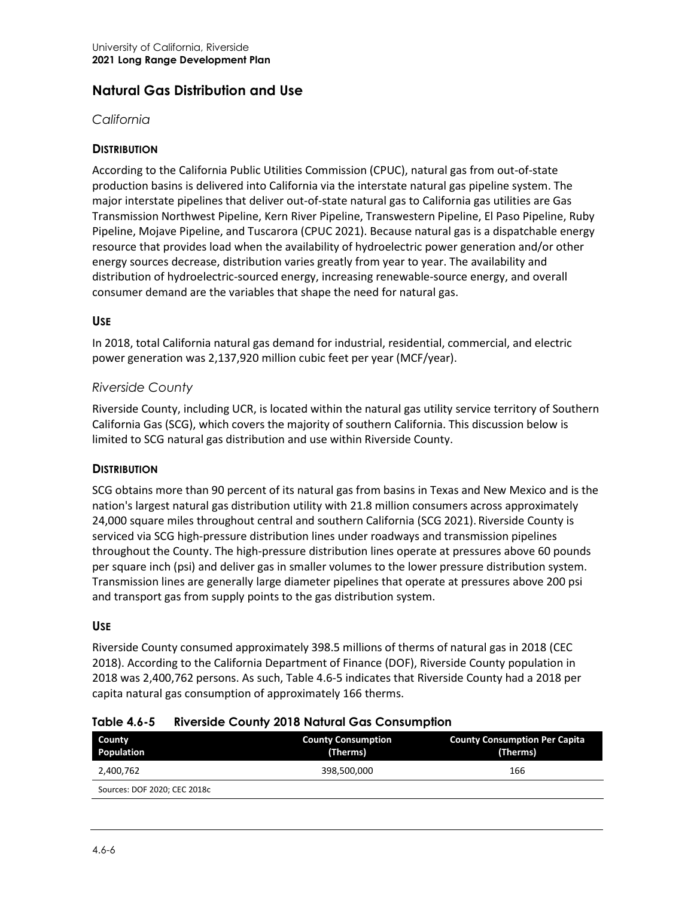## Natural Gas Distribution and Use

### *California*

#### DISTRIBUTION

According to the California Public Utilities Commission (CPUC), natural gas from out-of-state production basins is delivered into California via the interstate natural gas pipeline system. The major interstate pipelines that deliver out-of-state natural gas to California gas utilities are Gas Transmission Northwest Pipeline, Kern River Pipeline, Transwestern Pipeline, El Paso Pipeline, Ruby Pipeline, Mojave Pipeline, and Tuscarora (CPUC 2021). Because natural gas is a dispatchable energy resource that provides load when the availability of hydroelectric power generation and/or other energy sources decrease, distribution varies greatly from year to year. The availability and distribution of hydroelectric-sourced energy, increasing renewable-source energy, and overall consumer demand are the variables that shape the need for natural gas.

#### USE

In 2018, total California natural gas demand for industrial, residential, commercial, and electric power generation was 2,137,920 million cubic feet per year (MCF/year).

### *Riverside County*

Riverside County, including UCR, is located within the natural gas utility service territory of Southern California Gas (SCG), which covers the majority of southern California. This discussion below is limited to SCG natural gas distribution and use within Riverside County.

#### DISTRIBUTION

SCG obtains more than 90 percent of its natural gas from basins in Texas and New Mexico and is the nation's largest natural gas distribution utility with 21.8 million consumers across approximately 24,000 square miles throughout central and southern California (SCG 2021). Riverside County is serviced via SCG high-pressure distribution lines under roadways and transmission pipelines throughout the County. The high-pressure distribution lines operate at pressures above 60 pounds per square inch (psi) and deliver gas in smaller volumes to the lower pressure distribution system. Transmission lines are generally large diameter pipelines that operate at pressures above 200 psi and transport gas from supply points to the gas distribution system.

#### USE

Riverside County consumed approximately 398.5 millions of therms of natural gas in 2018 (CEC 2018). According to the California Department of Finance (DOF), Riverside County population in 2018 was 2,400,762 persons. As such, Table 4.6-5 indicates that Riverside County had a 2018 per capita natural gas consumption of approximately 166 therms.

**Table 4.6-5 Riverside County 2018 Natural Gas Consumption**

| County Population | County Consumption (Therms) | County Consumption Per Capita (Therms) |
|---|---|---|
| 2,400,762 | 398,500,000 | 166 |

Sources: DOF 2020; CEC 2018c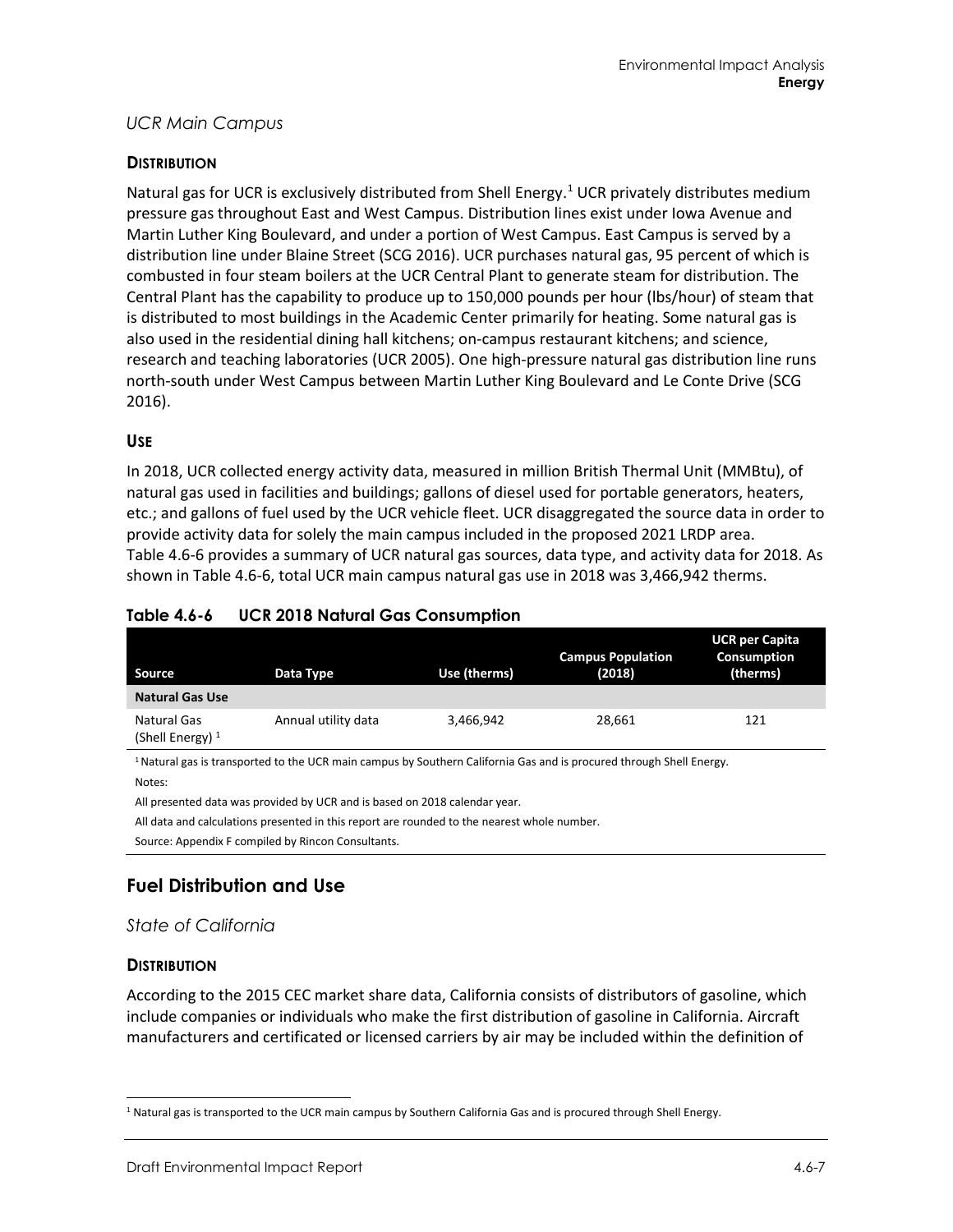*UCR Main Campus*

**DISTRIBUTION**

Natural gas for UCR is exclusively distributed from Shell Energy.[1] UCR privately distributes medium pressure gas throughout East and West Campus. Distribution lines exist under Iowa Avenue and Martin Luther King Boulevard, and under a portion of West Campus. East Campus is served by a distribution line under Blaine Street (SCG 2016). UCR purchases natural gas, 95 percent of which is combusted in four steam boilers at the UCR Central Plant to generate steam for distribution. The Central Plant has the capability to produce up to 150,000 pounds per hour (lbs/hour) of steam that is distributed to most buildings in the Academic Center primarily for heating. Some natural gas is also used in the residential dining hall kitchens; on-campus restaurant kitchens; and science, research and teaching laboratories (UCR 2005). One high-pressure natural gas distribution line runs north-south under West Campus between Martin Luther King Boulevard and Le Conte Drive (SCG 2016).

**USE**

In 2018, UCR collected energy activity data, measured in million British Thermal Unit (MMBtu), of natural gas used in facilities and buildings; gallons of diesel used for portable generators, heaters, etc.; and gallons of fuel used by the UCR vehicle fleet. UCR disaggregated the source data in order to provide activity data for solely the main campus included in the proposed 2021 LRDP area. Table 4.6-6 provides a summary of UCR natural gas sources, data type, and activity data for 2018. As shown in Table 4.6-6, total UCR main campus natural gas use in 2018 was 3,466,942 therms.

**Table 4.6-6 UCR 2018 Natural Gas Consumption**

| Source | Data Type | Use (therms) | Campus Population (2018) | UCR per Capita Consumption (therms) |
|---|---|---|---|---|
| **Natural Gas Use** | | | | |
| Natural Gas (Shell Energy)[1] | Annual utility data | 3,466,942 | 28,661 | 121 |

[1] Natural gas is transported to the UCR main campus by Southern California Gas and is procured through Shell Energy.

Notes:

All presented data was provided by UCR and is based on 2018 calendar year.

All data and calculations presented in this report are rounded to the nearest whole number.

Source: Appendix F compiled by Rincon Consultants.

## Fuel Distribution and Use

*State of California*

**DISTRIBUTION**

According to the 2015 CEC market share data, California consists of distributors of gasoline, which include companies or individuals who make the first distribution of gasoline in California. Aircraft manufacturers and certificated or licensed carriers by air may be included within the definition of

[1] Natural gas is transported to the UCR main campus by Southern California Gas and is procured through Shell Energy.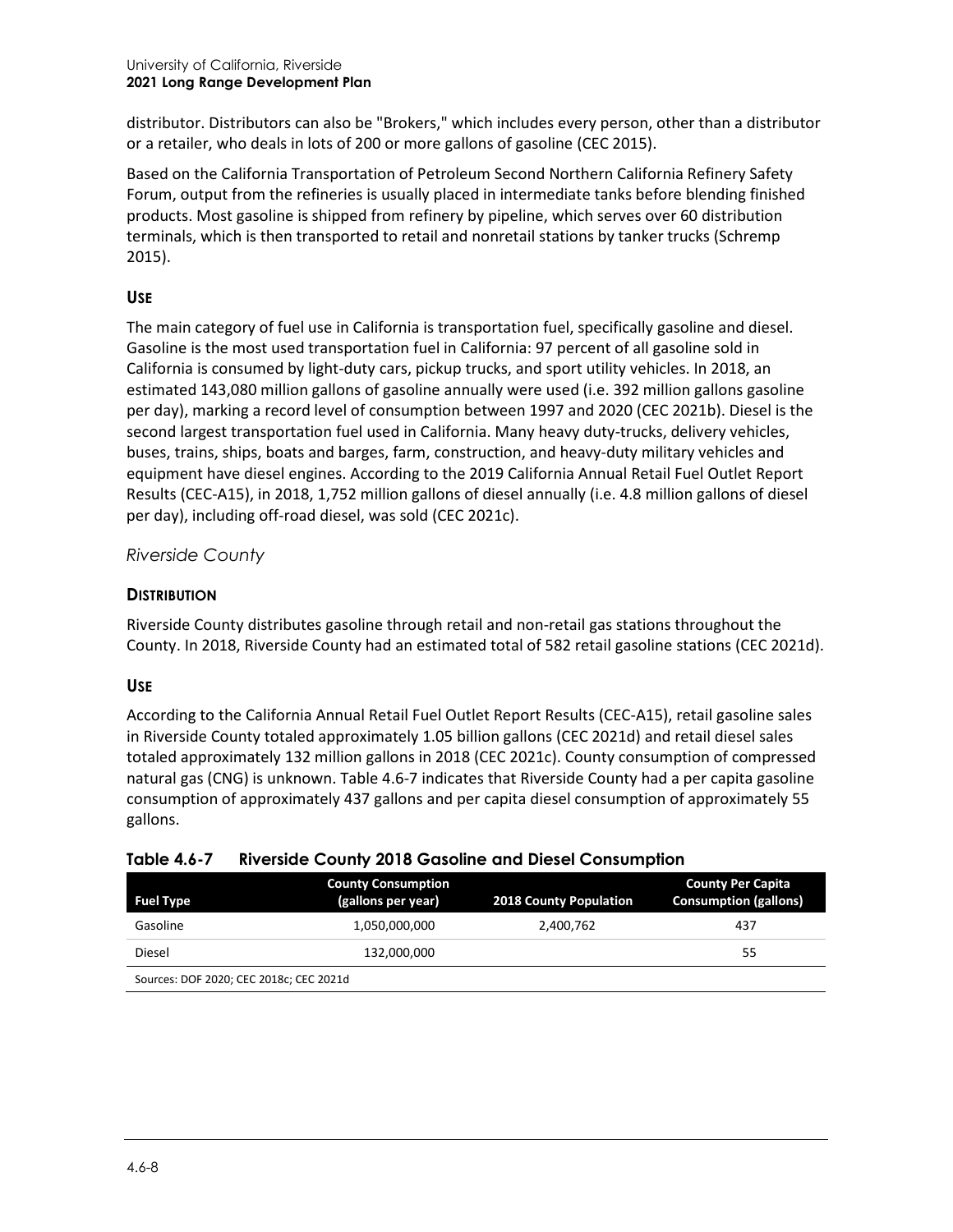distributor. Distributors can also be "Brokers," which includes every person, other than a distributor or a retailer, who deals in lots of 200 or more gallons of gasoline (CEC 2015).

Based on the California Transportation of Petroleum Second Northern California Refinery Safety Forum, output from the refineries is usually placed in intermediate tanks before blending finished products. Most gasoline is shipped from refinery by pipeline, which serves over 60 distribution terminals, which is then transported to retail and nonretail stations by tanker trucks (Schremp 2015).

#### USE

The main category of fuel use in California is transportation fuel, specifically gasoline and diesel. Gasoline is the most used transportation fuel in California: 97 percent of all gasoline sold in California is consumed by light-duty cars, pickup trucks, and sport utility vehicles. In 2018, an estimated 143,080 million gallons of gasoline annually were used (i.e. 392 million gallons gasoline per day), marking a record level of consumption between 1997 and 2020 (CEC 2021b). Diesel is the second largest transportation fuel used in California. Many heavy duty-trucks, delivery vehicles, buses, trains, ships, boats and barges, farm, construction, and heavy-duty military vehicles and equipment have diesel engines. According to the 2019 California Annual Retail Fuel Outlet Report Results (CEC-A15), in 2018, 1,752 million gallons of diesel annually (i.e. 4.8 million gallons of diesel per day), including off-road diesel, was sold (CEC 2021c).

### *Riverside County*

#### DISTRIBUTION

Riverside County distributes gasoline through retail and non-retail gas stations throughout the County. In 2018, Riverside County had an estimated total of 582 retail gasoline stations (CEC 2021d).

#### USE

According to the California Annual Retail Fuel Outlet Report Results (CEC-A15), retail gasoline sales in Riverside County totaled approximately 1.05 billion gallons (CEC 2021d) and retail diesel sales totaled approximately 132 million gallons in 2018 (CEC 2021c). County consumption of compressed natural gas (CNG) is unknown. Table 4.6-7 indicates that Riverside County had a per capita gasoline consumption of approximately 437 gallons and per capita diesel consumption of approximately 55 gallons.

**Table 4.6-7 Riverside County 2018 Gasoline and Diesel Consumption**

| Fuel Type | County Consumption (gallons per year) | 2018 County Population | County Per Capita Consumption (gallons) |
|---|---|---|---|
| Gasoline | 1,050,000,000 | 2,400,762 | 437 |
| Diesel | 132,000,000 | | 55 |

Sources: DOF 2020; CEC 2018c; CEC 2021d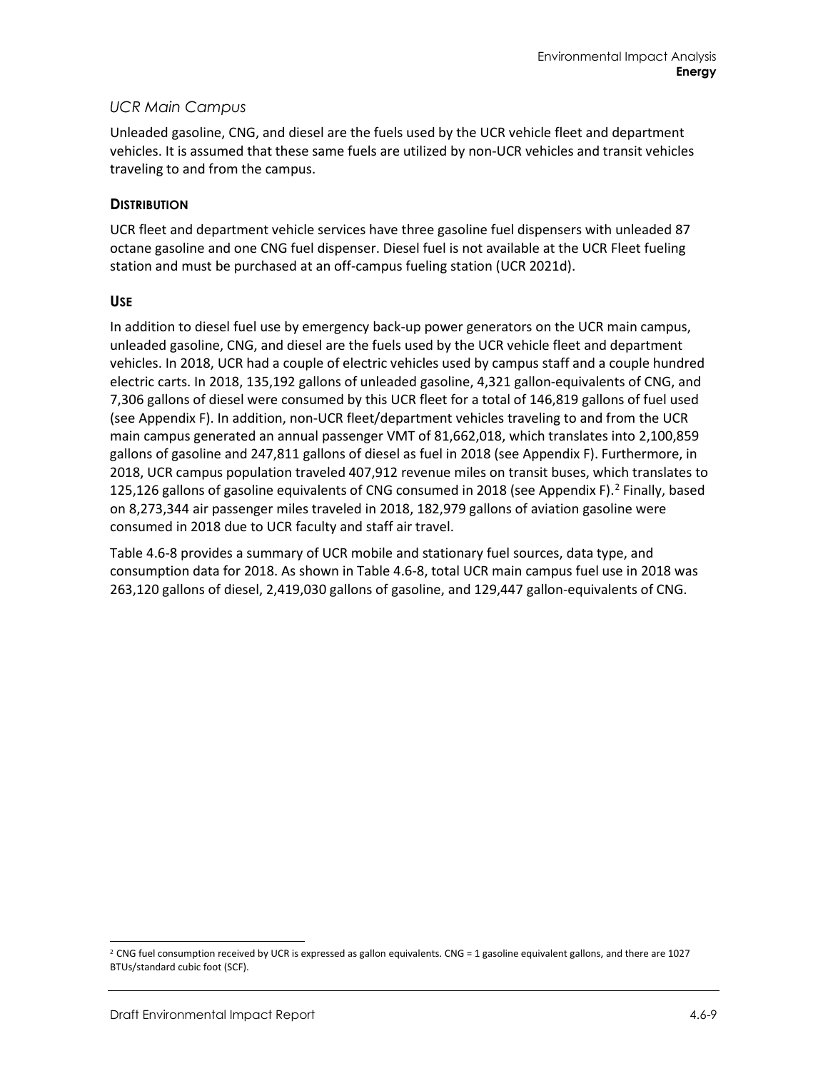### *UCR Main Campus*

Unleaded gasoline, CNG, and diesel are the fuels used by the UCR vehicle fleet and department vehicles. It is assumed that these same fuels are utilized by non-UCR vehicles and transit vehicles traveling to and from the campus.

#### **DISTRIBUTION**

UCR fleet and department vehicle services have three gasoline fuel dispensers with unleaded 87 octane gasoline and one CNG fuel dispenser. Diesel fuel is not available at the UCR Fleet fueling station and must be purchased at an off-campus fueling station (UCR 2021d).

#### **USE**

In addition to diesel fuel use by emergency back-up power generators on the UCR main campus, unleaded gasoline, CNG, and diesel are the fuels used by the UCR vehicle fleet and department vehicles. In 2018, UCR had a couple of electric vehicles used by campus staff and a couple hundred electric carts. In 2018, 135,192 gallons of unleaded gasoline, 4,321 gallon-equivalents of CNG, and 7,306 gallons of diesel were consumed by this UCR fleet for a total of 146,819 gallons of fuel used (see Appendix F). In addition, non-UCR fleet/department vehicles traveling to and from the UCR main campus generated an annual passenger VMT of 81,662,018, which translates into 2,100,859 gallons of gasoline and 247,811 gallons of diesel as fuel in 2018 (see Appendix F). Furthermore, in 2018, UCR campus population traveled 407,912 revenue miles on transit buses, which translates to 125,126 gallons of gasoline equivalents of CNG consumed in 2018 (see Appendix F).[2] Finally, based on 8,273,344 air passenger miles traveled in 2018, 182,979 gallons of aviation gasoline were consumed in 2018 due to UCR faculty and staff air travel.

Table 4.6-8 provides a summary of UCR mobile and stationary fuel sources, data type, and consumption data for 2018. As shown in Table 4.6-8, total UCR main campus fuel use in 2018 was 263,120 gallons of diesel, 2,419,030 gallons of gasoline, and 129,447 gallon-equivalents of CNG.

---

[2] CNG fuel consumption received by UCR is expressed as gallon equivalents. CNG = 1 gasoline equivalent gallons, and there are 1027 BTUs/standard cubic foot (SCF).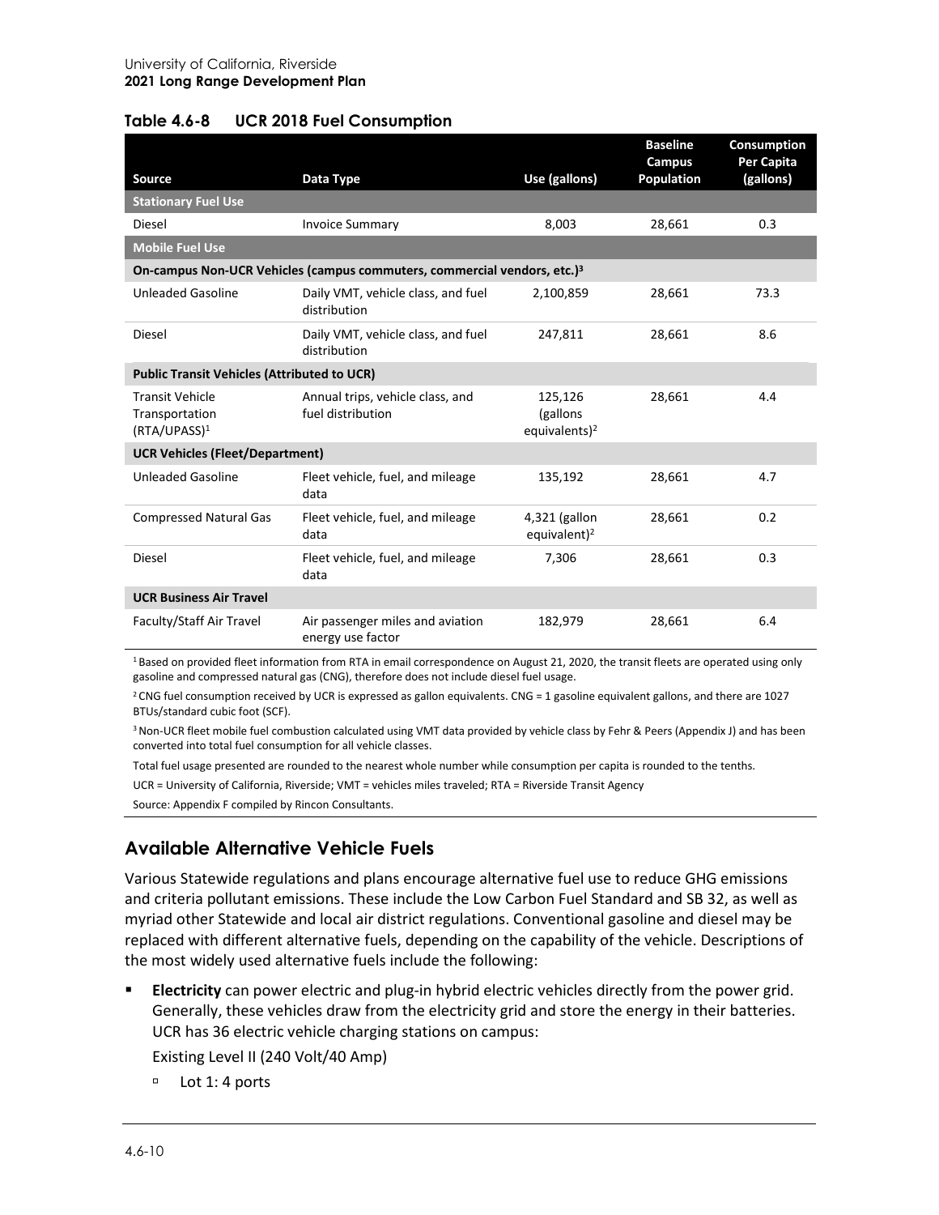**Table 4.6-8 UCR 2018 Fuel Consumption**

| Source | Data Type | Use (gallons) | Baseline Campus Population | Consumption Per Capita (gallons) |
|---|---|---|---|---|
| **Stationary Fuel Use** | | | | |
| Diesel | Invoice Summary | 8,003 | 28,661 | 0.3 |
| **Mobile Fuel Use** | | | | |
| **On-campus Non-UCR Vehicles (campus commuters, commercial vendors, etc.)[3]** | | | | |
| Unleaded Gasoline | Daily VMT, vehicle class, and fuel distribution | 2,100,859 | 28,661 | 73.3 |
| Diesel | Daily VMT, vehicle class, and fuel distribution | 247,811 | 28,661 | 8.6 |
| **Public Transit Vehicles (Attributed to UCR)** | | | | |
| Transit Vehicle Transportation (RTA/UPASS)[1] | Annual trips, vehicle class, and fuel distribution | 125,126 (gallons equivalents)[2] | 28,661 | 4.4 |
| **UCR Vehicles (Fleet/Department)** | | | | |
| Unleaded Gasoline | Fleet vehicle, fuel, and mileage data | 135,192 | 28,661 | 4.7 |
| Compressed Natural Gas | Fleet vehicle, fuel, and mileage data | 4,321 (gallon equivalent)[2] | 28,661 | 0.2 |
| Diesel | Fleet vehicle, fuel, and mileage data | 7,306 | 28,661 | 0.3 |
| **UCR Business Air Travel** | | | | |
| Faculty/Staff Air Travel | Air passenger miles and aviation energy use factor | 182,979 | 28,661 | 6.4 |

[1] Based on provided fleet information from RTA in email correspondence on August 21, 2020, the transit fleets are operated using only gasoline and compressed natural gas (CNG), therefore does not include diesel fuel usage.

[2] CNG fuel consumption received by UCR is expressed as gallon equivalents. CNG = 1 gasoline equivalent gallons, and there are 1027 BTUs/standard cubic foot (SCF).

[3] Non-UCR fleet mobile fuel combustion calculated using VMT data provided by vehicle class by Fehr & Peers (Appendix J) and has been converted into total fuel consumption for all vehicle classes.

Total fuel usage presented are rounded to the nearest whole number while consumption per capita is rounded to the tenths.

UCR = University of California, Riverside; VMT = vehicles miles traveled; RTA = Riverside Transit Agency

Source: Appendix F compiled by Rincon Consultants.

## Available Alternative Vehicle Fuels

Various Statewide regulations and plans encourage alternative fuel use to reduce GHG emissions and criteria pollutant emissions. These include the Low Carbon Fuel Standard and SB 32, as well as myriad other Statewide and local air district regulations. Conventional gasoline and diesel may be replaced with different alternative fuels, depending on the capability of the vehicle. Descriptions of the most widely used alternative fuels include the following:

- **Electricity** can power electric and plug-in hybrid electric vehicles directly from the power grid. Generally, these vehicles draw from the electricity grid and store the energy in their batteries. UCR has 36 electric vehicle charging stations on campus:

  Existing Level II (240 Volt/40 Amp)

  - Lot 1: 4 ports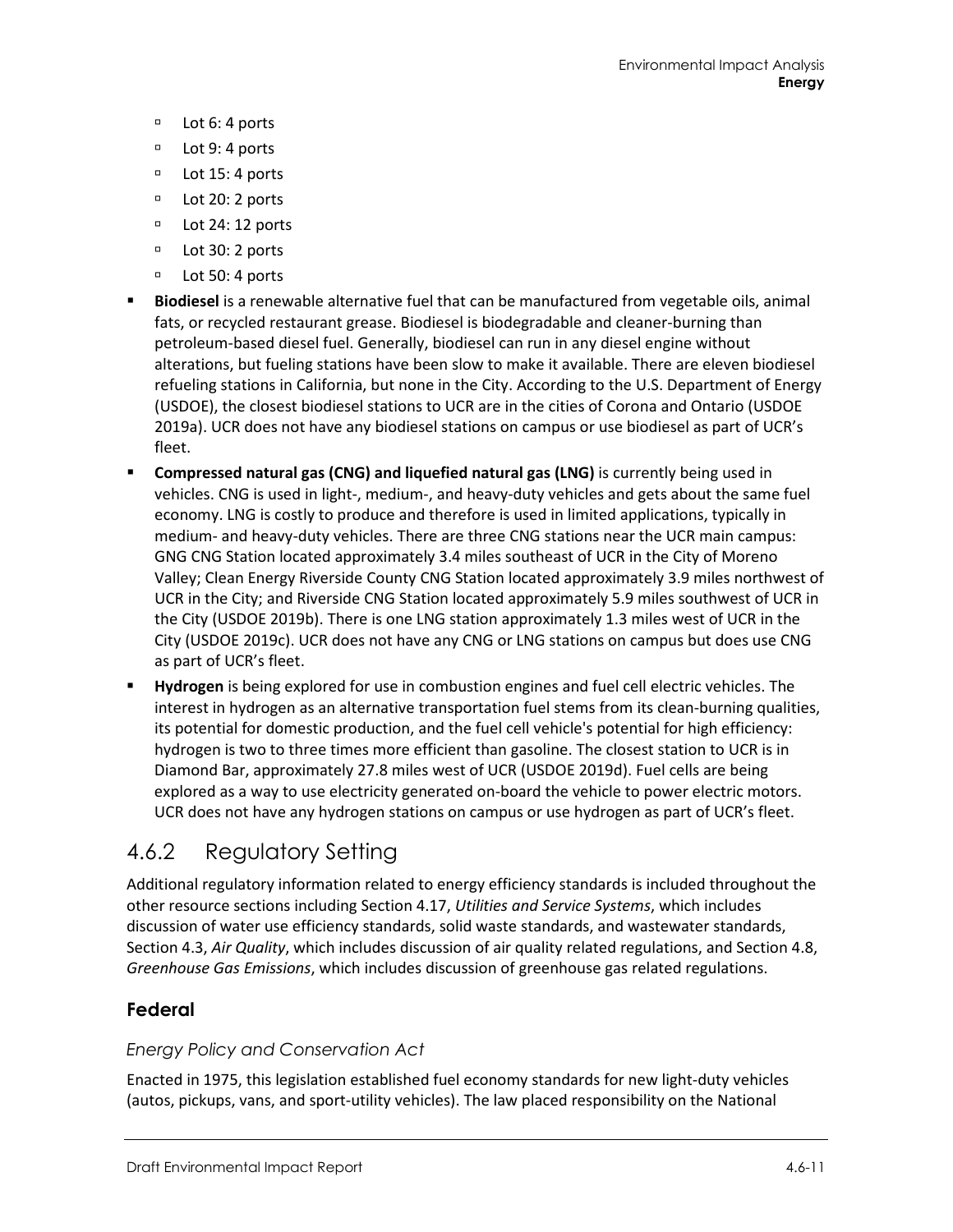- Lot 6: 4 ports
  - Lot 9: 4 ports
  - Lot 15: 4 ports
  - Lot 20: 2 ports
  - Lot 24: 12 ports
  - Lot 30: 2 ports
  - Lot 50: 4 ports
- **Biodiesel** is a renewable alternative fuel that can be manufactured from vegetable oils, animal fats, or recycled restaurant grease. Biodiesel is biodegradable and cleaner-burning than petroleum-based diesel fuel. Generally, biodiesel can run in any diesel engine without alterations, but fueling stations have been slow to make it available. There are eleven biodiesel refueling stations in California, but none in the City. According to the U.S. Department of Energy (USDOE), the closest biodiesel stations to UCR are in the cities of Corona and Ontario (USDOE 2019a). UCR does not have any biodiesel stations on campus or use biodiesel as part of UCR's fleet.
- **Compressed natural gas (CNG) and liquefied natural gas (LNG)** is currently being used in vehicles. CNG is used in light-, medium-, and heavy-duty vehicles and gets about the same fuel economy. LNG is costly to produce and therefore is used in limited applications, typically in medium- and heavy-duty vehicles. There are three CNG stations near the UCR main campus: GNG CNG Station located approximately 3.4 miles southeast of UCR in the City of Moreno Valley; Clean Energy Riverside County CNG Station located approximately 3.9 miles northwest of UCR in the City; and Riverside CNG Station located approximately 5.9 miles southwest of UCR in the City (USDOE 2019b). There is one LNG station approximately 1.3 miles west of UCR in the City (USDOE 2019c). UCR does not have any CNG or LNG stations on campus but does use CNG as part of UCR's fleet.
- **Hydrogen** is being explored for use in combustion engines and fuel cell electric vehicles. The interest in hydrogen as an alternative transportation fuel stems from its clean-burning qualities, its potential for domestic production, and the fuel cell vehicle's potential for high efficiency: hydrogen is two to three times more efficient than gasoline. The closest station to UCR is in Diamond Bar, approximately 27.8 miles west of UCR (USDOE 2019d). Fuel cells are being explored as a way to use electricity generated on-board the vehicle to power electric motors. UCR does not have any hydrogen stations on campus or use hydrogen as part of UCR's fleet.

## 4.6.2 Regulatory Setting

Additional regulatory information related to energy efficiency standards is included throughout the other resource sections including Section 4.17, *Utilities and Service Systems*, which includes discussion of water use efficiency standards, solid waste standards, and wastewater standards, Section 4.3, *Air Quality*, which includes discussion of air quality related regulations, and Section 4.8, *Greenhouse Gas Emissions*, which includes discussion of greenhouse gas related regulations.

### Federal

#### *Energy Policy and Conservation Act*

Enacted in 1975, this legislation established fuel economy standards for new light-duty vehicles (autos, pickups, vans, and sport-utility vehicles). The law placed responsibility on the National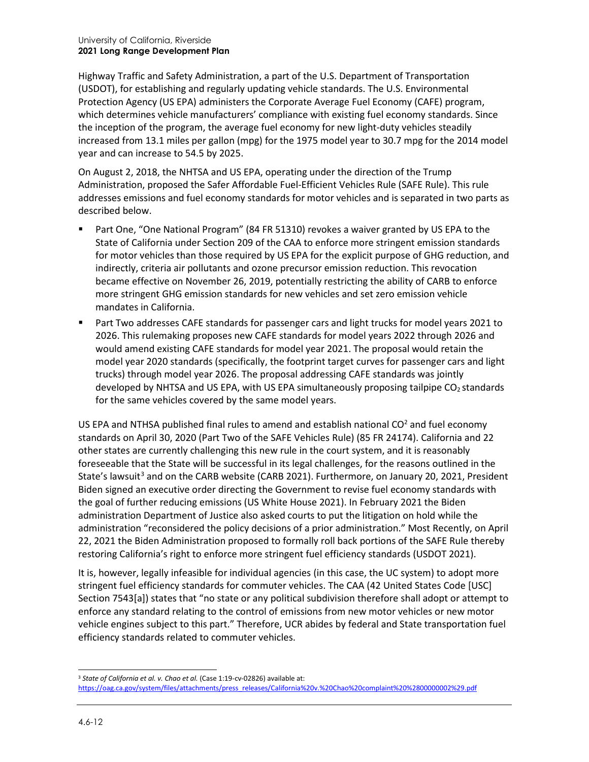Highway Traffic and Safety Administration, a part of the U.S. Department of Transportation (USDOT), for establishing and regularly updating vehicle standards. The U.S. Environmental Protection Agency (US EPA) administers the Corporate Average Fuel Economy (CAFE) program, which determines vehicle manufacturers' compliance with existing fuel economy standards. Since the inception of the program, the average fuel economy for new light-duty vehicles steadily increased from 13.1 miles per gallon (mpg) for the 1975 model year to 30.7 mpg for the 2014 model year and can increase to 54.5 by 2025.

On August 2, 2018, the NHTSA and US EPA, operating under the direction of the Trump Administration, proposed the Safer Affordable Fuel-Efficient Vehicles Rule (SAFE Rule). This rule addresses emissions and fuel economy standards for motor vehicles and is separated in two parts as described below.

- Part One, "One National Program" (84 FR 51310) revokes a waiver granted by US EPA to the State of California under Section 209 of the CAA to enforce more stringent emission standards for motor vehicles than those required by US EPA for the explicit purpose of GHG reduction, and indirectly, criteria air pollutants and ozone precursor emission reduction. This revocation became effective on November 26, 2019, potentially restricting the ability of CARB to enforce more stringent GHG emission standards for new vehicles and set zero emission vehicle mandates in California.
- Part Two addresses CAFE standards for passenger cars and light trucks for model years 2021 to 2026. This rulemaking proposes new CAFE standards for model years 2022 through 2026 and would amend existing CAFE standards for model year 2021. The proposal would retain the model year 2020 standards (specifically, the footprint target curves for passenger cars and light trucks) through model year 2026. The proposal addressing CAFE standards was jointly developed by NHTSA and US EPA, with US EPA simultaneously proposing tailpipe $CO_2$ standards for the same vehicles covered by the same model years.

US EPA and NTHSA published final rules to amend and establish national $CO^2$ and fuel economy standards on April 30, 2020 (Part Two of the SAFE Vehicles Rule) (85 FR 24174). California and 22 other states are currently challenging this new rule in the court system, and it is reasonably foreseeable that the State will be successful in its legal challenges, for the reasons outlined in the State's lawsuit[3] and on the CARB website (CARB 2021). Furthermore, on January 20, 2021, President Biden signed an executive order directing the Government to revise fuel economy standards with the goal of further reducing emissions (US White House 2021). In February 2021 the Biden administration Department of Justice also asked courts to put the litigation on hold while the administration "reconsidered the policy decisions of a prior administration." Most Recently, on April 22, 2021 the Biden Administration proposed to formally roll back portions of the SAFE Rule thereby restoring California's right to enforce more stringent fuel efficiency standards (USDOT 2021).

It is, however, legally infeasible for individual agencies (in this case, the UC system) to adopt more stringent fuel efficiency standards for commuter vehicles. The CAA (42 United States Code [USC] Section 7543[a]) states that "no state or any political subdivision therefore shall adopt or attempt to enforce any standard relating to the control of emissions from new motor vehicles or new motor vehicle engines subject to this part." Therefore, UCR abides by federal and State transportation fuel efficiency standards related to commuter vehicles.

---

[3] *State of California et al. v. Chao et al.* (Case 1:19-cv-02826) available at: https://oag.ca.gov/system/files/attachments/press_releases/California%20v.%20Chao%20complaint%20%2800000002%29.pdf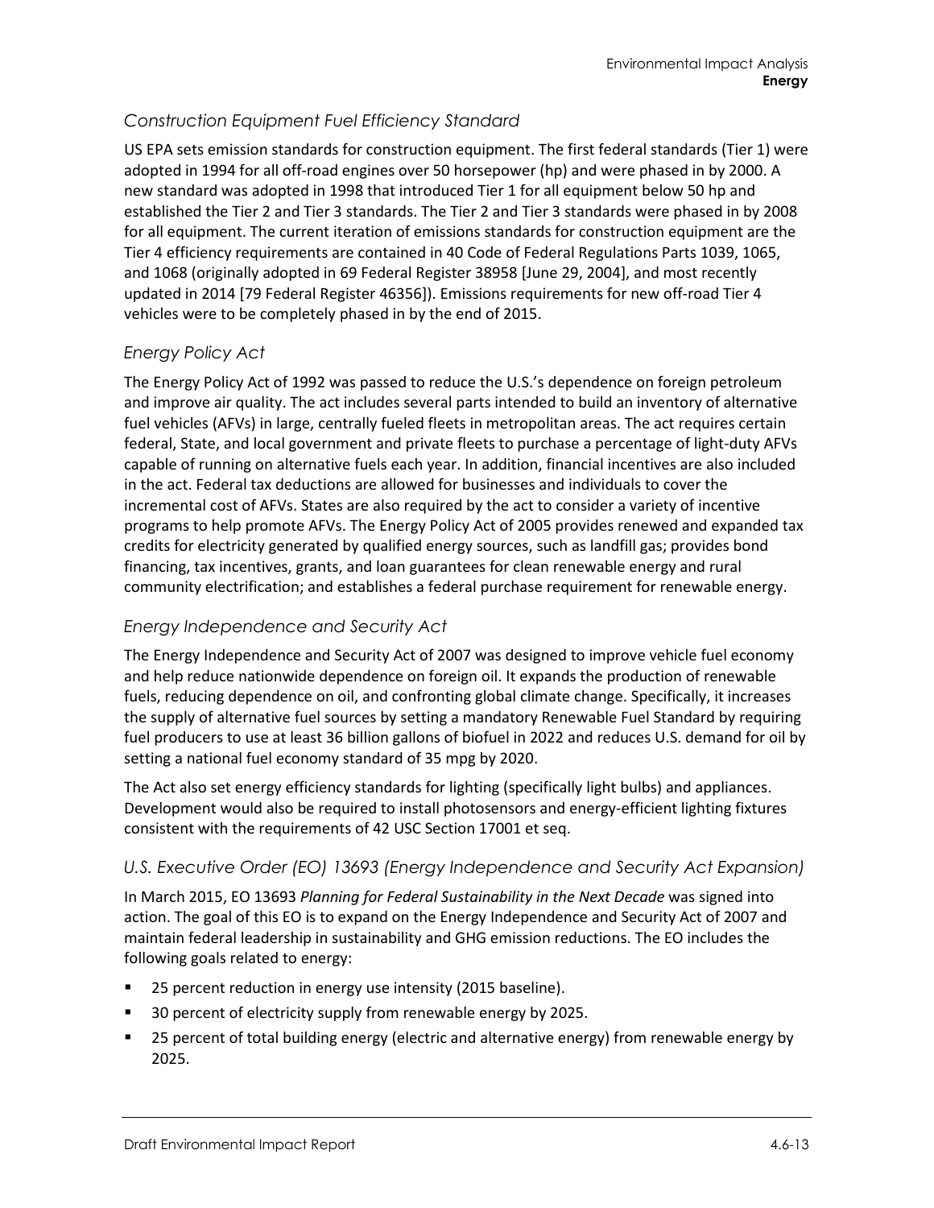### *Construction Equipment Fuel Efficiency Standard*

US EPA sets emission standards for construction equipment. The first federal standards (Tier 1) were adopted in 1994 for all off-road engines over 50 horsepower (hp) and were phased in by 2000. A new standard was adopted in 1998 that introduced Tier 1 for all equipment below 50 hp and established the Tier 2 and Tier 3 standards. The Tier 2 and Tier 3 standards were phased in by 2008 for all equipment. The current iteration of emissions standards for construction equipment are the Tier 4 efficiency requirements are contained in 40 Code of Federal Regulations Parts 1039, 1065, and 1068 (originally adopted in 69 Federal Register 38958 [June 29, 2004], and most recently updated in 2014 [79 Federal Register 46356]). Emissions requirements for new off-road Tier 4 vehicles were to be completely phased in by the end of 2015.

### *Energy Policy Act*

The Energy Policy Act of 1992 was passed to reduce the U.S.'s dependence on foreign petroleum and improve air quality. The act includes several parts intended to build an inventory of alternative fuel vehicles (AFVs) in large, centrally fueled fleets in metropolitan areas. The act requires certain federal, State, and local government and private fleets to purchase a percentage of light-duty AFVs capable of running on alternative fuels each year. In addition, financial incentives are also included in the act. Federal tax deductions are allowed for businesses and individuals to cover the incremental cost of AFVs. States are also required by the act to consider a variety of incentive programs to help promote AFVs. The Energy Policy Act of 2005 provides renewed and expanded tax credits for electricity generated by qualified energy sources, such as landfill gas; provides bond financing, tax incentives, grants, and loan guarantees for clean renewable energy and rural community electrification; and establishes a federal purchase requirement for renewable energy.

### *Energy Independence and Security Act*

The Energy Independence and Security Act of 2007 was designed to improve vehicle fuel economy and help reduce nationwide dependence on foreign oil. It expands the production of renewable fuels, reducing dependence on oil, and confronting global climate change. Specifically, it increases the supply of alternative fuel sources by setting a mandatory Renewable Fuel Standard by requiring fuel producers to use at least 36 billion gallons of biofuel in 2022 and reduces U.S. demand for oil by setting a national fuel economy standard of 35 mpg by 2020.

The Act also set energy efficiency standards for lighting (specifically light bulbs) and appliances. Development would also be required to install photosensors and energy-efficient lighting fixtures consistent with the requirements of 42 USC Section 17001 et seq.

### *U.S. Executive Order (EO) 13693 (Energy Independence and Security Act Expansion)*

In March 2015, EO 13693 *Planning for Federal Sustainability in the Next Decade* was signed into action. The goal of this EO is to expand on the Energy Independence and Security Act of 2007 and maintain federal leadership in sustainability and GHG emission reductions. The EO includes the following goals related to energy:

- 25 percent reduction in energy use intensity (2015 baseline).
- 30 percent of electricity supply from renewable energy by 2025.
- 25 percent of total building energy (electric and alternative energy) from renewable energy by 2025.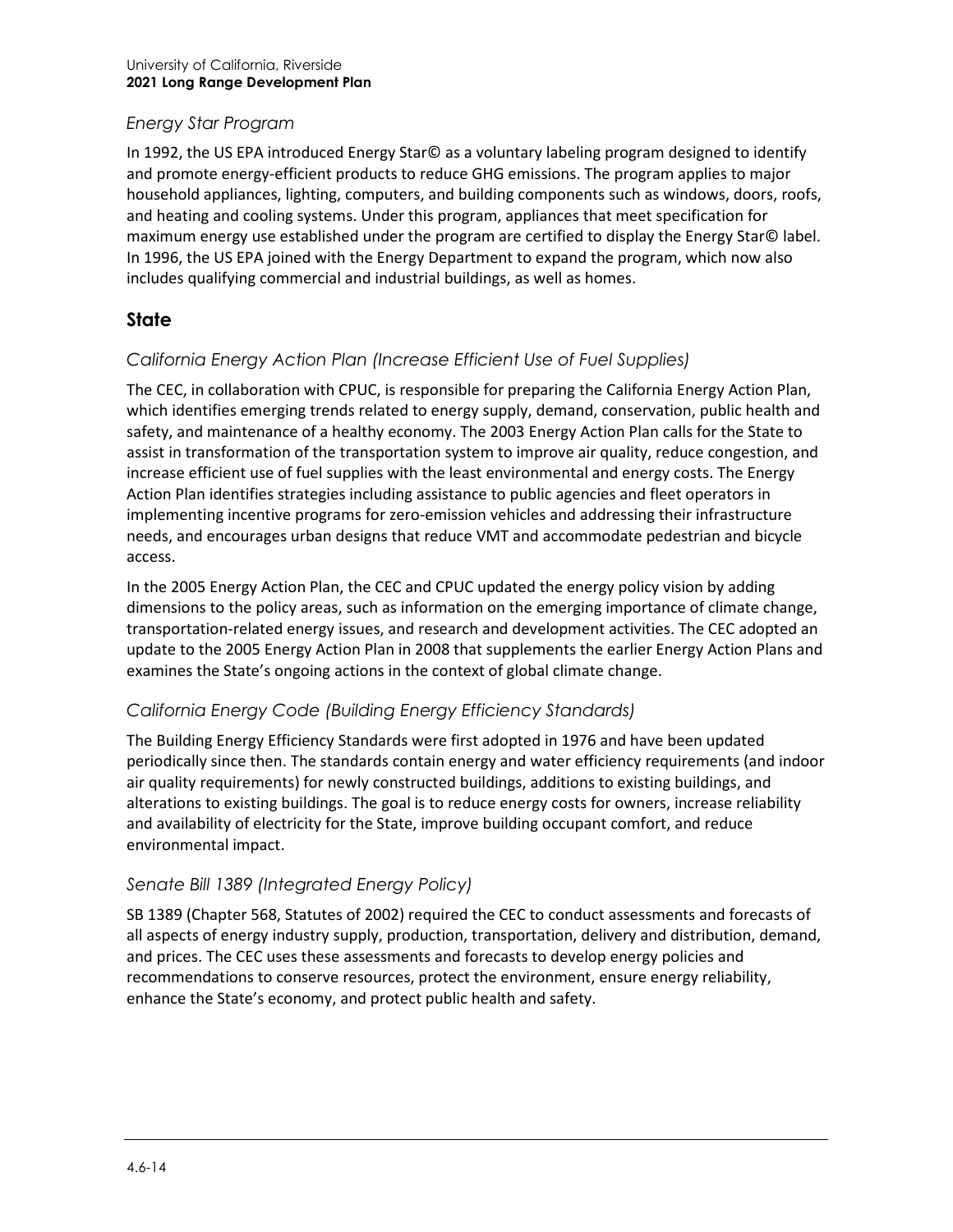### *Energy Star Program*

In 1992, the US EPA introduced Energy Star© as a voluntary labeling program designed to identify and promote energy-efficient products to reduce GHG emissions. The program applies to major household appliances, lighting, computers, and building components such as windows, doors, roofs, and heating and cooling systems. Under this program, appliances that meet specification for maximum energy use established under the program are certified to display the Energy Star© label. In 1996, the US EPA joined with the Energy Department to expand the program, which now also includes qualifying commercial and industrial buildings, as well as homes.

## State

### *California Energy Action Plan (Increase Efficient Use of Fuel Supplies)*

The CEC, in collaboration with CPUC, is responsible for preparing the California Energy Action Plan, which identifies emerging trends related to energy supply, demand, conservation, public health and safety, and maintenance of a healthy economy. The 2003 Energy Action Plan calls for the State to assist in transformation of the transportation system to improve air quality, reduce congestion, and increase efficient use of fuel supplies with the least environmental and energy costs. The Energy Action Plan identifies strategies including assistance to public agencies and fleet operators in implementing incentive programs for zero-emission vehicles and addressing their infrastructure needs, and encourages urban designs that reduce VMT and accommodate pedestrian and bicycle access.

In the 2005 Energy Action Plan, the CEC and CPUC updated the energy policy vision by adding dimensions to the policy areas, such as information on the emerging importance of climate change, transportation-related energy issues, and research and development activities. The CEC adopted an update to the 2005 Energy Action Plan in 2008 that supplements the earlier Energy Action Plans and examines the State's ongoing actions in the context of global climate change.

### *California Energy Code (Building Energy Efficiency Standards)*

The Building Energy Efficiency Standards were first adopted in 1976 and have been updated periodically since then. The standards contain energy and water efficiency requirements (and indoor air quality requirements) for newly constructed buildings, additions to existing buildings, and alterations to existing buildings. The goal is to reduce energy costs for owners, increase reliability and availability of electricity for the State, improve building occupant comfort, and reduce environmental impact.

### *Senate Bill 1389 (Integrated Energy Policy)*

SB 1389 (Chapter 568, Statutes of 2002) required the CEC to conduct assessments and forecasts of all aspects of energy industry supply, production, transportation, delivery and distribution, demand, and prices. The CEC uses these assessments and forecasts to develop energy policies and recommendations to conserve resources, protect the environment, ensure energy reliability, enhance the State's economy, and protect public health and safety.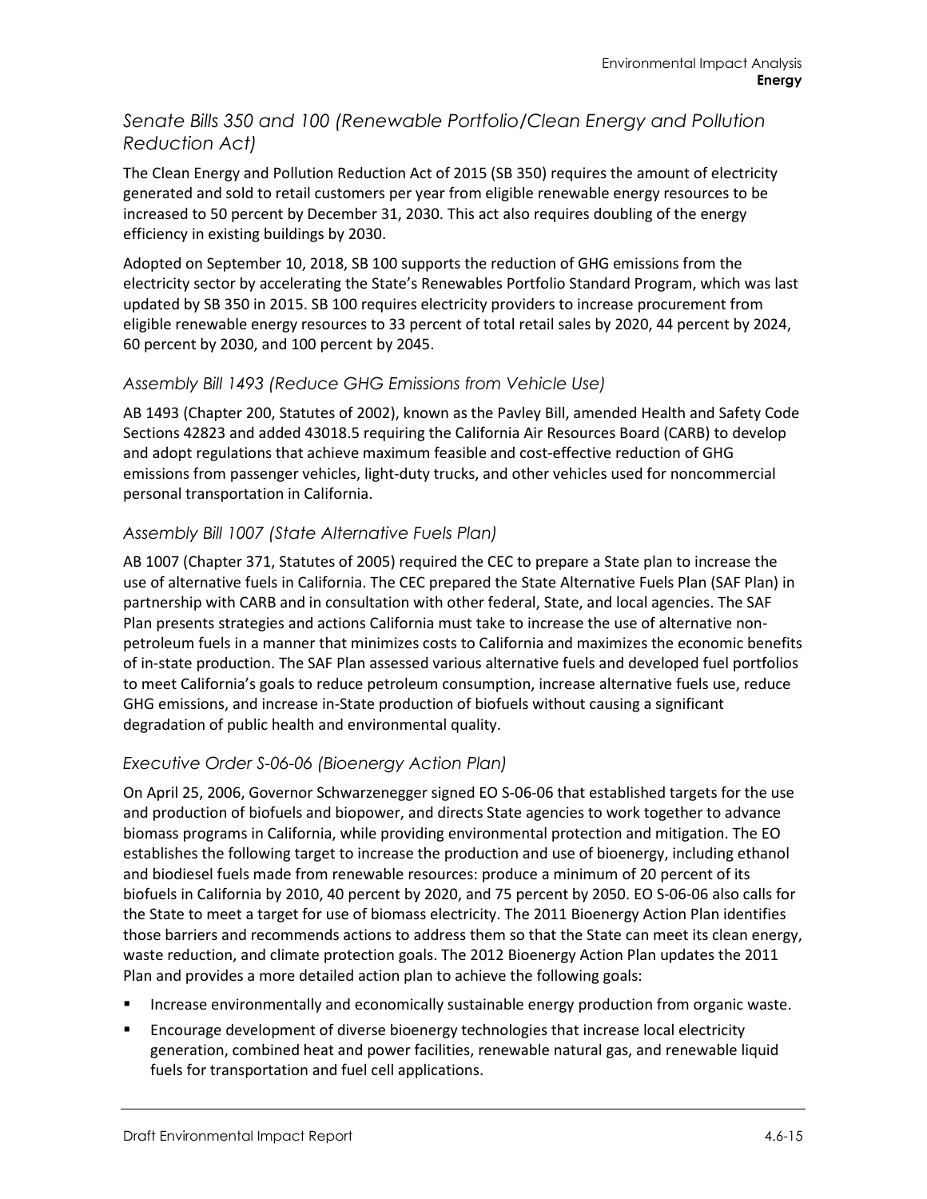### *Senate Bills 350 and 100 (Renewable Portfolio/Clean Energy and Pollution Reduction Act)*

The Clean Energy and Pollution Reduction Act of 2015 (SB 350) requires the amount of electricity generated and sold to retail customers per year from eligible renewable energy resources to be increased to 50 percent by December 31, 2030. This act also requires doubling of the energy efficiency in existing buildings by 2030.

Adopted on September 10, 2018, SB 100 supports the reduction of GHG emissions from the electricity sector by accelerating the State's Renewables Portfolio Standard Program, which was last updated by SB 350 in 2015. SB 100 requires electricity providers to increase procurement from eligible renewable energy resources to 33 percent of total retail sales by 2020, 44 percent by 2024, 60 percent by 2030, and 100 percent by 2045.

### *Assembly Bill 1493 (Reduce GHG Emissions from Vehicle Use)*

AB 1493 (Chapter 200, Statutes of 2002), known as the Pavley Bill, amended Health and Safety Code Sections 42823 and added 43018.5 requiring the California Air Resources Board (CARB) to develop and adopt regulations that achieve maximum feasible and cost-effective reduction of GHG emissions from passenger vehicles, light-duty trucks, and other vehicles used for noncommercial personal transportation in California.

### *Assembly Bill 1007 (State Alternative Fuels Plan)*

AB 1007 (Chapter 371, Statutes of 2005) required the CEC to prepare a State plan to increase the use of alternative fuels in California. The CEC prepared the State Alternative Fuels Plan (SAF Plan) in partnership with CARB and in consultation with other federal, State, and local agencies. The SAF Plan presents strategies and actions California must take to increase the use of alternative non-petroleum fuels in a manner that minimizes costs to California and maximizes the economic benefits of in-state production. The SAF Plan assessed various alternative fuels and developed fuel portfolios to meet California's goals to reduce petroleum consumption, increase alternative fuels use, reduce GHG emissions, and increase in-State production of biofuels without causing a significant degradation of public health and environmental quality.

### *Executive Order S-06-06 (Bioenergy Action Plan)*

On April 25, 2006, Governor Schwarzenegger signed EO S-06-06 that established targets for the use and production of biofuels and biopower, and directs State agencies to work together to advance biomass programs in California, while providing environmental protection and mitigation. The EO establishes the following target to increase the production and use of bioenergy, including ethanol and biodiesel fuels made from renewable resources: produce a minimum of 20 percent of its biofuels in California by 2010, 40 percent by 2020, and 75 percent by 2050. EO S-06-06 also calls for the State to meet a target for use of biomass electricity. The 2011 Bioenergy Action Plan identifies those barriers and recommends actions to address them so that the State can meet its clean energy, waste reduction, and climate protection goals. The 2012 Bioenergy Action Plan updates the 2011 Plan and provides a more detailed action plan to achieve the following goals:

- Increase environmentally and economically sustainable energy production from organic waste.
- Encourage development of diverse bioenergy technologies that increase local electricity generation, combined heat and power facilities, renewable natural gas, and renewable liquid fuels for transportation and fuel cell applications.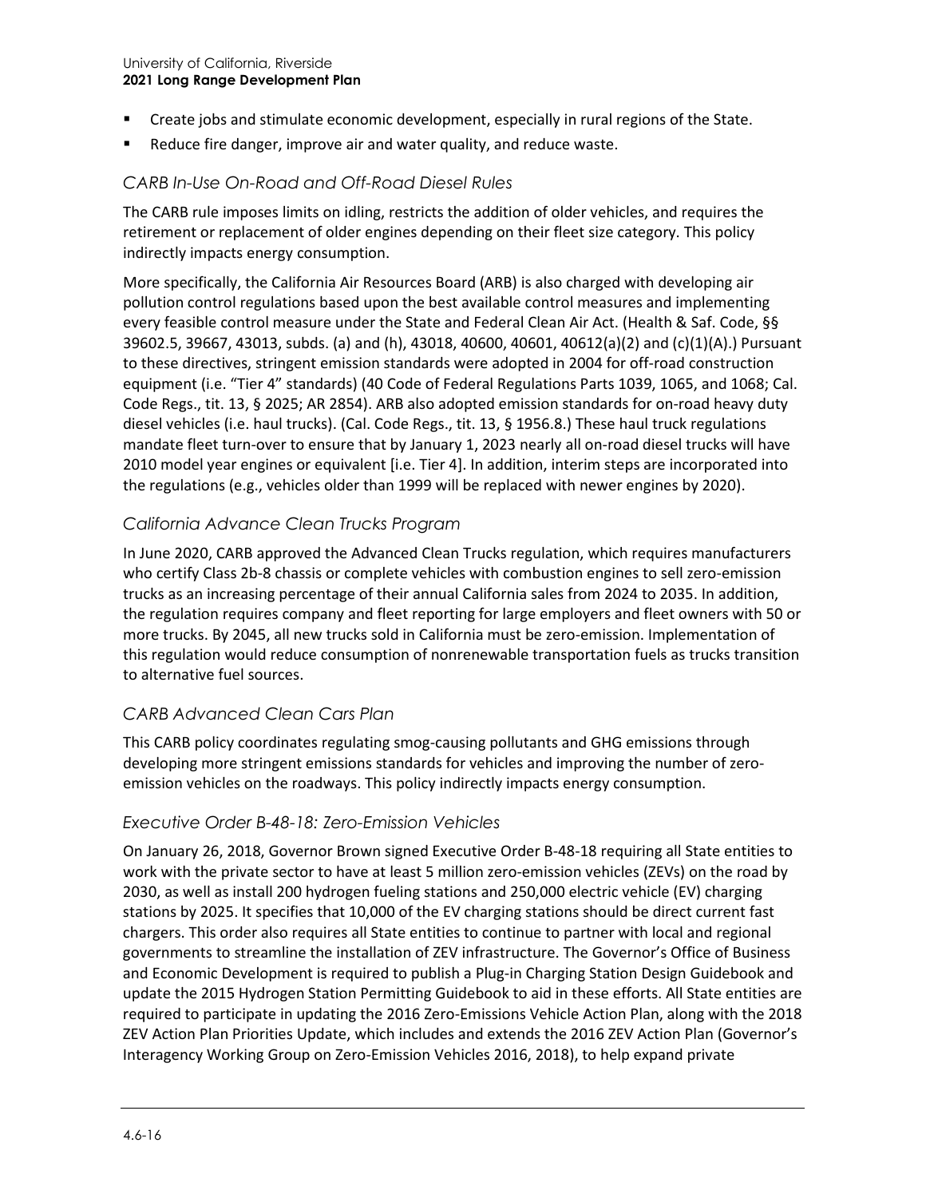- Create jobs and stimulate economic development, especially in rural regions of the State.
- Reduce fire danger, improve air and water quality, and reduce waste.

### *CARB In-Use On-Road and Off-Road Diesel Rules*

The CARB rule imposes limits on idling, restricts the addition of older vehicles, and requires the retirement or replacement of older engines depending on their fleet size category. This policy indirectly impacts energy consumption.

More specifically, the California Air Resources Board (ARB) is also charged with developing air pollution control regulations based upon the best available control measures and implementing every feasible control measure under the State and Federal Clean Air Act. (Health & Saf. Code, §§ 39602.5, 39667, 43013, subds. (a) and (h), 43018, 40600, 40601, 40612(a)(2) and (c)(1)(A).) Pursuant to these directives, stringent emission standards were adopted in 2004 for off-road construction equipment (i.e. "Tier 4" standards) (40 Code of Federal Regulations Parts 1039, 1065, and 1068; Cal. Code Regs., tit. 13, § 2025; AR 2854). ARB also adopted emission standards for on-road heavy duty diesel vehicles (i.e. haul trucks). (Cal. Code Regs., tit. 13, § 1956.8.) These haul truck regulations mandate fleet turn-over to ensure that by January 1, 2023 nearly all on-road diesel trucks will have 2010 model year engines or equivalent [i.e. Tier 4]. In addition, interim steps are incorporated into the regulations (e.g., vehicles older than 1999 will be replaced with newer engines by 2020).

### *California Advance Clean Trucks Program*

In June 2020, CARB approved the Advanced Clean Trucks regulation, which requires manufacturers who certify Class 2b-8 chassis or complete vehicles with combustion engines to sell zero-emission trucks as an increasing percentage of their annual California sales from 2024 to 2035. In addition, the regulation requires company and fleet reporting for large employers and fleet owners with 50 or more trucks. By 2045, all new trucks sold in California must be zero-emission. Implementation of this regulation would reduce consumption of nonrenewable transportation fuels as trucks transition to alternative fuel sources.

### *CARB Advanced Clean Cars Plan*

This CARB policy coordinates regulating smog-causing pollutants and GHG emissions through developing more stringent emissions standards for vehicles and improving the number of zero-emission vehicles on the roadways. This policy indirectly impacts energy consumption.

### *Executive Order B-48-18: Zero-Emission Vehicles*

On January 26, 2018, Governor Brown signed Executive Order B-48-18 requiring all State entities to work with the private sector to have at least 5 million zero-emission vehicles (ZEVs) on the road by 2030, as well as install 200 hydrogen fueling stations and 250,000 electric vehicle (EV) charging stations by 2025. It specifies that 10,000 of the EV charging stations should be direct current fast chargers. This order also requires all State entities to continue to partner with local and regional governments to streamline the installation of ZEV infrastructure. The Governor's Office of Business and Economic Development is required to publish a Plug-in Charging Station Design Guidebook and update the 2015 Hydrogen Station Permitting Guidebook to aid in these efforts. All State entities are required to participate in updating the 2016 Zero-Emissions Vehicle Action Plan, along with the 2018 ZEV Action Plan Priorities Update, which includes and extends the 2016 ZEV Action Plan (Governor's Interagency Working Group on Zero-Emission Vehicles 2016, 2018), to help expand private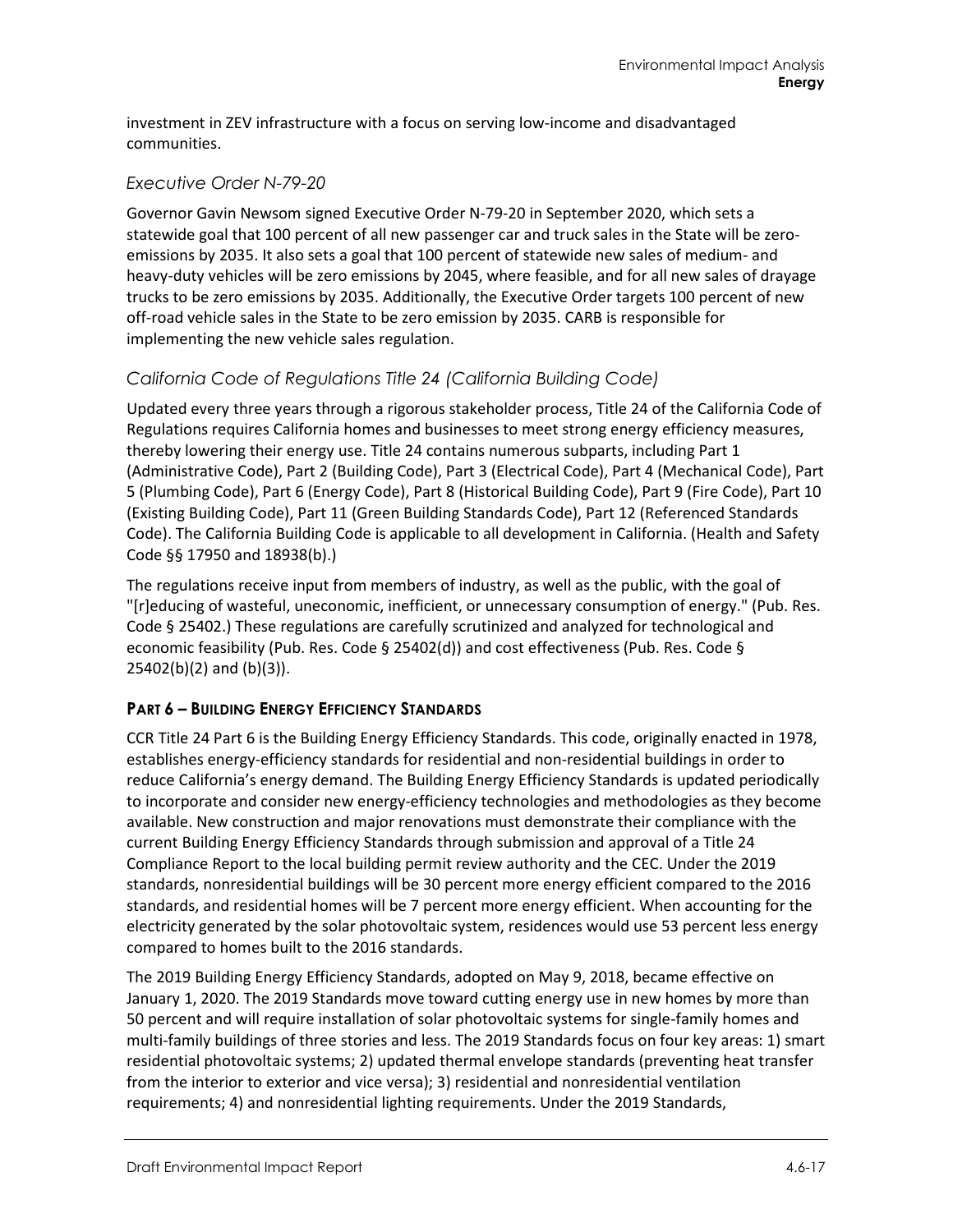investment in ZEV infrastructure with a focus on serving low-income and disadvantaged communities.

### *Executive Order N-79-20*

Governor Gavin Newsom signed Executive Order N-79-20 in September 2020, which sets a statewide goal that 100 percent of all new passenger car and truck sales in the State will be zero-emissions by 2035. It also sets a goal that 100 percent of statewide new sales of medium- and heavy-duty vehicles will be zero emissions by 2045, where feasible, and for all new sales of drayage trucks to be zero emissions by 2035. Additionally, the Executive Order targets 100 percent of new off-road vehicle sales in the State to be zero emission by 2035. CARB is responsible for implementing the new vehicle sales regulation.

### *California Code of Regulations Title 24 (California Building Code)*

Updated every three years through a rigorous stakeholder process, Title 24 of the California Code of Regulations requires California homes and businesses to meet strong energy efficiency measures, thereby lowering their energy use. Title 24 contains numerous subparts, including Part 1 (Administrative Code), Part 2 (Building Code), Part 3 (Electrical Code), Part 4 (Mechanical Code), Part 5 (Plumbing Code), Part 6 (Energy Code), Part 8 (Historical Building Code), Part 9 (Fire Code), Part 10 (Existing Building Code), Part 11 (Green Building Standards Code), Part 12 (Referenced Standards Code). The California Building Code is applicable to all development in California. (Health and Safety Code §§ 17950 and 18938(b).)

The regulations receive input from members of industry, as well as the public, with the goal of "[r]educing of wasteful, uneconomic, inefficient, or unnecessary consumption of energy." (Pub. Res. Code § 25402.) These regulations are carefully scrutinized and analyzed for technological and economic feasibility (Pub. Res. Code § 25402(d)) and cost effectiveness (Pub. Res. Code § 25402(b)(2) and (b)(3)).

#### PART 6 – BUILDING ENERGY EFFICIENCY STANDARDS

CCR Title 24 Part 6 is the Building Energy Efficiency Standards. This code, originally enacted in 1978, establishes energy-efficiency standards for residential and non-residential buildings in order to reduce California's energy demand. The Building Energy Efficiency Standards is updated periodically to incorporate and consider new energy-efficiency technologies and methodologies as they become available. New construction and major renovations must demonstrate their compliance with the current Building Energy Efficiency Standards through submission and approval of a Title 24 Compliance Report to the local building permit review authority and the CEC. Under the 2019 standards, nonresidential buildings will be 30 percent more energy efficient compared to the 2016 standards, and residential homes will be 7 percent more energy efficient. When accounting for the electricity generated by the solar photovoltaic system, residences would use 53 percent less energy compared to homes built to the 2016 standards.

The 2019 Building Energy Efficiency Standards, adopted on May 9, 2018, became effective on January 1, 2020. The 2019 Standards move toward cutting energy use in new homes by more than 50 percent and will require installation of solar photovoltaic systems for single-family homes and multi-family buildings of three stories and less. The 2019 Standards focus on four key areas: 1) smart residential photovoltaic systems; 2) updated thermal envelope standards (preventing heat transfer from the interior to exterior and vice versa); 3) residential and nonresidential ventilation requirements; 4) and nonresidential lighting requirements. Under the 2019 Standards,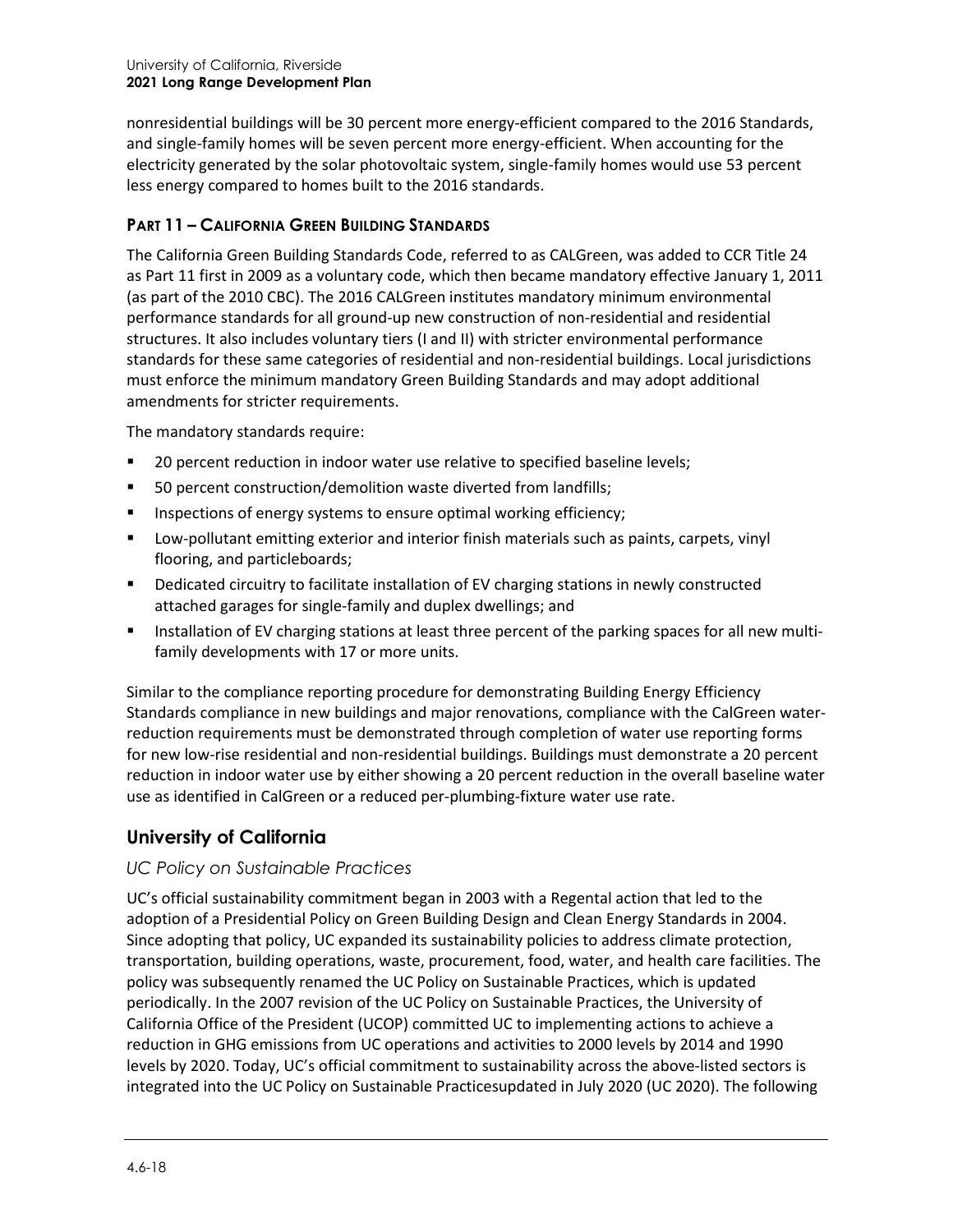nonresidential buildings will be 30 percent more energy-efficient compared to the 2016 Standards, and single-family homes will be seven percent more energy-efficient. When accounting for the electricity generated by the solar photovoltaic system, single-family homes would use 53 percent less energy compared to homes built to the 2016 standards.

#### PART 11 – CALIFORNIA GREEN BUILDING STANDARDS

The California Green Building Standards Code, referred to as CALGreen, was added to CCR Title 24 as Part 11 first in 2009 as a voluntary code, which then became mandatory effective January 1, 2011 (as part of the 2010 CBC). The 2016 CALGreen institutes mandatory minimum environmental performance standards for all ground-up new construction of non-residential and residential structures. It also includes voluntary tiers (I and II) with stricter environmental performance standards for these same categories of residential and non-residential buildings. Local jurisdictions must enforce the minimum mandatory Green Building Standards and may adopt additional amendments for stricter requirements.

The mandatory standards require:

- 20 percent reduction in indoor water use relative to specified baseline levels;
- 50 percent construction/demolition waste diverted from landfills;
- Inspections of energy systems to ensure optimal working efficiency;
- Low-pollutant emitting exterior and interior finish materials such as paints, carpets, vinyl flooring, and particleboards;
- Dedicated circuitry to facilitate installation of EV charging stations in newly constructed attached garages for single-family and duplex dwellings; and
- Installation of EV charging stations at least three percent of the parking spaces for all new multi-family developments with 17 or more units.

Similar to the compliance reporting procedure for demonstrating Building Energy Efficiency Standards compliance in new buildings and major renovations, compliance with the CalGreen water-reduction requirements must be demonstrated through completion of water use reporting forms for new low-rise residential and non-residential buildings. Buildings must demonstrate a 20 percent reduction in indoor water use by either showing a 20 percent reduction in the overall baseline water use as identified in CalGreen or a reduced per-plumbing-fixture water use rate.

## University of California

### *UC Policy on Sustainable Practices*

UC's official sustainability commitment began in 2003 with a Regental action that led to the adoption of a Presidential Policy on Green Building Design and Clean Energy Standards in 2004. Since adopting that policy, UC expanded its sustainability policies to address climate protection, transportation, building operations, waste, procurement, food, water, and health care facilities. The policy was subsequently renamed the UC Policy on Sustainable Practices, which is updated periodically. In the 2007 revision of the UC Policy on Sustainable Practices, the University of California Office of the President (UCOP) committed UC to implementing actions to achieve a reduction in GHG emissions from UC operations and activities to 2000 levels by 2014 and 1990 levels by 2020. Today, UC's official commitment to sustainability across the above-listed sectors is integrated into the UC Policy on Sustainable Practicesupdated in July 2020 (UC 2020). The following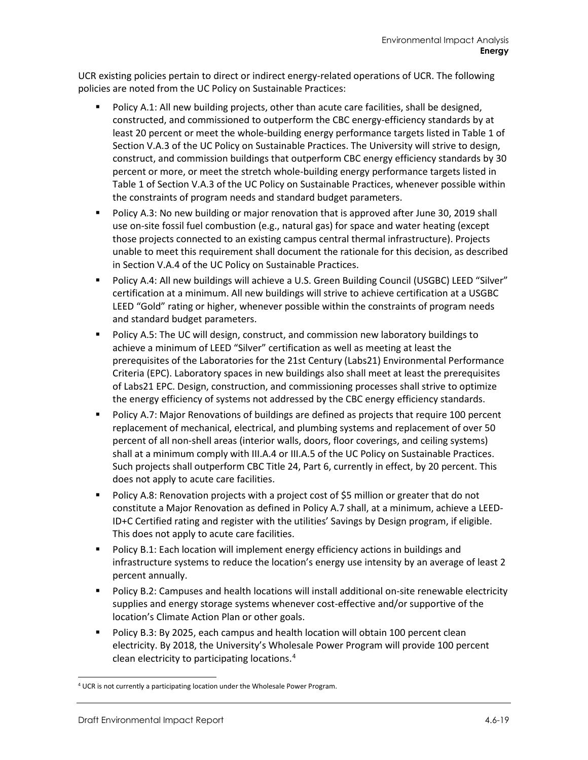UCR existing policies pertain to direct or indirect energy-related operations of UCR. The following policies are noted from the UC Policy on Sustainable Practices:

- Policy A.1: All new building projects, other than acute care facilities, shall be designed, constructed, and commissioned to outperform the CBC energy-efficiency standards by at least 20 percent or meet the whole-building energy performance targets listed in Table 1 of Section V.A.3 of the UC Policy on Sustainable Practices. The University will strive to design, construct, and commission buildings that outperform CBC energy efficiency standards by 30 percent or more, or meet the stretch whole-building energy performance targets listed in Table 1 of Section V.A.3 of the UC Policy on Sustainable Practices, whenever possible within the constraints of program needs and standard budget parameters.
- Policy A.3: No new building or major renovation that is approved after June 30, 2019 shall use on-site fossil fuel combustion (e.g., natural gas) for space and water heating (except those projects connected to an existing campus central thermal infrastructure). Projects unable to meet this requirement shall document the rationale for this decision, as described in Section V.A.4 of the UC Policy on Sustainable Practices.
- Policy A.4: All new buildings will achieve a U.S. Green Building Council (USGBC) LEED "Silver" certification at a minimum. All new buildings will strive to achieve certification at a USGBC LEED "Gold" rating or higher, whenever possible within the constraints of program needs and standard budget parameters.
- Policy A.5: The UC will design, construct, and commission new laboratory buildings to achieve a minimum of LEED "Silver" certification as well as meeting at least the prerequisites of the Laboratories for the 21st Century (Labs21) Environmental Performance Criteria (EPC). Laboratory spaces in new buildings also shall meet at least the prerequisites of Labs21 EPC. Design, construction, and commissioning processes shall strive to optimize the energy efficiency of systems not addressed by the CBC energy efficiency standards.
- Policy A.7: Major Renovations of buildings are defined as projects that require 100 percent replacement of mechanical, electrical, and plumbing systems and replacement of over 50 percent of all non-shell areas (interior walls, doors, floor coverings, and ceiling systems) shall at a minimum comply with III.A.4 or III.A.5 of the UC Policy on Sustainable Practices. Such projects shall outperform CBC Title 24, Part 6, currently in effect, by 20 percent. This does not apply to acute care facilities.
- Policy A.8: Renovation projects with a project cost of $5 million or greater that do not constitute a Major Renovation as defined in Policy A.7 shall, at a minimum, achieve a LEED-ID+C Certified rating and register with the utilities' Savings by Design program, if eligible. This does not apply to acute care facilities.
- Policy B.1: Each location will implement energy efficiency actions in buildings and infrastructure systems to reduce the location's energy use intensity by an average of least 2 percent annually.
- Policy B.2: Campuses and health locations will install additional on-site renewable electricity supplies and energy storage systems whenever cost-effective and/or supportive of the location's Climate Action Plan or other goals.
- Policy B.3: By 2025, each campus and health location will obtain 100 percent clean electricity. By 2018, the University's Wholesale Power Program will provide 100 percent clean electricity to participating locations.[4]

[4] UCR is not currently a participating location under the Wholesale Power Program.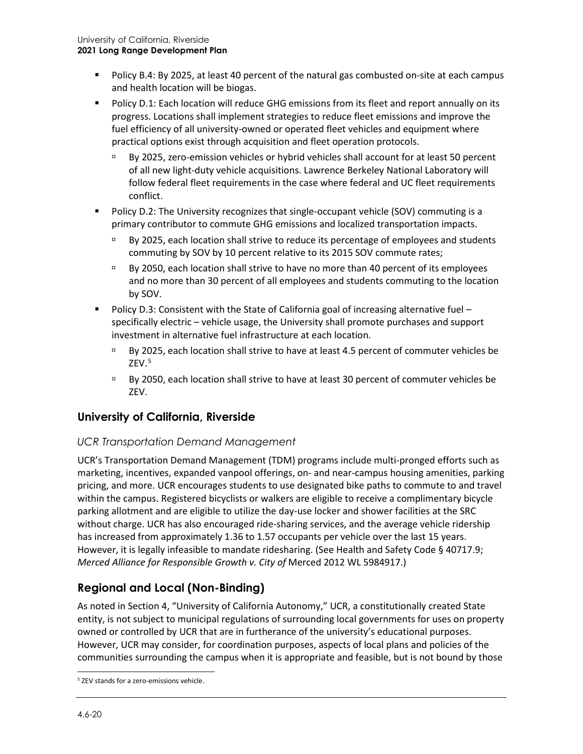- Policy B.4: By 2025, at least 40 percent of the natural gas combusted on-site at each campus and health location will be biogas.
- Policy D.1: Each location will reduce GHG emissions from its fleet and report annually on its progress. Locations shall implement strategies to reduce fleet emissions and improve the fuel efficiency of all university-owned or operated fleet vehicles and equipment where practical options exist through acquisition and fleet operation protocols.
  - By 2025, zero-emission vehicles or hybrid vehicles shall account for at least 50 percent of all new light-duty vehicle acquisitions. Lawrence Berkeley National Laboratory will follow federal fleet requirements in the case where federal and UC fleet requirements conflict.
- Policy D.2: The University recognizes that single-occupant vehicle (SOV) commuting is a primary contributor to commute GHG emissions and localized transportation impacts.
  - By 2025, each location shall strive to reduce its percentage of employees and students commuting by SOV by 10 percent relative to its 2015 SOV commute rates;
  - By 2050, each location shall strive to have no more than 40 percent of its employees and no more than 30 percent of all employees and students commuting to the location by SOV.
- Policy D.3: Consistent with the State of California goal of increasing alternative fuel – specifically electric – vehicle usage, the University shall promote purchases and support investment in alternative fuel infrastructure at each location.
  - By 2025, each location shall strive to have at least 4.5 percent of commuter vehicles be ZEV.[5]
  - By 2050, each location shall strive to have at least 30 percent of commuter vehicles be ZEV.

## University of California, Riverside

### *UCR Transportation Demand Management*

UCR's Transportation Demand Management (TDM) programs include multi-pronged efforts such as marketing, incentives, expanded vanpool offerings, on- and near-campus housing amenities, parking pricing, and more. UCR encourages students to use designated bike paths to commute to and travel within the campus. Registered bicyclists or walkers are eligible to receive a complimentary bicycle parking allotment and are eligible to utilize the day-use locker and shower facilities at the SRC without charge. UCR has also encouraged ride-sharing services, and the average vehicle ridership has increased from approximately 1.36 to 1.57 occupants per vehicle over the last 15 years. However, it is legally infeasible to mandate ridesharing. (See Health and Safety Code § 40717.9; *Merced Alliance for Responsible Growth v. City of* Merced 2012 WL 5984917.)

## Regional and Local (Non-Binding)

As noted in Section 4, "University of California Autonomy," UCR, a constitutionally created State entity, is not subject to municipal regulations of surrounding local governments for uses on property owned or controlled by UCR that are in furtherance of the university's educational purposes. However, UCR may consider, for coordination purposes, aspects of local plans and policies of the communities surrounding the campus when it is appropriate and feasible, but is not bound by those

[5] ZEV stands for a zero-emissions vehicle.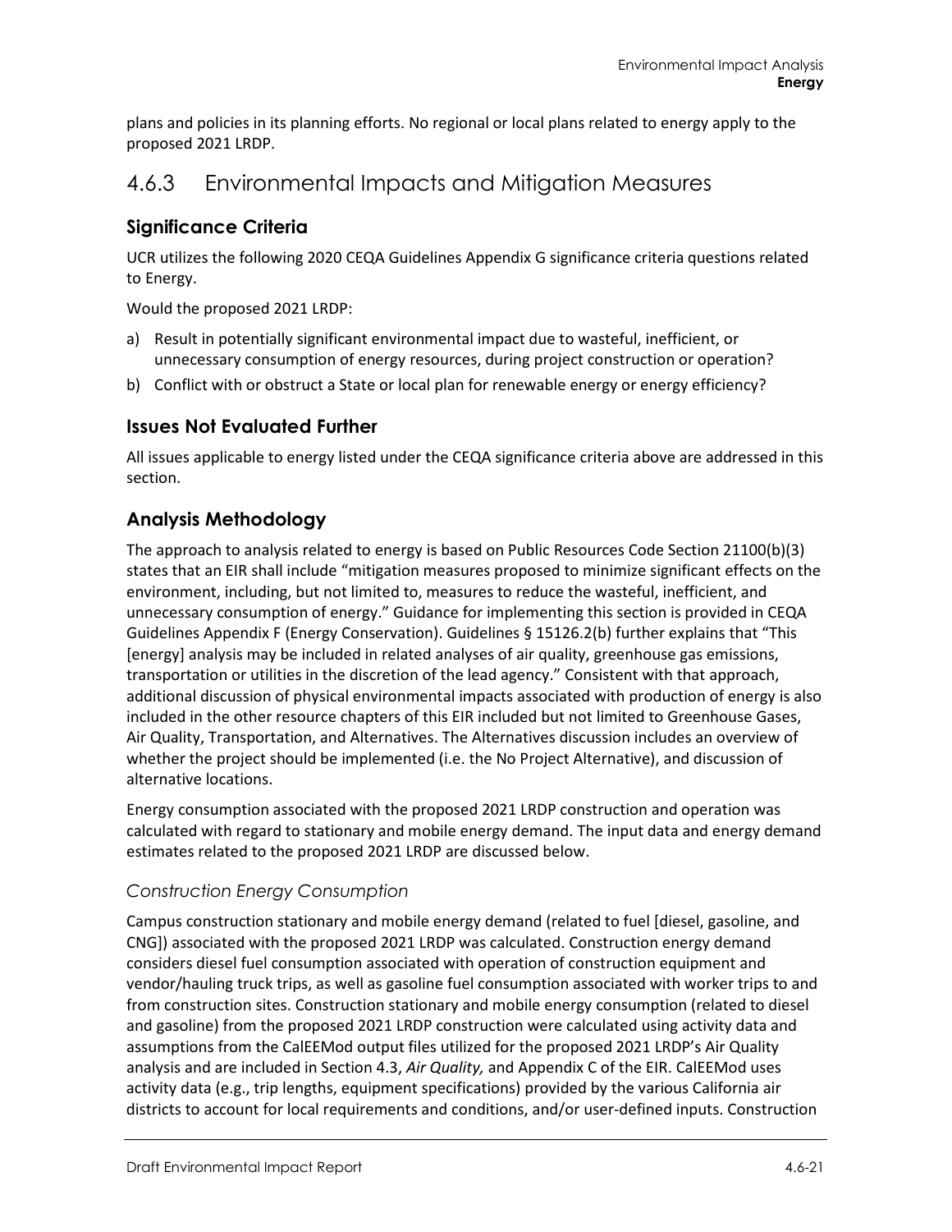plans and policies in its planning efforts. No regional or local plans related to energy apply to the proposed 2021 LRDP.

## 4.6.3 Environmental Impacts and Mitigation Measures

### Significance Criteria

UCR utilizes the following 2020 CEQA Guidelines Appendix G significance criteria questions related to Energy.

Would the proposed 2021 LRDP:

a) Result in potentially significant environmental impact due to wasteful, inefficient, or unnecessary consumption of energy resources, during project construction or operation?
b) Conflict with or obstruct a State or local plan for renewable energy or energy efficiency?

### Issues Not Evaluated Further

All issues applicable to energy listed under the CEQA significance criteria above are addressed in this section.

### Analysis Methodology

The approach to analysis related to energy is based on Public Resources Code Section 21100(b)(3) states that an EIR shall include "mitigation measures proposed to minimize significant effects on the environment, including, but not limited to, measures to reduce the wasteful, inefficient, and unnecessary consumption of energy." Guidance for implementing this section is provided in CEQA Guidelines Appendix F (Energy Conservation). Guidelines § 15126.2(b) further explains that "This [energy] analysis may be included in related analyses of air quality, greenhouse gas emissions, transportation or utilities in the discretion of the lead agency." Consistent with that approach, additional discussion of physical environmental impacts associated with production of energy is also included in the other resource chapters of this EIR included but not limited to Greenhouse Gases, Air Quality, Transportation, and Alternatives. The Alternatives discussion includes an overview of whether the project should be implemented (i.e. the No Project Alternative), and discussion of alternative locations.

Energy consumption associated with the proposed 2021 LRDP construction and operation was calculated with regard to stationary and mobile energy demand. The input data and energy demand estimates related to the proposed 2021 LRDP are discussed below.

#### *Construction Energy Consumption*

Campus construction stationary and mobile energy demand (related to fuel [diesel, gasoline, and CNG]) associated with the proposed 2021 LRDP was calculated. Construction energy demand considers diesel fuel consumption associated with operation of construction equipment and vendor/hauling truck trips, as well as gasoline fuel consumption associated with worker trips to and from construction sites. Construction stationary and mobile energy consumption (related to diesel and gasoline) from the proposed 2021 LRDP construction were calculated using activity data and assumptions from the CalEEMod output files utilized for the proposed 2021 LRDP's Air Quality analysis and are included in Section 4.3, *Air Quality,* and Appendix C of the EIR. CalEEMod uses activity data (e.g., trip lengths, equipment specifications) provided by the various California air districts to account for local requirements and conditions, and/or user-defined inputs. Construction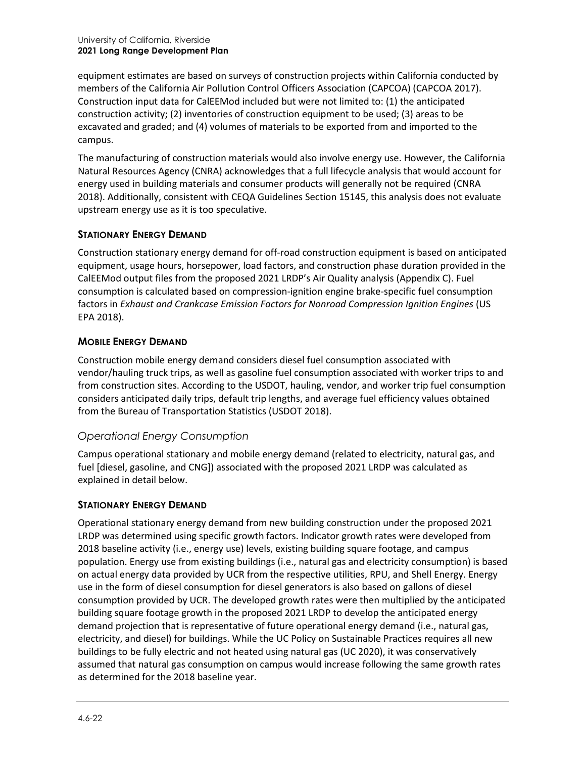equipment estimates are based on surveys of construction projects within California conducted by members of the California Air Pollution Control Officers Association (CAPCOA) (CAPCOA 2017). Construction input data for CalEEMod included but were not limited to: (1) the anticipated construction activity; (2) inventories of construction equipment to be used; (3) areas to be excavated and graded; and (4) volumes of materials to be exported from and imported to the campus.

The manufacturing of construction materials would also involve energy use. However, the California Natural Resources Agency (CNRA) acknowledges that a full lifecycle analysis that would account for energy used in building materials and consumer products will generally not be required (CNRA 2018). Additionally, consistent with CEQA Guidelines Section 15145, this analysis does not evaluate upstream energy use as it is too speculative.

#### STATIONARY ENERGY DEMAND

Construction stationary energy demand for off-road construction equipment is based on anticipated equipment, usage hours, horsepower, load factors, and construction phase duration provided in the CalEEMod output files from the proposed 2021 LRDP's Air Quality analysis (Appendix C). Fuel consumption is calculated based on compression-ignition engine brake-specific fuel consumption factors in *Exhaust and Crankcase Emission Factors for Nonroad Compression Ignition Engines* (US EPA 2018).

#### MOBILE ENERGY DEMAND

Construction mobile energy demand considers diesel fuel consumption associated with vendor/hauling truck trips, as well as gasoline fuel consumption associated with worker trips to and from construction sites. According to the USDOT, hauling, vendor, and worker trip fuel consumption considers anticipated daily trips, default trip lengths, and average fuel efficiency values obtained from the Bureau of Transportation Statistics (USDOT 2018).

### *Operational Energy Consumption*

Campus operational stationary and mobile energy demand (related to electricity, natural gas, and fuel [diesel, gasoline, and CNG]) associated with the proposed 2021 LRDP was calculated as explained in detail below.

#### STATIONARY ENERGY DEMAND

Operational stationary energy demand from new building construction under the proposed 2021 LRDP was determined using specific growth factors. Indicator growth rates were developed from 2018 baseline activity (i.e., energy use) levels, existing building square footage, and campus population. Energy use from existing buildings (i.e., natural gas and electricity consumption) is based on actual energy data provided by UCR from the respective utilities, RPU, and Shell Energy. Energy use in the form of diesel consumption for diesel generators is also based on gallons of diesel consumption provided by UCR. The developed growth rates were then multiplied by the anticipated building square footage growth in the proposed 2021 LRDP to develop the anticipated energy demand projection that is representative of future operational energy demand (i.e., natural gas, electricity, and diesel) for buildings. While the UC Policy on Sustainable Practices requires all new buildings to be fully electric and not heated using natural gas (UC 2020), it was conservatively assumed that natural gas consumption on campus would increase following the same growth rates as determined for the 2018 baseline year.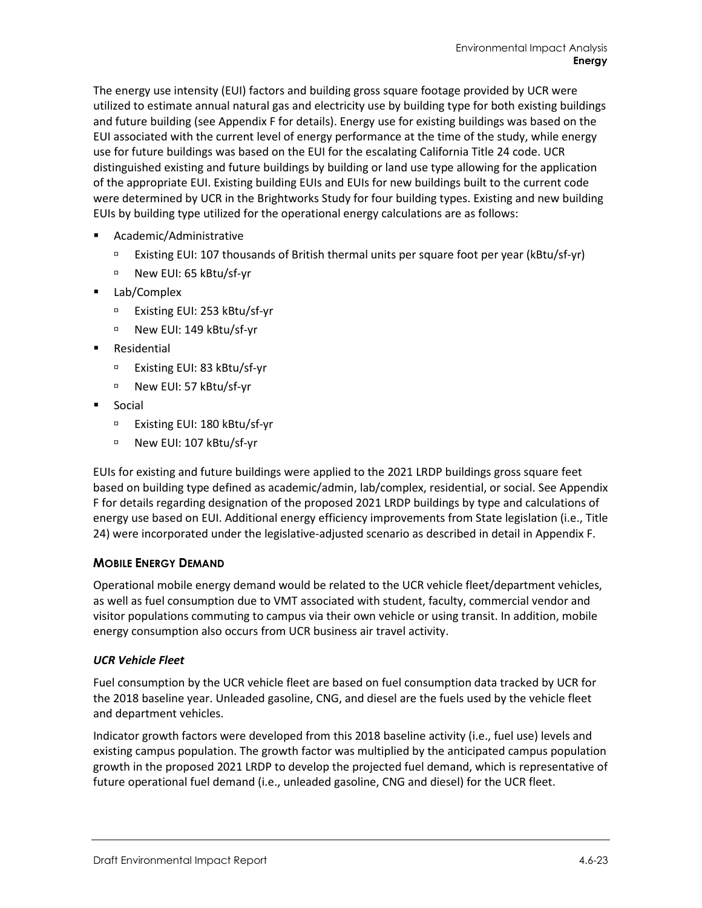The energy use intensity (EUI) factors and building gross square footage provided by UCR were utilized to estimate annual natural gas and electricity use by building type for both existing buildings and future building (see Appendix F for details). Energy use for existing buildings was based on the EUI associated with the current level of energy performance at the time of the study, while energy use for future buildings was based on the EUI for the escalating California Title 24 code. UCR distinguished existing and future buildings by building or land use type allowing for the application of the appropriate EUI. Existing building EUIs and EUIs for new buildings built to the current code were determined by UCR in the Brightworks Study for four building types. Existing and new building EUIs by building type utilized for the operational energy calculations are as follows:

- Academic/Administrative
  - Existing EUI: 107 thousands of British thermal units per square foot per year (kBtu/sf-yr)
  - New EUI: 65 kBtu/sf-yr
- Lab/Complex
  - Existing EUI: 253 kBtu/sf-yr
  - New EUI: 149 kBtu/sf-yr
- Residential
  - Existing EUI: 83 kBtu/sf-yr
  - New EUI: 57 kBtu/sf-yr
- Social
  - Existing EUI: 180 kBtu/sf-yr
  - New EUI: 107 kBtu/sf-yr

EUIs for existing and future buildings were applied to the 2021 LRDP buildings gross square feet based on building type defined as academic/admin, lab/complex, residential, or social. See Appendix F for details regarding designation of the proposed 2021 LRDP buildings by type and calculations of energy use based on EUI. Additional energy efficiency improvements from State legislation (i.e., Title 24) were incorporated under the legislative-adjusted scenario as described in detail in Appendix F.

### MOBILE ENERGY DEMAND

Operational mobile energy demand would be related to the UCR vehicle fleet/department vehicles, as well as fuel consumption due to VMT associated with student, faculty, commercial vendor and visitor populations commuting to campus via their own vehicle or using transit. In addition, mobile energy consumption also occurs from UCR business air travel activity.

#### *UCR Vehicle Fleet*

Fuel consumption by the UCR vehicle fleet are based on fuel consumption data tracked by UCR for the 2018 baseline year. Unleaded gasoline, CNG, and diesel are the fuels used by the vehicle fleet and department vehicles.

Indicator growth factors were developed from this 2018 baseline activity (i.e., fuel use) levels and existing campus population. The growth factor was multiplied by the anticipated campus population growth in the proposed 2021 LRDP to develop the projected fuel demand, which is representative of future operational fuel demand (i.e., unleaded gasoline, CNG and diesel) for the UCR fleet.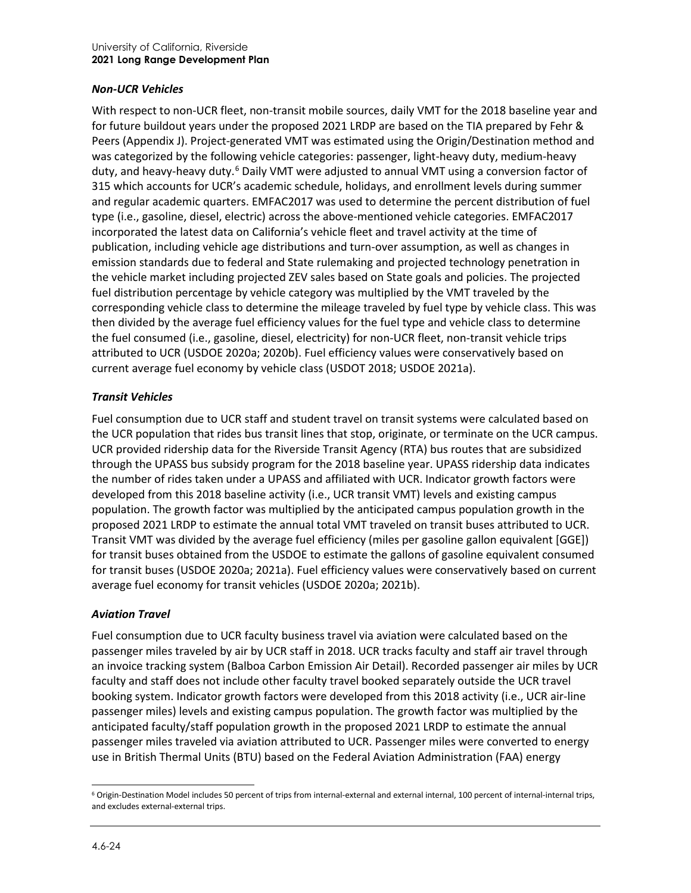### *Non-UCR Vehicles*

With respect to non-UCR fleet, non-transit mobile sources, daily VMT for the 2018 baseline year and for future buildout years under the proposed 2021 LRDP are based on the TIA prepared by Fehr & Peers (Appendix J). Project-generated VMT was estimated using the Origin/Destination method and was categorized by the following vehicle categories: passenger, light-heavy duty, medium-heavy duty, and heavy-heavy duty.[6] Daily VMT were adjusted to annual VMT using a conversion factor of 315 which accounts for UCR's academic schedule, holidays, and enrollment levels during summer and regular academic quarters. EMFAC2017 was used to determine the percent distribution of fuel type (i.e., gasoline, diesel, electric) across the above-mentioned vehicle categories. EMFAC2017 incorporated the latest data on California's vehicle fleet and travel activity at the time of publication, including vehicle age distributions and turn-over assumption, as well as changes in emission standards due to federal and State rulemaking and projected technology penetration in the vehicle market including projected ZEV sales based on State goals and policies. The projected fuel distribution percentage by vehicle category was multiplied by the VMT traveled by the corresponding vehicle class to determine the mileage traveled by fuel type by vehicle class. This was then divided by the average fuel efficiency values for the fuel type and vehicle class to determine the fuel consumed (i.e., gasoline, diesel, electricity) for non-UCR fleet, non-transit vehicle trips attributed to UCR (USDOE 2020a; 2020b). Fuel efficiency values were conservatively based on current average fuel economy by vehicle class (USDOT 2018; USDOE 2021a).

### *Transit Vehicles*

Fuel consumption due to UCR staff and student travel on transit systems were calculated based on the UCR population that rides bus transit lines that stop, originate, or terminate on the UCR campus. UCR provided ridership data for the Riverside Transit Agency (RTA) bus routes that are subsidized through the UPASS bus subsidy program for the 2018 baseline year. UPASS ridership data indicates the number of rides taken under a UPASS and affiliated with UCR. Indicator growth factors were developed from this 2018 baseline activity (i.e., UCR transit VMT) levels and existing campus population. The growth factor was multiplied by the anticipated campus population growth in the proposed 2021 LRDP to estimate the annual total VMT traveled on transit buses attributed to UCR. Transit VMT was divided by the average fuel efficiency (miles per gasoline gallon equivalent [GGE]) for transit buses obtained from the USDOE to estimate the gallons of gasoline equivalent consumed for transit buses (USDOE 2020a; 2021a). Fuel efficiency values were conservatively based on current average fuel economy for transit vehicles (USDOE 2020a; 2021b).

### *Aviation Travel*

Fuel consumption due to UCR faculty business travel via aviation were calculated based on the passenger miles traveled by air by UCR staff in 2018. UCR tracks faculty and staff air travel through an invoice tracking system (Balboa Carbon Emission Air Detail). Recorded passenger air miles by UCR faculty and staff does not include other faculty travel booked separately outside the UCR travel booking system. Indicator growth factors were developed from this 2018 activity (i.e., UCR air-line passenger miles) levels and existing campus population. The growth factor was multiplied by the anticipated faculty/staff population growth in the proposed 2021 LRDP to estimate the annual passenger miles traveled via aviation attributed to UCR. Passenger miles were converted to energy use in British Thermal Units (BTU) based on the Federal Aviation Administration (FAA) energy

---

[6] Origin-Destination Model includes 50 percent of trips from internal-external and external internal, 100 percent of internal-internal trips, and excludes external-external trips.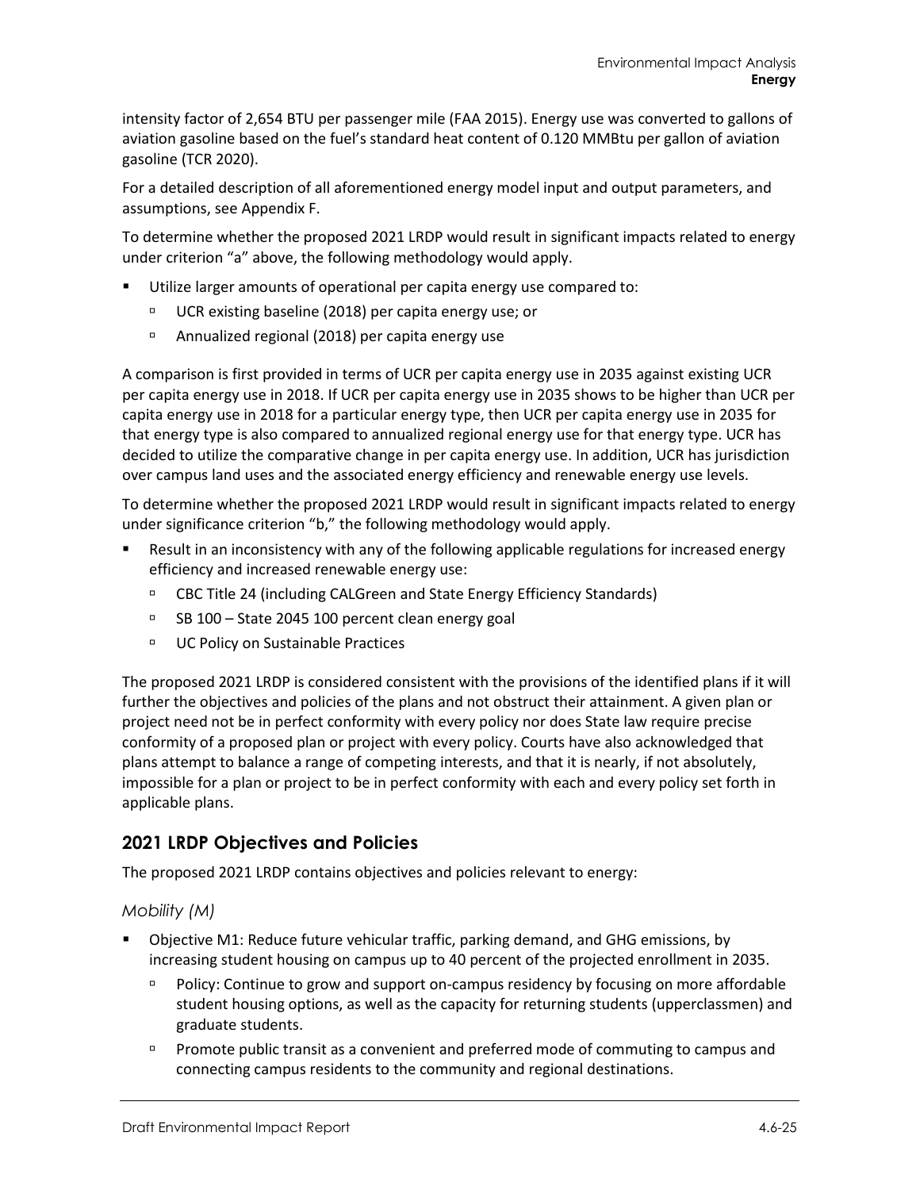intensity factor of 2,654 BTU per passenger mile (FAA 2015). Energy use was converted to gallons of aviation gasoline based on the fuel's standard heat content of 0.120 MMBtu per gallon of aviation gasoline (TCR 2020).

For a detailed description of all aforementioned energy model input and output parameters, and assumptions, see Appendix F.

To determine whether the proposed 2021 LRDP would result in significant impacts related to energy under criterion "a" above, the following methodology would apply.

- Utilize larger amounts of operational per capita energy use compared to:
  - UCR existing baseline (2018) per capita energy use; or
  - Annualized regional (2018) per capita energy use

A comparison is first provided in terms of UCR per capita energy use in 2035 against existing UCR per capita energy use in 2018. If UCR per capita energy use in 2035 shows to be higher than UCR per capita energy use in 2018 for a particular energy type, then UCR per capita energy use in 2035 for that energy type is also compared to annualized regional energy use for that energy type. UCR has decided to utilize the comparative change in per capita energy use. In addition, UCR has jurisdiction over campus land uses and the associated energy efficiency and renewable energy use levels.

To determine whether the proposed 2021 LRDP would result in significant impacts related to energy under significance criterion "b," the following methodology would apply.

- Result in an inconsistency with any of the following applicable regulations for increased energy efficiency and increased renewable energy use:
  - CBC Title 24 (including CALGreen and State Energy Efficiency Standards)
  - SB 100 – State 2045 100 percent clean energy goal
  - UC Policy on Sustainable Practices

The proposed 2021 LRDP is considered consistent with the provisions of the identified plans if it will further the objectives and policies of the plans and not obstruct their attainment. A given plan or project need not be in perfect conformity with every policy nor does State law require precise conformity of a proposed plan or project with every policy. Courts have also acknowledged that plans attempt to balance a range of competing interests, and that it is nearly, if not absolutely, impossible for a plan or project to be in perfect conformity with each and every policy set forth in applicable plans.

## 2021 LRDP Objectives and Policies

The proposed 2021 LRDP contains objectives and policies relevant to energy:

### *Mobility (M)*

- Objective M1: Reduce future vehicular traffic, parking demand, and GHG emissions, by increasing student housing on campus up to 40 percent of the projected enrollment in 2035.
  - Policy: Continue to grow and support on-campus residency by focusing on more affordable student housing options, as well as the capacity for returning students (upperclassmen) and graduate students.
  - Promote public transit as a convenient and preferred mode of commuting to campus and connecting campus residents to the community and regional destinations.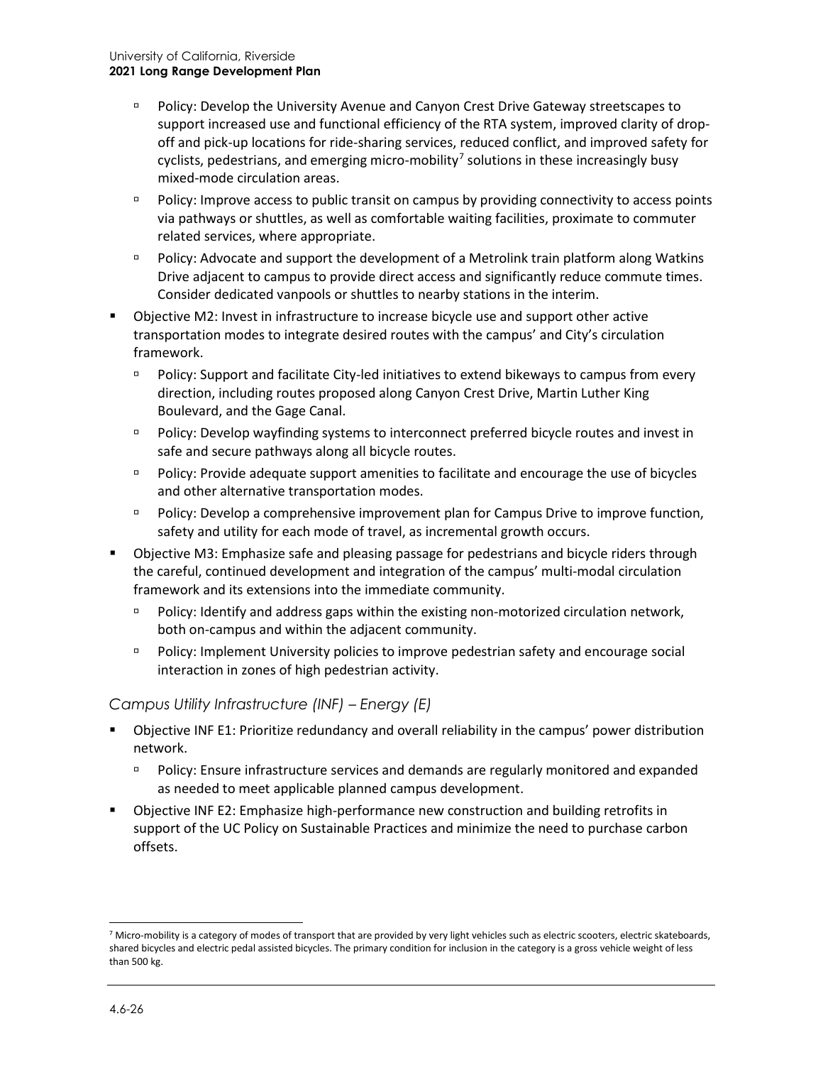- Policy: Develop the University Avenue and Canyon Crest Drive Gateway streetscapes to support increased use and functional efficiency of the RTA system, improved clarity of drop-off and pick-up locations for ride-sharing services, reduced conflict, and improved safety for cyclists, pedestrians, and emerging micro-mobility[7] solutions in these increasingly busy mixed-mode circulation areas.
- Policy: Improve access to public transit on campus by providing connectivity to access points via pathways or shuttles, as well as comfortable waiting facilities, proximate to commuter related services, where appropriate.
- Policy: Advocate and support the development of a Metrolink train platform along Watkins Drive adjacent to campus to provide direct access and significantly reduce commute times. Consider dedicated vanpools or shuttles to nearby stations in the interim.

- Objective M2: Invest in infrastructure to increase bicycle use and support other active transportation modes to integrate desired routes with the campus' and City's circulation framework.
  - Policy: Support and facilitate City-led initiatives to extend bikeways to campus from every direction, including routes proposed along Canyon Crest Drive, Martin Luther King Boulevard, and the Gage Canal.
  - Policy: Develop wayfinding systems to interconnect preferred bicycle routes and invest in safe and secure pathways along all bicycle routes.
  - Policy: Provide adequate support amenities to facilitate and encourage the use of bicycles and other alternative transportation modes.
  - Policy: Develop a comprehensive improvement plan for Campus Drive to improve function, safety and utility for each mode of travel, as incremental growth occurs.
- Objective M3: Emphasize safe and pleasing passage for pedestrians and bicycle riders through the careful, continued development and integration of the campus' multi-modal circulation framework and its extensions into the immediate community.
  - Policy: Identify and address gaps within the existing non-motorized circulation network, both on-campus and within the adjacent community.
  - Policy: Implement University policies to improve pedestrian safety and encourage social interaction in zones of high pedestrian activity.

### *Campus Utility Infrastructure (INF) – Energy (E)*

- Objective INF E1: Prioritize redundancy and overall reliability in the campus' power distribution network.
  - Policy: Ensure infrastructure services and demands are regularly monitored and expanded as needed to meet applicable planned campus development.
- Objective INF E2: Emphasize high-performance new construction and building retrofits in support of the UC Policy on Sustainable Practices and minimize the need to purchase carbon offsets.

---

[7] Micro-mobility is a category of modes of transport that are provided by very light vehicles such as electric scooters, electric skateboards, shared bicycles and electric pedal assisted bicycles. The primary condition for inclusion in the category is a gross vehicle weight of less than 500 kg.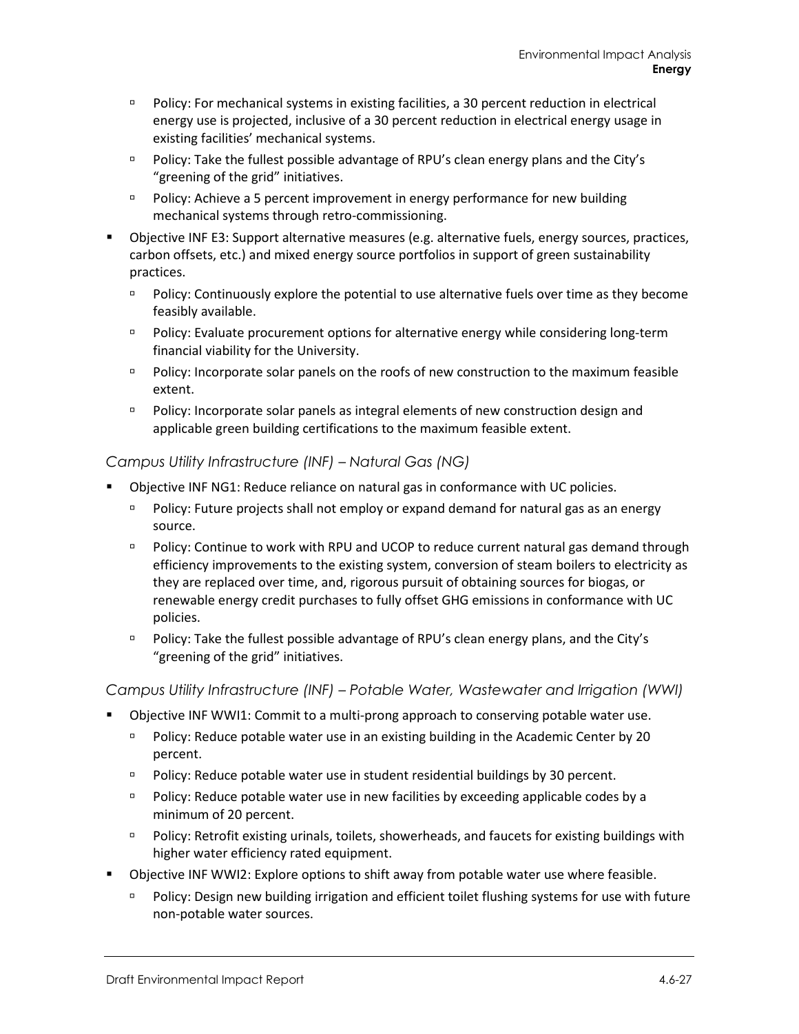- Policy: For mechanical systems in existing facilities, a 30 percent reduction in electrical energy use is projected, inclusive of a 30 percent reduction in electrical energy usage in existing facilities' mechanical systems.
- Policy: Take the fullest possible advantage of RPU's clean energy plans and the City's "greening of the grid" initiatives.
- Policy: Achieve a 5 percent improvement in energy performance for new building mechanical systems through retro-commissioning.

- Objective INF E3: Support alternative measures (e.g. alternative fuels, energy sources, practices, carbon offsets, etc.) and mixed energy source portfolios in support of green sustainability practices.
  - Policy: Continuously explore the potential to use alternative fuels over time as they become feasibly available.
  - Policy: Evaluate procurement options for alternative energy while considering long-term financial viability for the University.
  - Policy: Incorporate solar panels on the roofs of new construction to the maximum feasible extent.
  - Policy: Incorporate solar panels as integral elements of new construction design and applicable green building certifications to the maximum feasible extent.

*Campus Utility Infrastructure (INF) – Natural Gas (NG)*

- Objective INF NG1: Reduce reliance on natural gas in conformance with UC policies.
  - Policy: Future projects shall not employ or expand demand for natural gas as an energy source.
  - Policy: Continue to work with RPU and UCOP to reduce current natural gas demand through efficiency improvements to the existing system, conversion of steam boilers to electricity as they are replaced over time, and, rigorous pursuit of obtaining sources for biogas, or renewable energy credit purchases to fully offset GHG emissions in conformance with UC policies.
  - Policy: Take the fullest possible advantage of RPU's clean energy plans, and the City's "greening of the grid" initiatives.

*Campus Utility Infrastructure (INF) – Potable Water, Wastewater and Irrigation (WWI)*

- Objective INF WWI1: Commit to a multi-prong approach to conserving potable water use.
  - Policy: Reduce potable water use in an existing building in the Academic Center by 20 percent.
  - Policy: Reduce potable water use in student residential buildings by 30 percent.
  - Policy: Reduce potable water use in new facilities by exceeding applicable codes by a minimum of 20 percent.
  - Policy: Retrofit existing urinals, toilets, showerheads, and faucets for existing buildings with higher water efficiency rated equipment.
- Objective INF WWI2: Explore options to shift away from potable water use where feasible.
  - Policy: Design new building irrigation and efficient toilet flushing systems for use with future non-potable water sources.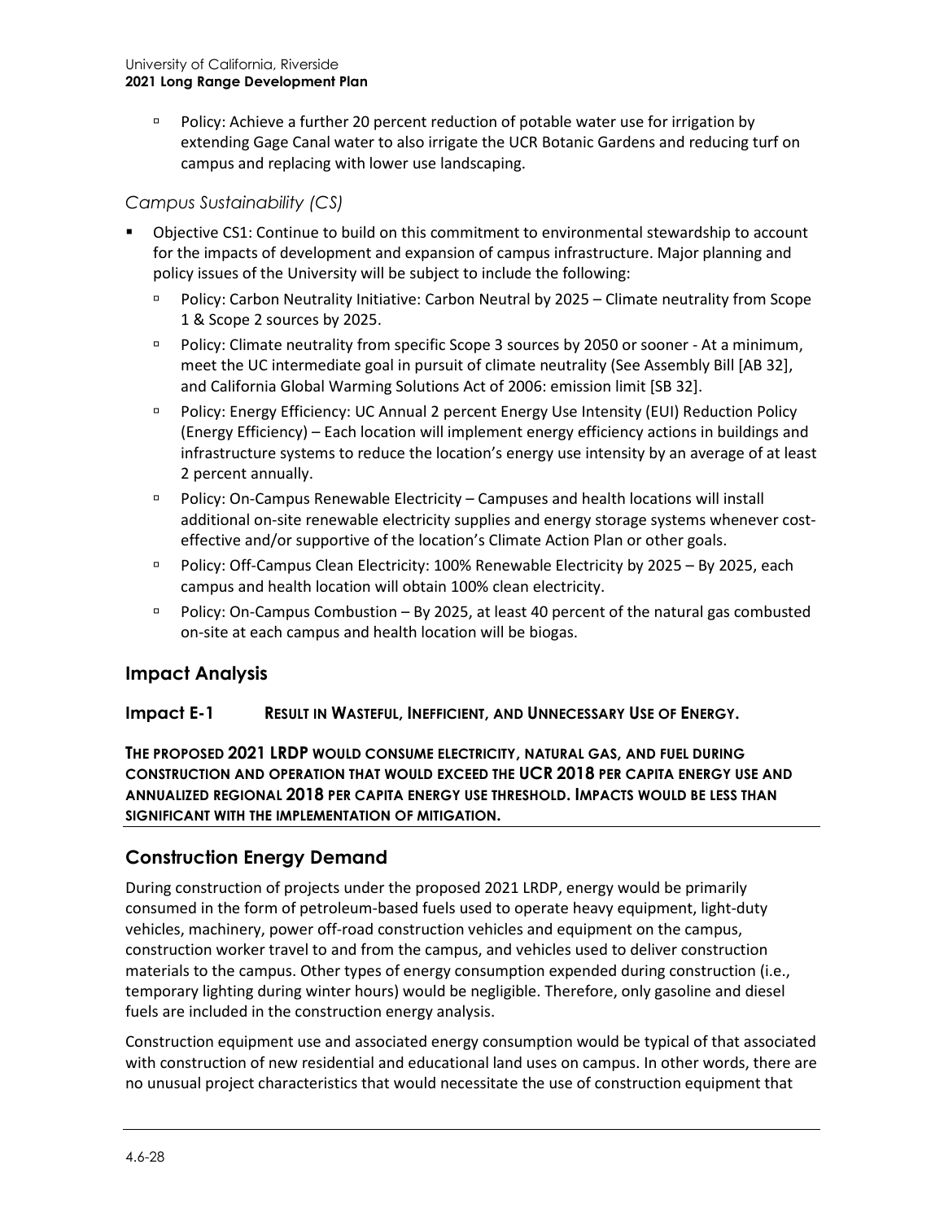- Policy: Achieve a further 20 percent reduction of potable water use for irrigation by extending Gage Canal water to also irrigate the UCR Botanic Gardens and reducing turf on campus and replacing with lower use landscaping.

### *Campus Sustainability (CS)*

- Objective CS1: Continue to build on this commitment to environmental stewardship to account for the impacts of development and expansion of campus infrastructure. Major planning and policy issues of the University will be subject to include the following:
  - Policy: Carbon Neutrality Initiative: Carbon Neutral by 2025 – Climate neutrality from Scope 1 & Scope 2 sources by 2025.
  - Policy: Climate neutrality from specific Scope 3 sources by 2050 or sooner - At a minimum, meet the UC intermediate goal in pursuit of climate neutrality (See Assembly Bill [AB 32], and California Global Warming Solutions Act of 2006: emission limit [SB 32].
  - Policy: Energy Efficiency: UC Annual 2 percent Energy Use Intensity (EUI) Reduction Policy (Energy Efficiency) – Each location will implement energy efficiency actions in buildings and infrastructure systems to reduce the location's energy use intensity by an average of at least 2 percent annually.
  - Policy: On-Campus Renewable Electricity – Campuses and health locations will install additional on-site renewable electricity supplies and energy storage systems whenever cost-effective and/or supportive of the location's Climate Action Plan or other goals.
  - Policy: Off-Campus Clean Electricity: 100% Renewable Electricity by 2025 – By 2025, each campus and health location will obtain 100% clean electricity.
  - Policy: On-Campus Combustion – By 2025, at least 40 percent of the natural gas combusted on-site at each campus and health location will be biogas.

## Impact Analysis

### Impact E-1 RESULT IN WASTEFUL, INEFFICIENT, AND UNNECESSARY USE OF ENERGY.

**THE PROPOSED 2021 LRDP WOULD CONSUME ELECTRICITY, NATURAL GAS, AND FUEL DURING CONSTRUCTION AND OPERATION THAT WOULD EXCEED THE UCR 2018 PER CAPITA ENERGY USE AND ANNUALIZED REGIONAL 2018 PER CAPITA ENERGY USE THRESHOLD. IMPACTS WOULD BE LESS THAN SIGNIFICANT WITH THE IMPLEMENTATION OF MITIGATION.**

## Construction Energy Demand

During construction of projects under the proposed 2021 LRDP, energy would be primarily consumed in the form of petroleum-based fuels used to operate heavy equipment, light-duty vehicles, machinery, power off-road construction vehicles and equipment on the campus, construction worker travel to and from the campus, and vehicles used to deliver construction materials to the campus. Other types of energy consumption expended during construction (i.e., temporary lighting during winter hours) would be negligible. Therefore, only gasoline and diesel fuels are included in the construction energy analysis.

Construction equipment use and associated energy consumption would be typical of that associated with construction of new residential and educational land uses on campus. In other words, there are no unusual project characteristics that would necessitate the use of construction equipment that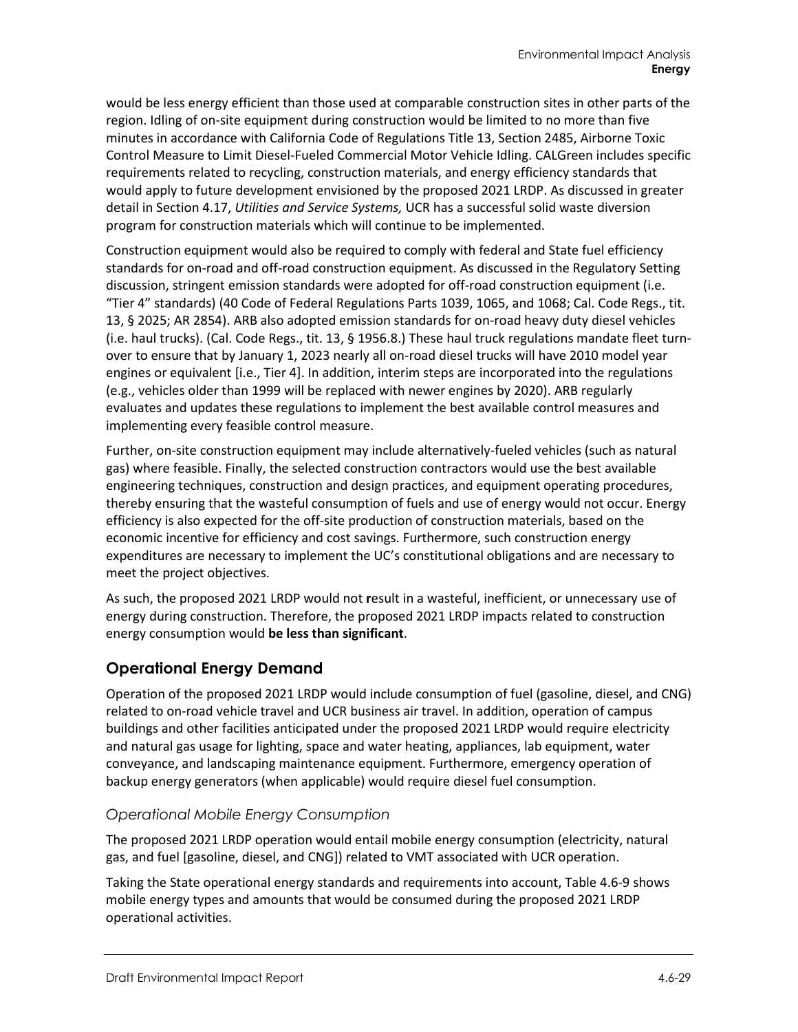would be less energy efficient than those used at comparable construction sites in other parts of the region. Idling of on-site equipment during construction would be limited to no more than five minutes in accordance with California Code of Regulations Title 13, Section 2485, Airborne Toxic Control Measure to Limit Diesel-Fueled Commercial Motor Vehicle Idling. CALGreen includes specific requirements related to recycling, construction materials, and energy efficiency standards that would apply to future development envisioned by the proposed 2021 LRDP. As discussed in greater detail in Section 4.17, *Utilities and Service Systems,* UCR has a successful solid waste diversion program for construction materials which will continue to be implemented.

Construction equipment would also be required to comply with federal and State fuel efficiency standards for on-road and off-road construction equipment. As discussed in the Regulatory Setting discussion, stringent emission standards were adopted for off-road construction equipment (i.e. "Tier 4" standards) (40 Code of Federal Regulations Parts 1039, 1065, and 1068; Cal. Code Regs., tit. 13, § 2025; AR 2854). ARB also adopted emission standards for on-road heavy duty diesel vehicles (i.e. haul trucks). (Cal. Code Regs., tit. 13, § 1956.8.) These haul truck regulations mandate fleet turn-over to ensure that by January 1, 2023 nearly all on-road diesel trucks will have 2010 model year engines or equivalent [i.e., Tier 4]. In addition, interim steps are incorporated into the regulations (e.g., vehicles older than 1999 will be replaced with newer engines by 2020). ARB regularly evaluates and updates these regulations to implement the best available control measures and implementing every feasible control measure.

Further, on-site construction equipment may include alternatively-fueled vehicles (such as natural gas) where feasible. Finally, the selected construction contractors would use the best available engineering techniques, construction and design practices, and equipment operating procedures, thereby ensuring that the wasteful consumption of fuels and use of energy would not occur. Energy efficiency is also expected for the off-site production of construction materials, based on the economic incentive for efficiency and cost savings. Furthermore, such construction energy expenditures are necessary to implement the UC's constitutional obligations and are necessary to meet the project objectives.

As such, the proposed 2021 LRDP would not result in a wasteful, inefficient, or unnecessary use of energy during construction. Therefore, the proposed 2021 LRDP impacts related to construction energy consumption would **be less than significant**.

## Operational Energy Demand

Operation of the proposed 2021 LRDP would include consumption of fuel (gasoline, diesel, and CNG) related to on-road vehicle travel and UCR business air travel. In addition, operation of campus buildings and other facilities anticipated under the proposed 2021 LRDP would require electricity and natural gas usage for lighting, space and water heating, appliances, lab equipment, water conveyance, and landscaping maintenance equipment. Furthermore, emergency operation of backup energy generators (when applicable) would require diesel fuel consumption.

### *Operational Mobile Energy Consumption*

The proposed 2021 LRDP operation would entail mobile energy consumption (electricity, natural gas, and fuel [gasoline, diesel, and CNG]) related to VMT associated with UCR operation.

Taking the State operational energy standards and requirements into account, Table 4.6-9 shows mobile energy types and amounts that would be consumed during the proposed 2021 LRDP operational activities.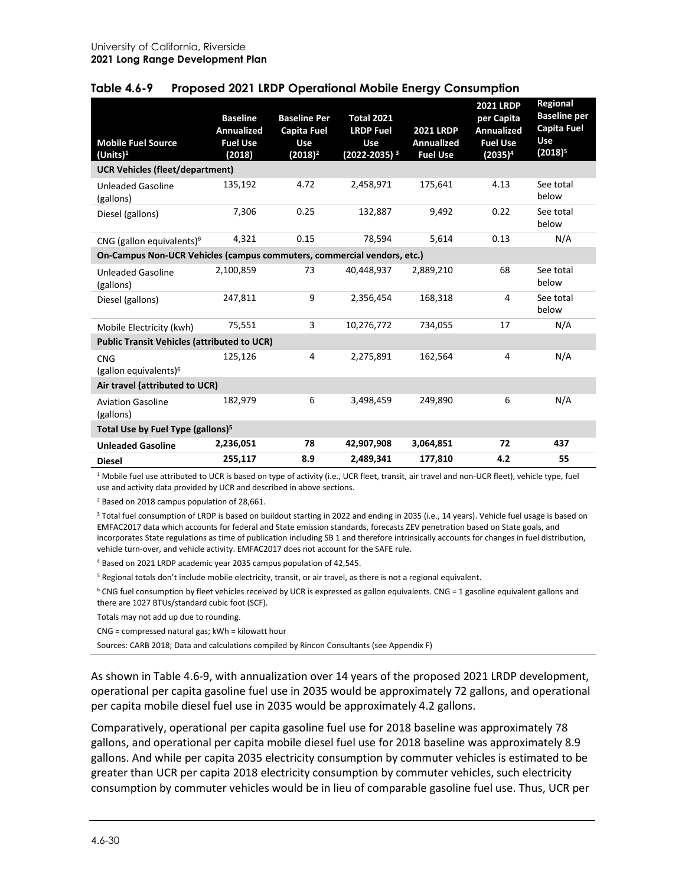**Table 4.6-9 Proposed 2021 LRDP Operational Mobile Energy Consumption**

| Mobile Fuel Source (Units)[1] | Baseline Annualized Fuel Use (2018) | Baseline Per Capita Fuel Use (2018)[2] | Total 2021 LRDP Fuel Use (2022-2035)[3] | 2021 LRDP Annualized Fuel Use | 2021 LRDP per Capita Annualized Fuel Use (2035)[4] | Regional Baseline per Capita Fuel Use (2018)[5] |
|---|---|---|---|---|---|---|
| **UCR Vehicles (fleet/department)** | | | | | | |
| Unleaded Gasoline (gallons) | 135,192 | 4.72 | 2,458,971 | 175,641 | 4.13 | See total below |
| Diesel (gallons) | 7,306 | 0.25 | 132,887 | 9,492 | 0.22 | See total below |
| CNG (gallon equivalents)[6] | 4,321 | 0.15 | 78,594 | 5,614 | 0.13 | N/A |
| **On-Campus Non-UCR Vehicles (campus commuters, commercial vendors, etc.)** | | | | | | |
| Unleaded Gasoline (gallons) | 2,100,859 | 73 | 40,448,937 | 2,889,210 | 68 | See total below |
| Diesel (gallons) | 247,811 | 9 | 2,356,454 | 168,318 | 4 | See total below |
| Mobile Electricity (kwh) | 75,551 | 3 | 10,276,772 | 734,055 | 17 | N/A |
| **Public Transit Vehicles (attributed to UCR)** | | | | | | |
| CNG (gallon equivalents)[6] | 125,126 | 4 | 2,275,891 | 162,564 | 4 | N/A |
| **Air travel (attributed to UCR)** | | | | | | |
| Aviation Gasoline (gallons) | 182,979 | 6 | 3,498,459 | 249,890 | 6 | N/A |
| **Total Use by Fuel Type (gallons)[5]** | | | | | | |
| **Unleaded Gasoline** | **2,236,051** | **78** | **42,907,908** | **3,064,851** | **72** | **437** |
| **Diesel** | **255,117** | **8.9** | **2,489,341** | **177,810** | **4.2** | **55** |

[1] Mobile fuel use attributed to UCR is based on type of activity (i.e., UCR fleet, transit, air travel and non-UCR fleet), vehicle type, fuel use and activity data provided by UCR and described in above sections.

[2] Based on 2018 campus population of 28,661.

[3] Total fuel consumption of LRDP is based on buildout starting in 2022 and ending in 2035 (i.e., 14 years). Vehicle fuel usage is based on EMFAC2017 data which accounts for federal and State emission standards, forecasts ZEV penetration based on State goals, and incorporates State regulations as time of publication including SB 1 and therefore intrinsically accounts for changes in fuel distribution, vehicle turn-over, and vehicle activity. EMFAC2017 does not account for the SAFE rule.

[4] Based on 2021 LRDP academic year 2035 campus population of 42,545.

[5] Regional totals don't include mobile electricity, transit, or air travel, as there is not a regional equivalent.

[6] CNG fuel consumption by fleet vehicles received by UCR is expressed as gallon equivalents. CNG = 1 gasoline equivalent gallons and there are 1027 BTUs/standard cubic foot (SCF).

Totals may not add up due to rounding.

CNG = compressed natural gas; kWh = kilowatt hour

Sources: CARB 2018; Data and calculations compiled by Rincon Consultants (see Appendix F)

As shown in Table 4.6-9, with annualization over 14 years of the proposed 2021 LRDP development, operational per capita gasoline fuel use in 2035 would be approximately 72 gallons, and operational per capita mobile diesel fuel use in 2035 would be approximately 4.2 gallons.

Comparatively, operational per capita gasoline fuel use for 2018 baseline was approximately 78 gallons, and operational per capita mobile diesel fuel use for 2018 baseline was approximately 8.9 gallons. And while per capita 2035 electricity consumption by commuter vehicles is estimated to be greater than UCR per capita 2018 electricity consumption by commuter vehicles, such electricity consumption by commuter vehicles would be in lieu of comparable gasoline fuel use. Thus, UCR per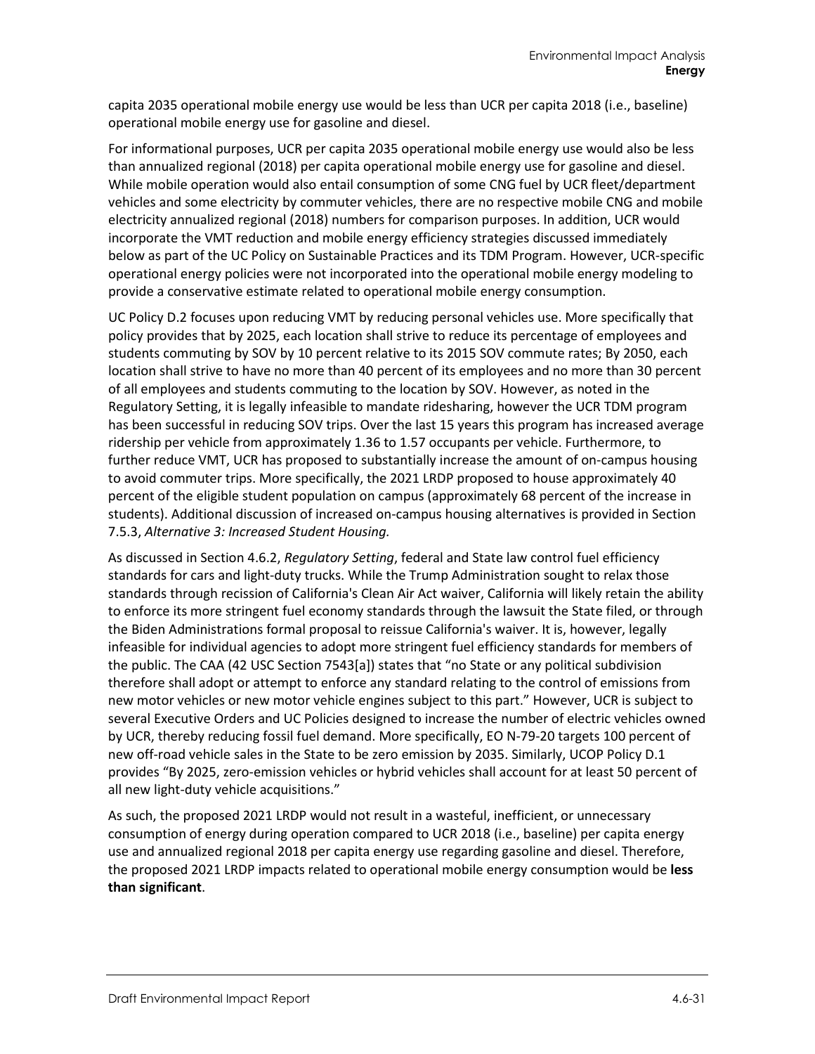capita 2035 operational mobile energy use would be less than UCR per capita 2018 (i.e., baseline) operational mobile energy use for gasoline and diesel.

For informational purposes, UCR per capita 2035 operational mobile energy use would also be less than annualized regional (2018) per capita operational mobile energy use for gasoline and diesel. While mobile operation would also entail consumption of some CNG fuel by UCR fleet/department vehicles and some electricity by commuter vehicles, there are no respective mobile CNG and mobile electricity annualized regional (2018) numbers for comparison purposes. In addition, UCR would incorporate the VMT reduction and mobile energy efficiency strategies discussed immediately below as part of the UC Policy on Sustainable Practices and its TDM Program. However, UCR-specific operational energy policies were not incorporated into the operational mobile energy modeling to provide a conservative estimate related to operational mobile energy consumption.

UC Policy D.2 focuses upon reducing VMT by reducing personal vehicles use. More specifically that policy provides that by 2025, each location shall strive to reduce its percentage of employees and students commuting by SOV by 10 percent relative to its 2015 SOV commute rates; By 2050, each location shall strive to have no more than 40 percent of its employees and no more than 30 percent of all employees and students commuting to the location by SOV. However, as noted in the Regulatory Setting, it is legally infeasible to mandate ridesharing, however the UCR TDM program has been successful in reducing SOV trips. Over the last 15 years this program has increased average ridership per vehicle from approximately 1.36 to 1.57 occupants per vehicle. Furthermore, to further reduce VMT, UCR has proposed to substantially increase the amount of on-campus housing to avoid commuter trips. More specifically, the 2021 LRDP proposed to house approximately 40 percent of the eligible student population on campus (approximately 68 percent of the increase in students). Additional discussion of increased on-campus housing alternatives is provided in Section 7.5.3, *Alternative 3: Increased Student Housing.*

As discussed in Section 4.6.2, *Regulatory Setting*, federal and State law control fuel efficiency standards for cars and light-duty trucks. While the Trump Administration sought to relax those standards through recission of California's Clean Air Act waiver, California will likely retain the ability to enforce its more stringent fuel economy standards through the lawsuit the State filed, or through the Biden Administrations formal proposal to reissue California's waiver. It is, however, legally infeasible for individual agencies to adopt more stringent fuel efficiency standards for members of the public. The CAA (42 USC Section 7543[a]) states that "no State or any political subdivision therefore shall adopt or attempt to enforce any standard relating to the control of emissions from new motor vehicles or new motor vehicle engines subject to this part." However, UCR is subject to several Executive Orders and UC Policies designed to increase the number of electric vehicles owned by UCR, thereby reducing fossil fuel demand. More specifically, EO N-79-20 targets 100 percent of new off-road vehicle sales in the State to be zero emission by 2035. Similarly, UCOP Policy D.1 provides "By 2025, zero-emission vehicles or hybrid vehicles shall account for at least 50 percent of all new light-duty vehicle acquisitions."

As such, the proposed 2021 LRDP would not result in a wasteful, inefficient, or unnecessary consumption of energy during operation compared to UCR 2018 (i.e., baseline) per capita energy use and annualized regional 2018 per capita energy use regarding gasoline and diesel. Therefore, the proposed 2021 LRDP impacts related to operational mobile energy consumption would be **less than significant**.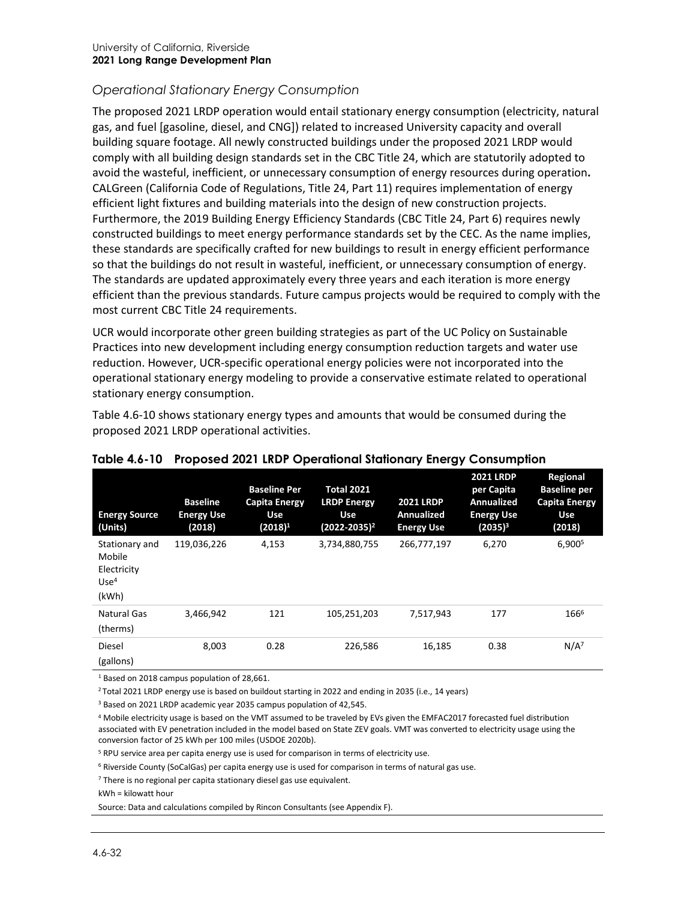### *Operational Stationary Energy Consumption*

The proposed 2021 LRDP operation would entail stationary energy consumption (electricity, natural gas, and fuel [gasoline, diesel, and CNG]) related to increased University capacity and overall building square footage. All newly constructed buildings under the proposed 2021 LRDP would comply with all building design standards set in the CBC Title 24, which are statutorily adopted to avoid the wasteful, inefficient, or unnecessary consumption of energy resources during operation**.** CALGreen (California Code of Regulations, Title 24, Part 11) requires implementation of energy efficient light fixtures and building materials into the design of new construction projects. Furthermore, the 2019 Building Energy Efficiency Standards (CBC Title 24, Part 6) requires newly constructed buildings to meet energy performance standards set by the CEC. As the name implies, these standards are specifically crafted for new buildings to result in energy efficient performance so that the buildings do not result in wasteful, inefficient, or unnecessary consumption of energy. The standards are updated approximately every three years and each iteration is more energy efficient than the previous standards. Future campus projects would be required to comply with the most current CBC Title 24 requirements.

UCR would incorporate other green building strategies as part of the UC Policy on Sustainable Practices into new development including energy consumption reduction targets and water use reduction. However, UCR-specific operational energy policies were not incorporated into the operational stationary energy modeling to provide a conservative estimate related to operational stationary energy consumption.

Table 4.6-10 shows stationary energy types and amounts that would be consumed during the proposed 2021 LRDP operational activities.

**Table 4.6-10 Proposed 2021 LRDP Operational Stationary Energy Consumption**

| Energy Source (Units) | Baseline Energy Use (2018) | Baseline Per Capita Energy Use (2018)[1] | Total 2021 LRDP Energy Use (2022-2035)[2] | 2021 LRDP Annualized Energy Use | 2021 LRDP per Capita Annualized Energy Use (2035)[3] | Regional Baseline per Capita Energy Use (2018) |
|---|---|---|---|---|---|---|
| Stationary and Mobile Electricity Use[4] (kWh) | 119,036,226 | 4,153 | 3,734,880,755 | 266,777,197 | 6,270 | 6,900[5] |
| Natural Gas (therms) | 3,466,942 | 121 | 105,251,203 | 7,517,943 | 177 | 166[6] |
| Diesel (gallons) | 8,003 | 0.28 | 226,586 | 16,185 | 0.38 | N/A[7] |

[1] Based on 2018 campus population of 28,661.

[2] Total 2021 LRDP energy use is based on buildout starting in 2022 and ending in 2035 (i.e., 14 years)

[3] Based on 2021 LRDP academic year 2035 campus population of 42,545.

[4] Mobile electricity usage is based on the VMT assumed to be traveled by EVs given the EMFAC2017 forecasted fuel distribution associated with EV penetration included in the model based on State ZEV goals. VMT was converted to electricity usage using the conversion factor of 25 kWh per 100 miles (USDOE 2020b).

[5] RPU service area per capita energy use is used for comparison in terms of electricity use.

[6] Riverside County (SoCalGas) per capita energy use is used for comparison in terms of natural gas use.

[7] There is no regional per capita stationary diesel gas use equivalent.

kWh = kilowatt hour

Source: Data and calculations compiled by Rincon Consultants (see Appendix F).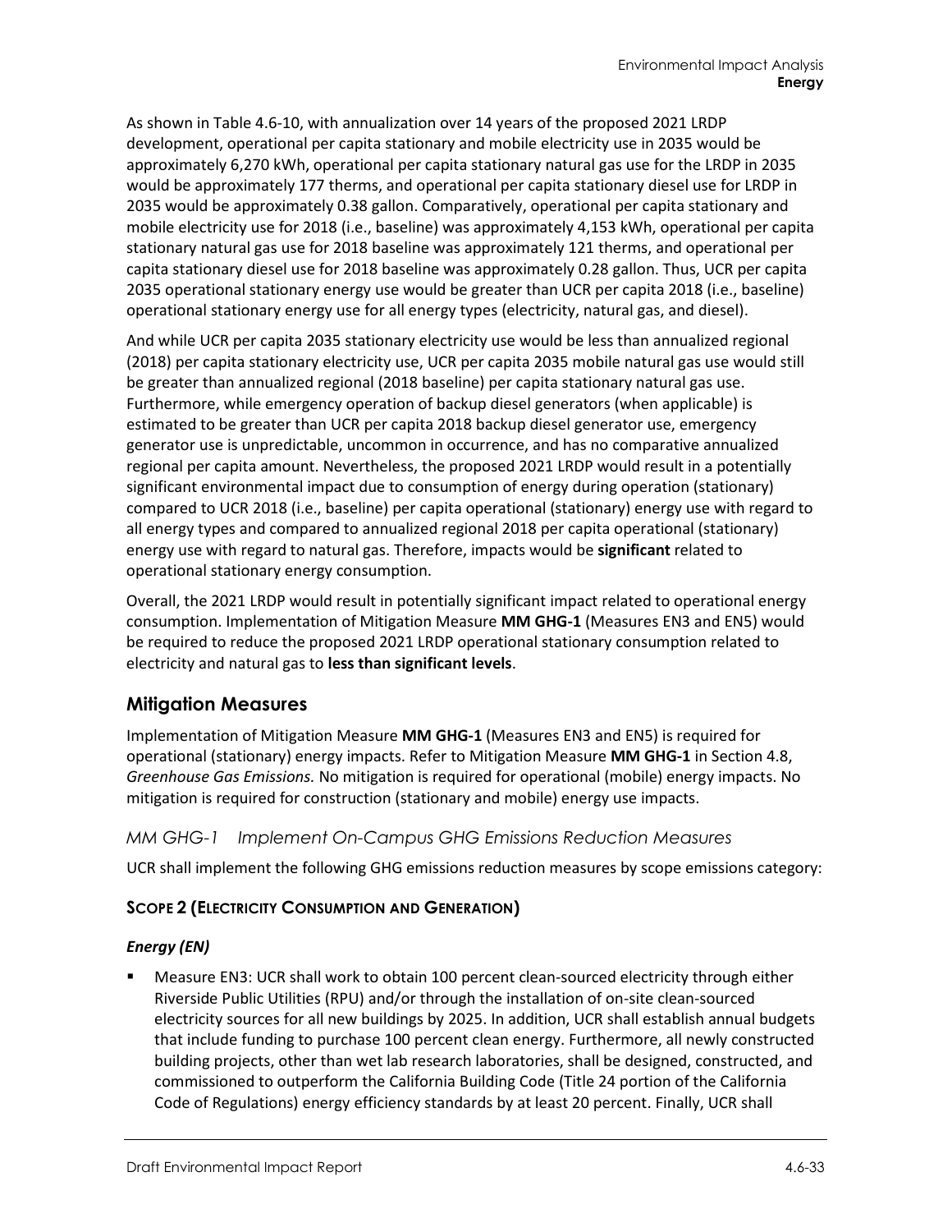As shown in Table 4.6-10, with annualization over 14 years of the proposed 2021 LRDP development, operational per capita stationary and mobile electricity use in 2035 would be approximately 6,270 kWh, operational per capita stationary natural gas use for the LRDP in 2035 would be approximately 177 therms, and operational per capita stationary diesel use for LRDP in 2035 would be approximately 0.38 gallon. Comparatively, operational per capita stationary and mobile electricity use for 2018 (i.e., baseline) was approximately 4,153 kWh, operational per capita stationary natural gas use for 2018 baseline was approximately 121 therms, and operational per capita stationary diesel use for 2018 baseline was approximately 0.28 gallon. Thus, UCR per capita 2035 operational stationary energy use would be greater than UCR per capita 2018 (i.e., baseline) operational stationary energy use for all energy types (electricity, natural gas, and diesel).

And while UCR per capita 2035 stationary electricity use would be less than annualized regional (2018) per capita stationary electricity use, UCR per capita 2035 mobile natural gas use would still be greater than annualized regional (2018 baseline) per capita stationary natural gas use. Furthermore, while emergency operation of backup diesel generators (when applicable) is estimated to be greater than UCR per capita 2018 backup diesel generator use, emergency generator use is unpredictable, uncommon in occurrence, and has no comparative annualized regional per capita amount. Nevertheless, the proposed 2021 LRDP would result in a potentially significant environmental impact due to consumption of energy during operation (stationary) compared to UCR 2018 (i.e., baseline) per capita operational (stationary) energy use with regard to all energy types and compared to annualized regional 2018 per capita operational (stationary) energy use with regard to natural gas. Therefore, impacts would be **significant** related to operational stationary energy consumption.

Overall, the 2021 LRDP would result in potentially significant impact related to operational energy consumption. Implementation of Mitigation Measure **MM GHG-1** (Measures EN3 and EN5) would be required to reduce the proposed 2021 LRDP operational stationary consumption related to electricity and natural gas to **less than significant levels**.

## Mitigation Measures

Implementation of Mitigation Measure **MM GHG-1** (Measures EN3 and EN5) is required for operational (stationary) energy impacts. Refer to Mitigation Measure **MM GHG-1** in Section 4.8, *Greenhouse Gas Emissions.* No mitigation is required for operational (mobile) energy impacts. No mitigation is required for construction (stationary and mobile) energy use impacts.

### *MM GHG-1 Implement On-Campus GHG Emissions Reduction Measures*

UCR shall implement the following GHG emissions reduction measures by scope emissions category:

#### SCOPE 2 (ELECTRICITY CONSUMPTION AND GENERATION)

***Energy (EN)***

- Measure EN3: UCR shall work to obtain 100 percent clean-sourced electricity through either Riverside Public Utilities (RPU) and/or through the installation of on-site clean-sourced electricity sources for all new buildings by 2025. In addition, UCR shall establish annual budgets that include funding to purchase 100 percent clean energy. Furthermore, all newly constructed building projects, other than wet lab research laboratories, shall be designed, constructed, and commissioned to outperform the California Building Code (Title 24 portion of the California Code of Regulations) energy efficiency standards by at least 20 percent. Finally, UCR shall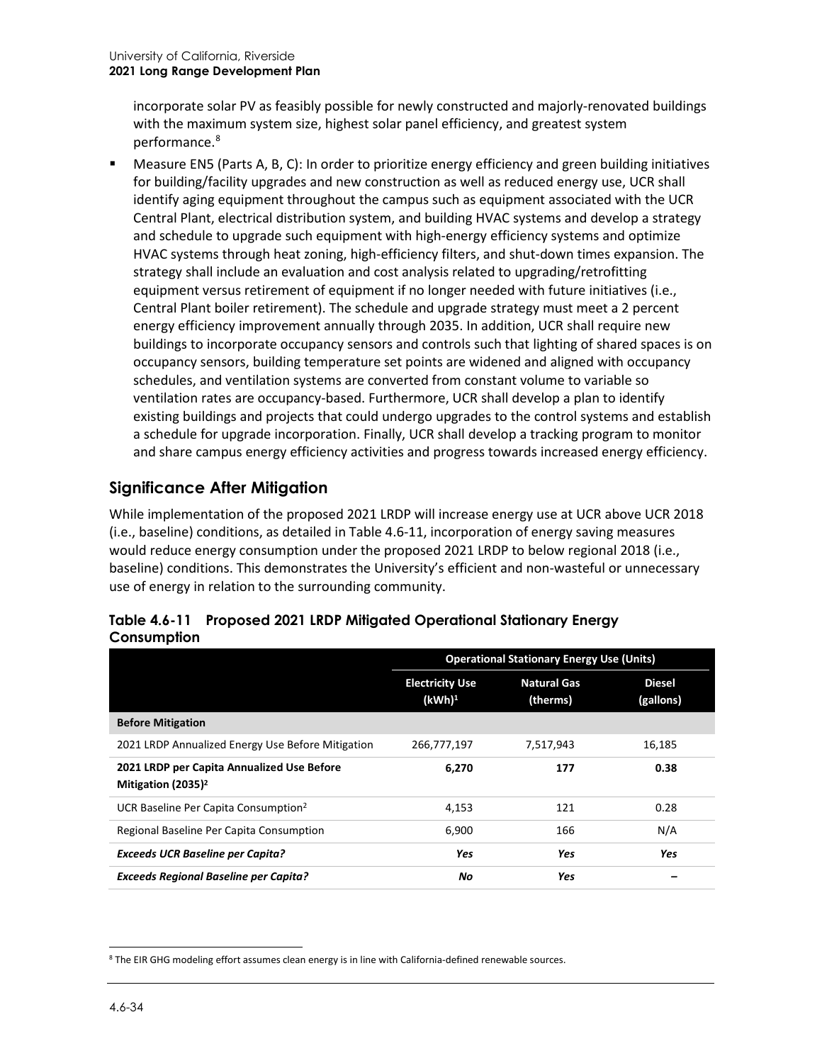incorporate solar PV as feasibly possible for newly constructed and majorly-renovated buildings with the maximum system size, highest solar panel efficiency, and greatest system performance.[8]

- Measure EN5 (Parts A, B, C): In order to prioritize energy efficiency and green building initiatives for building/facility upgrades and new construction as well as reduced energy use, UCR shall identify aging equipment throughout the campus such as equipment associated with the UCR Central Plant, electrical distribution system, and building HVAC systems and develop a strategy and schedule to upgrade such equipment with high-energy efficiency systems and optimize HVAC systems through heat zoning, high-efficiency filters, and shut-down times expansion. The strategy shall include an evaluation and cost analysis related to upgrading/retrofitting equipment versus retirement of equipment if no longer needed with future initiatives (i.e., Central Plant boiler retirement). The schedule and upgrade strategy must meet a 2 percent energy efficiency improvement annually through 2035. In addition, UCR shall require new buildings to incorporate occupancy sensors and controls such that lighting of shared spaces is on occupancy sensors, building temperature set points are widened and aligned with occupancy schedules, and ventilation systems are converted from constant volume to variable so ventilation rates are occupancy-based. Furthermore, UCR shall develop a plan to identify existing buildings and projects that could undergo upgrades to the control systems and establish a schedule for upgrade incorporation. Finally, UCR shall develop a tracking program to monitor and share campus energy efficiency activities and progress towards increased energy efficiency.

## Significance After Mitigation

While implementation of the proposed 2021 LRDP will increase energy use at UCR above UCR 2018 (i.e., baseline) conditions, as detailed in Table 4.6-11, incorporation of energy saving measures would reduce energy consumption under the proposed 2021 LRDP to below regional 2018 (i.e., baseline) conditions. This demonstrates the University's efficient and non-wasteful or unnecessary use of energy in relation to the surrounding community.

**Table 4.6-11 Proposed 2021 LRDP Mitigated Operational Stationary Energy Consumption**

| | Operational Stationary Energy Use (Units) | | |
|---|---|---|---|
| | Electricity Use (kWh)[1] | Natural Gas (therms) | Diesel (gallons) |
| **Before Mitigation** | | | |
| 2021 LRDP Annualized Energy Use Before Mitigation | 266,777,197 | 7,517,943 | 16,185 |
| **2021 LRDP per Capita Annualized Use Before Mitigation (2035)[2]** | **6,270** | **177** | **0.38** |
| UCR Baseline Per Capita Consumption[2] | 4,153 | 121 | 0.28 |
| Regional Baseline Per Capita Consumption | 6,900 | 166 | N/A |
| ***Exceeds UCR Baseline per Capita?*** | ***Yes*** | ***Yes*** | ***Yes*** |
| ***Exceeds Regional Baseline per Capita?*** | ***No*** | ***Yes*** | – |

[8] The EIR GHG modeling effort assumes clean energy is in line with California-defined renewable sources.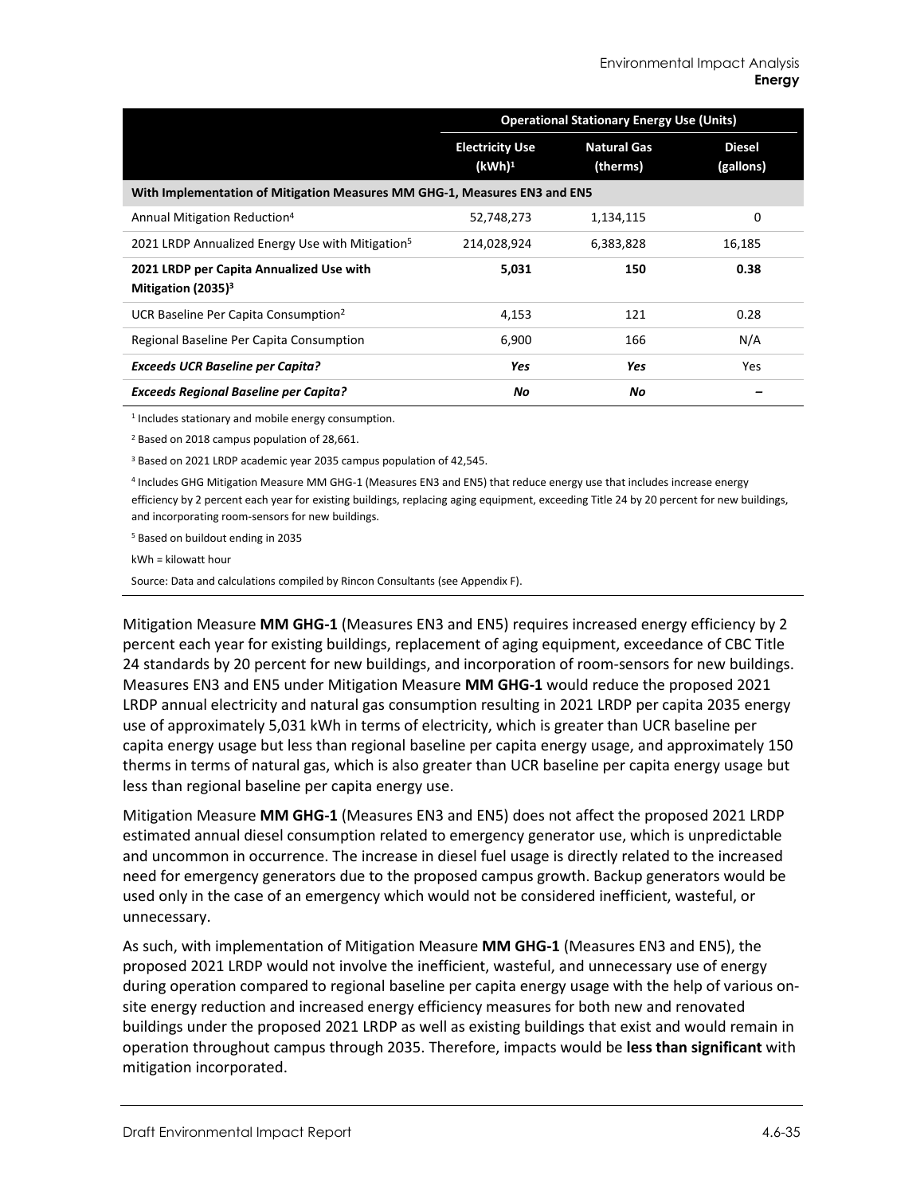| | Operational Stationary Energy Use (Units) | | |
|---|---|---|---|
| | Electricity Use (kWh)[1] | Natural Gas (therms) | Diesel (gallons) |
| **With Implementation of Mitigation Measures MM GHG-1, Measures EN3 and EN5** | | | |
| Annual Mitigation Reduction[4] | 52,748,273 | 1,134,115 | 0 |
| 2021 LRDP Annualized Energy Use with Mitigation[5] | 214,028,924 | 6,383,828 | 16,185 |
| **2021 LRDP per Capita Annualized Use with Mitigation (2035)[3]** | **5,031** | **150** | **0.38** |
| UCR Baseline Per Capita Consumption[2] | 4,153 | 121 | 0.28 |
| Regional Baseline Per Capita Consumption | 6,900 | 166 | N/A |
| ***Exceeds UCR Baseline per Capita?*** | ***Yes*** | ***Yes*** | Yes |
| ***Exceeds Regional Baseline per Capita?*** | ***No*** | ***No*** | – |

[1] Includes stationary and mobile energy consumption.

[2] Based on 2018 campus population of 28,661.

[3] Based on 2021 LRDP academic year 2035 campus population of 42,545.

[4] Includes GHG Mitigation Measure MM GHG-1 (Measures EN3 and EN5) that reduce energy use that includes increase energy efficiency by 2 percent each year for existing buildings, replacing aging equipment, exceeding Title 24 by 20 percent for new buildings, and incorporating room-sensors for new buildings.

[5] Based on buildout ending in 2035

kWh = kilowatt hour

Source: Data and calculations compiled by Rincon Consultants (see Appendix F).

Mitigation Measure **MM GHG-1** (Measures EN3 and EN5) requires increased energy efficiency by 2 percent each year for existing buildings, replacement of aging equipment, exceedance of CBC Title 24 standards by 20 percent for new buildings, and incorporation of room-sensors for new buildings. Measures EN3 and EN5 under Mitigation Measure **MM GHG-1** would reduce the proposed 2021 LRDP annual electricity and natural gas consumption resulting in 2021 LRDP per capita 2035 energy use of approximately 5,031 kWh in terms of electricity, which is greater than UCR baseline per capita energy usage but less than regional baseline per capita energy usage, and approximately 150 therms in terms of natural gas, which is also greater than UCR baseline per capita energy usage but less than regional baseline per capita energy use.

Mitigation Measure **MM GHG-1** (Measures EN3 and EN5) does not affect the proposed 2021 LRDP estimated annual diesel consumption related to emergency generator use, which is unpredictable and uncommon in occurrence. The increase in diesel fuel usage is directly related to the increased need for emergency generators due to the proposed campus growth. Backup generators would be used only in the case of an emergency which would not be considered inefficient, wasteful, or unnecessary.

As such, with implementation of Mitigation Measure **MM GHG-1** (Measures EN3 and EN5), the proposed 2021 LRDP would not involve the inefficient, wasteful, and unnecessary use of energy during operation compared to regional baseline per capita energy usage with the help of various on-site energy reduction and increased energy efficiency measures for both new and renovated buildings under the proposed 2021 LRDP as well as existing buildings that exist and would remain in operation throughout campus through 2035. Therefore, impacts would be **less than significant** with mitigation incorporated.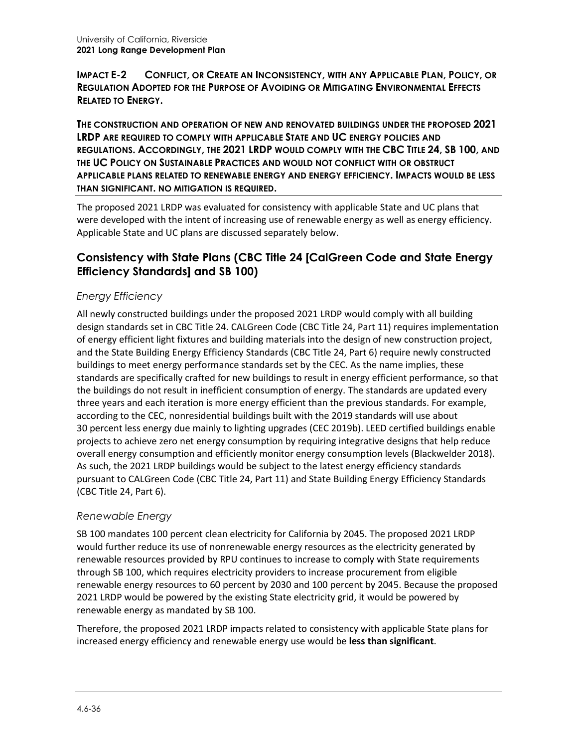**IMPACT E-2 CONFLICT, OR CREATE AN INCONSISTENCY, WITH ANY APPLICABLE PLAN, POLICY, OR REGULATION ADOPTED FOR THE PURPOSE OF AVOIDING OR MITIGATING ENVIRONMENTAL EFFECTS RELATED TO ENERGY.**

**THE CONSTRUCTION AND OPERATION OF NEW AND RENOVATED BUILDINGS UNDER THE PROPOSED 2021 LRDP ARE REQUIRED TO COMPLY WITH APPLICABLE STATE AND UC ENERGY POLICIES AND REGULATIONS. ACCORDINGLY, THE 2021 LRDP WOULD COMPLY WITH THE CBC TITLE 24, SB 100, AND THE UC POLICY ON SUSTAINABLE PRACTICES AND WOULD NOT CONFLICT WITH OR OBSTRUCT APPLICABLE PLANS RELATED TO RENEWABLE ENERGY AND ENERGY EFFICIENCY. IMPACTS WOULD BE LESS THAN SIGNIFICANT. NO MITIGATION IS REQUIRED.**

The proposed 2021 LRDP was evaluated for consistency with applicable State and UC plans that were developed with the intent of increasing use of renewable energy as well as energy efficiency. Applicable State and UC plans are discussed separately below.

## Consistency with State Plans (CBC Title 24 [CalGreen Code and State Energy Efficiency Standards] and SB 100)

### *Energy Efficiency*

All newly constructed buildings under the proposed 2021 LRDP would comply with all building design standards set in CBC Title 24. CALGreen Code (CBC Title 24, Part 11) requires implementation of energy efficient light fixtures and building materials into the design of new construction project, and the State Building Energy Efficiency Standards (CBC Title 24, Part 6) require newly constructed buildings to meet energy performance standards set by the CEC. As the name implies, these standards are specifically crafted for new buildings to result in energy efficient performance, so that the buildings do not result in inefficient consumption of energy. The standards are updated every three years and each iteration is more energy efficient than the previous standards. For example, according to the CEC, nonresidential buildings built with the 2019 standards will use about 30 percent less energy due mainly to lighting upgrades (CEC 2019b). LEED certified buildings enable projects to achieve zero net energy consumption by requiring integrative designs that help reduce overall energy consumption and efficiently monitor energy consumption levels (Blackwelder 2018). As such, the 2021 LRDP buildings would be subject to the latest energy efficiency standards pursuant to CALGreen Code (CBC Title 24, Part 11) and State Building Energy Efficiency Standards (CBC Title 24, Part 6).

### *Renewable Energy*

SB 100 mandates 100 percent clean electricity for California by 2045. The proposed 2021 LRDP would further reduce its use of nonrenewable energy resources as the electricity generated by renewable resources provided by RPU continues to increase to comply with State requirements through SB 100, which requires electricity providers to increase procurement from eligible renewable energy resources to 60 percent by 2030 and 100 percent by 2045. Because the proposed 2021 LRDP would be powered by the existing State electricity grid, it would be powered by renewable energy as mandated by SB 100.

Therefore, the proposed 2021 LRDP impacts related to consistency with applicable State plans for increased energy efficiency and renewable energy use would be **less than significant**.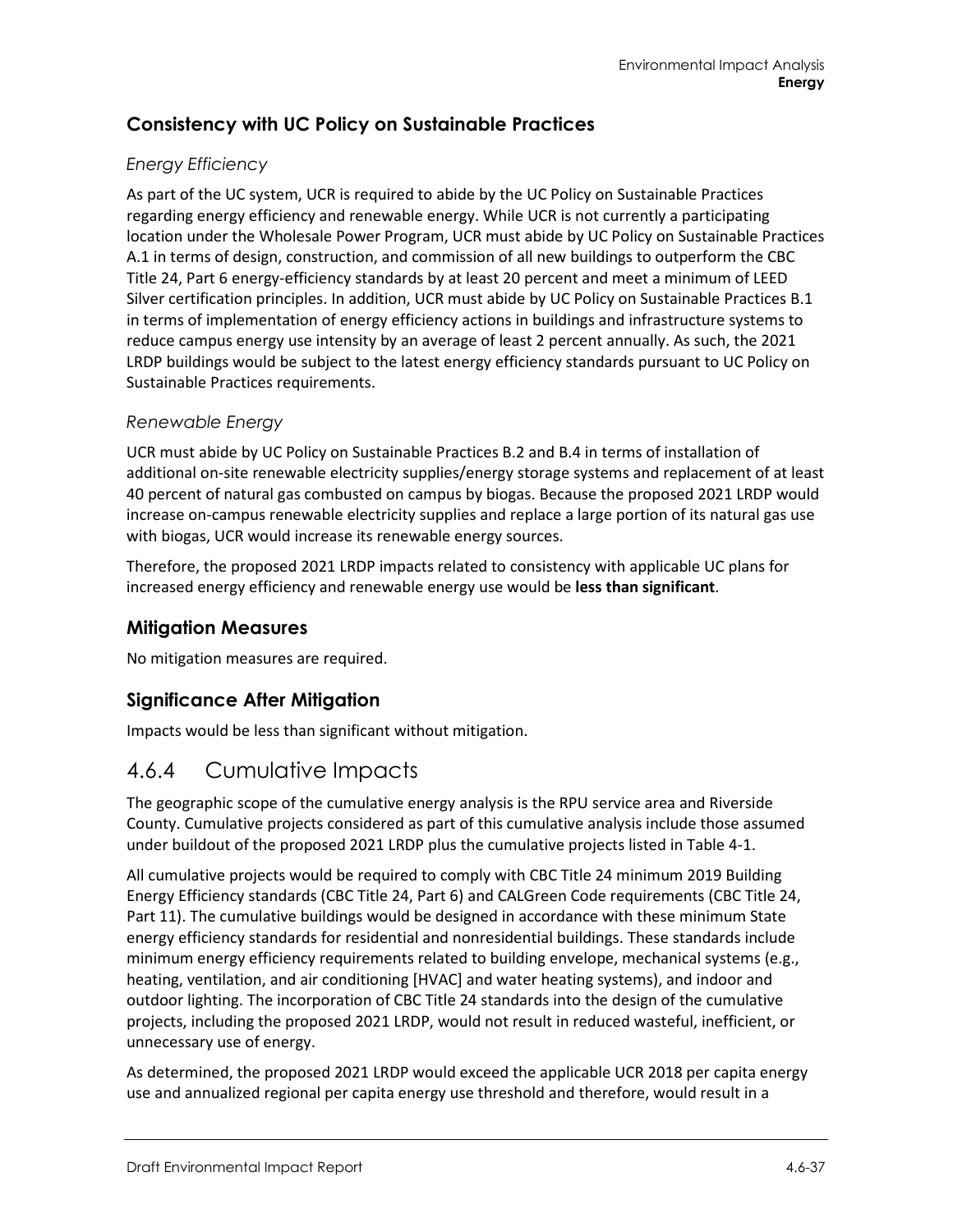## Consistency with UC Policy on Sustainable Practices

### *Energy Efficiency*

As part of the UC system, UCR is required to abide by the UC Policy on Sustainable Practices regarding energy efficiency and renewable energy. While UCR is not currently a participating location under the Wholesale Power Program, UCR must abide by UC Policy on Sustainable Practices A.1 in terms of design, construction, and commission of all new buildings to outperform the CBC Title 24, Part 6 energy-efficiency standards by at least 20 percent and meet a minimum of LEED Silver certification principles. In addition, UCR must abide by UC Policy on Sustainable Practices B.1 in terms of implementation of energy efficiency actions in buildings and infrastructure systems to reduce campus energy use intensity by an average of least 2 percent annually. As such, the 2021 LRDP buildings would be subject to the latest energy efficiency standards pursuant to UC Policy on Sustainable Practices requirements.

### *Renewable Energy*

UCR must abide by UC Policy on Sustainable Practices B.2 and B.4 in terms of installation of additional on-site renewable electricity supplies/energy storage systems and replacement of at least 40 percent of natural gas combusted on campus by biogas. Because the proposed 2021 LRDP would increase on-campus renewable electricity supplies and replace a large portion of its natural gas use with biogas, UCR would increase its renewable energy sources.

Therefore, the proposed 2021 LRDP impacts related to consistency with applicable UC plans for increased energy efficiency and renewable energy use would be **less than significant**.

## Mitigation Measures

No mitigation measures are required.

## Significance After Mitigation

Impacts would be less than significant without mitigation.

# 4.6.4 Cumulative Impacts

The geographic scope of the cumulative energy analysis is the RPU service area and Riverside County. Cumulative projects considered as part of this cumulative analysis include those assumed under buildout of the proposed 2021 LRDP plus the cumulative projects listed in Table 4-1.

All cumulative projects would be required to comply with CBC Title 24 minimum 2019 Building Energy Efficiency standards (CBC Title 24, Part 6) and CALGreen Code requirements (CBC Title 24, Part 11). The cumulative buildings would be designed in accordance with these minimum State energy efficiency standards for residential and nonresidential buildings. These standards include minimum energy efficiency requirements related to building envelope, mechanical systems (e.g., heating, ventilation, and air conditioning [HVAC] and water heating systems), and indoor and outdoor lighting. The incorporation of CBC Title 24 standards into the design of the cumulative projects, including the proposed 2021 LRDP, would not result in reduced wasteful, inefficient, or unnecessary use of energy.

As determined, the proposed 2021 LRDP would exceed the applicable UCR 2018 per capita energy use and annualized regional per capita energy use threshold and therefore, would result in a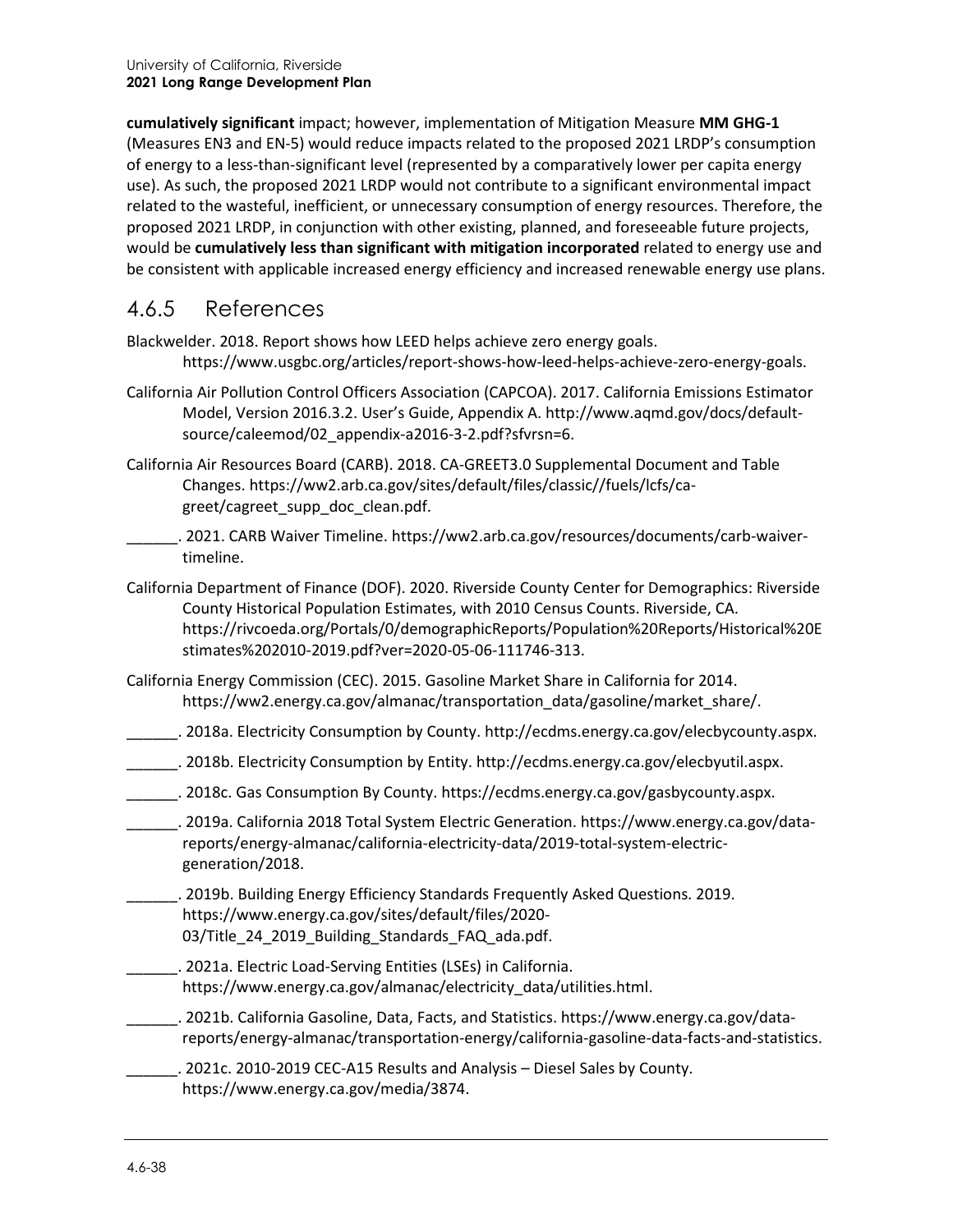**cumulatively significant** impact; however, implementation of Mitigation Measure **MM GHG-1** (Measures EN3 and EN-5) would reduce impacts related to the proposed 2021 LRDP's consumption of energy to a less-than-significant level (represented by a comparatively lower per capita energy use). As such, the proposed 2021 LRDP would not contribute to a significant environmental impact related to the wasteful, inefficient, or unnecessary consumption of energy resources. Therefore, the proposed 2021 LRDP, in conjunction with other existing, planned, and foreseeable future projects, would be **cumulatively less than significant with mitigation incorporated** related to energy use and be consistent with applicable increased energy efficiency and increased renewable energy use plans.

## 4.6.5 References

Blackwelder. 2018. Report shows how LEED helps achieve zero energy goals. https://www.usgbc.org/articles/report-shows-how-leed-helps-achieve-zero-energy-goals.

California Air Pollution Control Officers Association (CAPCOA). 2017. California Emissions Estimator Model, Version 2016.3.2. User's Guide, Appendix A. http://www.aqmd.gov/docs/default-source/caleemod/02_appendix-a2016-3-2.pdf?sfvrsn=6.

California Air Resources Board (CARB). 2018. CA-GREET3.0 Supplemental Document and Table Changes. https://ww2.arb.ca.gov/sites/default/files/classic//fuels/lcfs/ca-greet/cagreet_supp_doc_clean.pdf.

______. 2021. CARB Waiver Timeline. https://ww2.arb.ca.gov/resources/documents/carb-waiver-timeline.

California Department of Finance (DOF). 2020. Riverside County Center for Demographics: Riverside County Historical Population Estimates, with 2010 Census Counts. Riverside, CA. https://rivcoeda.org/Portals/0/demographicReports/Population%20Reports/Historical%20Estimates%202010-2019.pdf?ver=2020-05-06-111746-313.

California Energy Commission (CEC). 2015. Gasoline Market Share in California for 2014. https://ww2.energy.ca.gov/almanac/transportation_data/gasoline/market_share/.

______. 2018a. Electricity Consumption by County. http://ecdms.energy.ca.gov/elecbycounty.aspx.

______. 2018b. Electricity Consumption by Entity. http://ecdms.energy.ca.gov/elecbyutil.aspx.

______. 2018c. Gas Consumption By County. https://ecdms.energy.ca.gov/gasbycounty.aspx.

______. 2019a. California 2018 Total System Electric Generation. https://www.energy.ca.gov/data-reports/energy-almanac/california-electricity-data/2019-total-system-electric-generation/2018.

______. 2019b. Building Energy Efficiency Standards Frequently Asked Questions. 2019. https://www.energy.ca.gov/sites/default/files/2020-03/Title_24_2019_Building_Standards_FAQ_ada.pdf.

______. 2021a. Electric Load-Serving Entities (LSEs) in California. https://www.energy.ca.gov/almanac/electricity_data/utilities.html.

______. 2021b. California Gasoline, Data, Facts, and Statistics. https://www.energy.ca.gov/data-reports/energy-almanac/transportation-energy/california-gasoline-data-facts-and-statistics.

______. 2021c. 2010-2019 CEC-A15 Results and Analysis – Diesel Sales by County. https://www.energy.ca.gov/media/3874.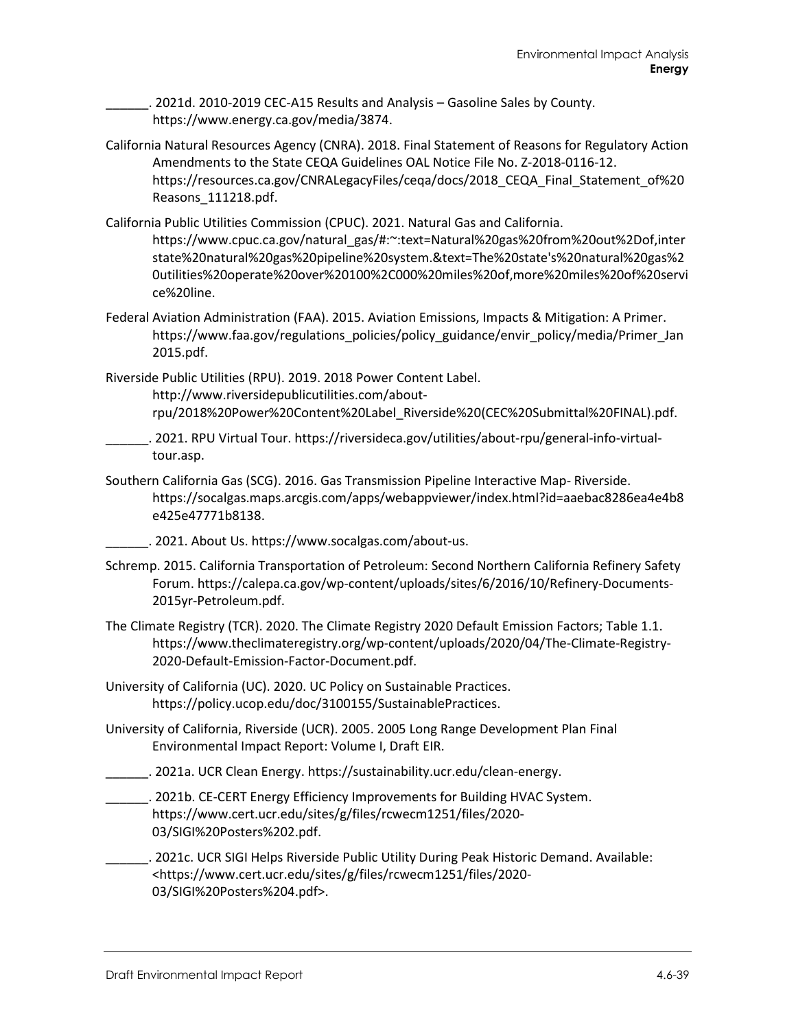______. 2021d. 2010-2019 CEC-A15 Results and Analysis – Gasoline Sales by County. https://www.energy.ca.gov/media/3874.

California Natural Resources Agency (CNRA). 2018. Final Statement of Reasons for Regulatory Action Amendments to the State CEQA Guidelines OAL Notice File No. Z-2018-0116-12. https://resources.ca.gov/CNRALegacyFiles/ceqa/docs/2018_CEQA_Final_Statement_of%20Reasons_111218.pdf.

California Public Utilities Commission (CPUC). 2021. Natural Gas and California. https://www.cpuc.ca.gov/natural_gas/#:~:text=Natural%20gas%20from%20out%2Dof,interstate%20natural%20gas%20pipeline%20system.&text=The%20state's%20natural%20gas%20utilities%20operate%20over%20100%2C000%20miles%20of,more%20miles%20of%20service%20line.

Federal Aviation Administration (FAA). 2015. Aviation Emissions, Impacts & Mitigation: A Primer. https://www.faa.gov/regulations_policies/policy_guidance/envir_policy/media/Primer_Jan2015.pdf.

Riverside Public Utilities (RPU). 2019. 2018 Power Content Label. http://www.riversidepublicutilities.com/about-rpu/2018%20Power%20Content%20Label_Riverside%20(CEC%20Submittal%20FINAL).pdf.

______. 2021. RPU Virtual Tour. https://riversideca.gov/utilities/about-rpu/general-info-virtual-tour.asp.

Southern California Gas (SCG). 2016. Gas Transmission Pipeline Interactive Map- Riverside. https://socalgas.maps.arcgis.com/apps/webappviewer/index.html?id=aaebac8286ea4e4b8e425e47771b8138.

______. 2021. About Us. https://www.socalgas.com/about-us.

Schremp. 2015. California Transportation of Petroleum: Second Northern California Refinery Safety Forum. https://calepa.ca.gov/wp-content/uploads/sites/6/2016/10/Refinery-Documents-2015yr-Petroleum.pdf.

The Climate Registry (TCR). 2020. The Climate Registry 2020 Default Emission Factors; Table 1.1. https://www.theclimateregistry.org/wp-content/uploads/2020/04/The-Climate-Registry-2020-Default-Emission-Factor-Document.pdf.

University of California (UC). 2020. UC Policy on Sustainable Practices. https://policy.ucop.edu/doc/3100155/SustainablePractices.

University of California, Riverside (UCR). 2005. 2005 Long Range Development Plan Final Environmental Impact Report: Volume I, Draft EIR.

______. 2021a. UCR Clean Energy. https://sustainability.ucr.edu/clean-energy.

______. 2021b. CE-CERT Energy Efficiency Improvements for Building HVAC System. https://www.cert.ucr.edu/sites/g/files/rcwecm1251/files/2020-03/SIGI%20Posters%202.pdf.

______. 2021c. UCR SIGI Helps Riverside Public Utility During Peak Historic Demand. Available: <https://www.cert.ucr.edu/sites/g/files/rcwecm1251/files/2020-03/SIGI%20Posters%204.pdf>.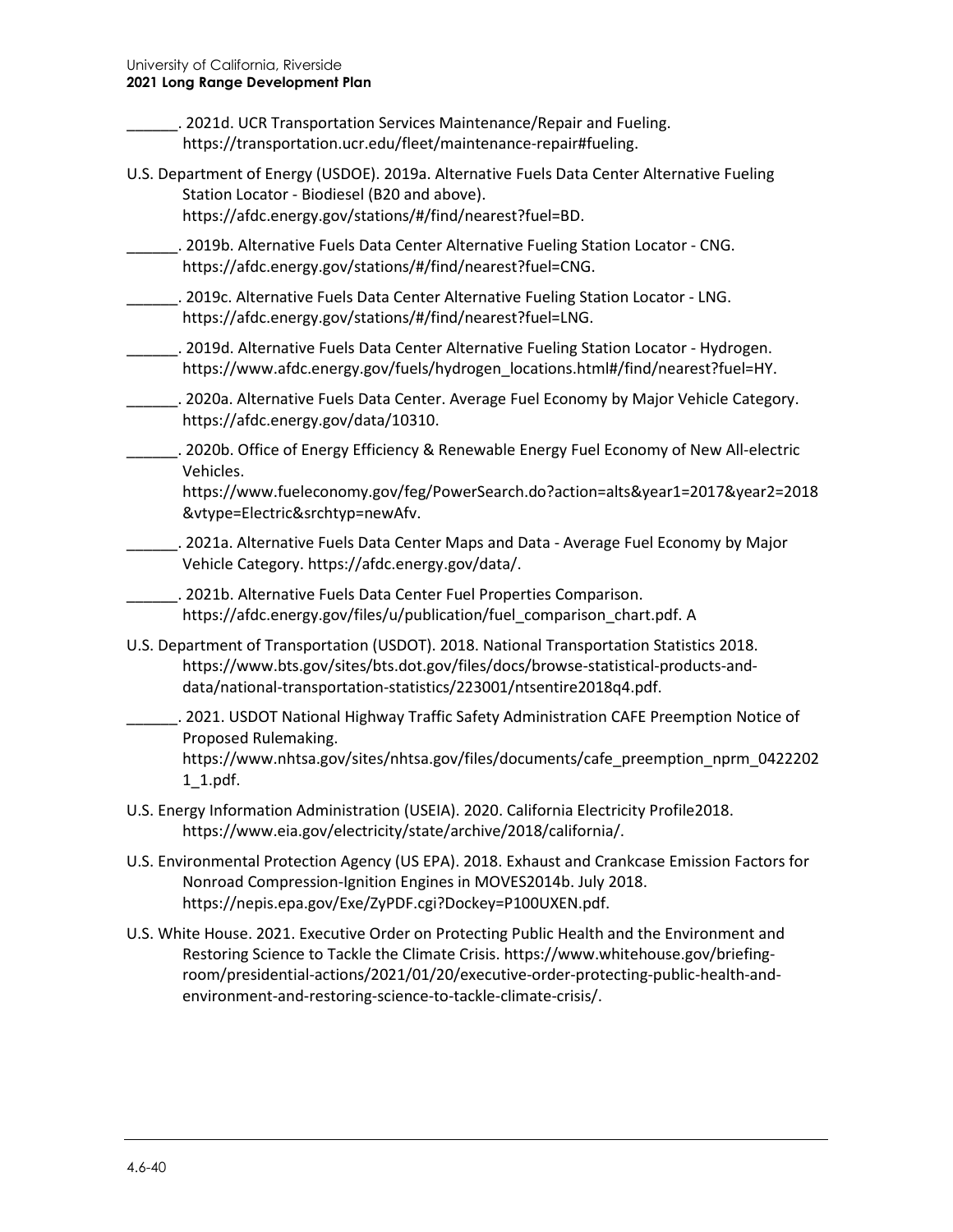______. 2021d. UCR Transportation Services Maintenance/Repair and Fueling. https://transportation.ucr.edu/fleet/maintenance-repair#fueling.

U.S. Department of Energy (USDOE). 2019a. Alternative Fuels Data Center Alternative Fueling Station Locator - Biodiesel (B20 and above). https://afdc.energy.gov/stations/#/find/nearest?fuel=BD.

______. 2019b. Alternative Fuels Data Center Alternative Fueling Station Locator - CNG. https://afdc.energy.gov/stations/#/find/nearest?fuel=CNG.

______. 2019c. Alternative Fuels Data Center Alternative Fueling Station Locator - LNG. https://afdc.energy.gov/stations/#/find/nearest?fuel=LNG.

______. 2019d. Alternative Fuels Data Center Alternative Fueling Station Locator - Hydrogen. https://www.afdc.energy.gov/fuels/hydrogen_locations.html#/find/nearest?fuel=HY.

______. 2020a. Alternative Fuels Data Center. Average Fuel Economy by Major Vehicle Category. https://afdc.energy.gov/data/10310.

______. 2020b. Office of Energy Efficiency & Renewable Energy Fuel Economy of New All-electric Vehicles. https://www.fueleconomy.gov/feg/PowerSearch.do?action=alts&year1=2017&year2=2018&vtype=Electric&srchtyp=newAfv.

______. 2021a. Alternative Fuels Data Center Maps and Data - Average Fuel Economy by Major Vehicle Category. https://afdc.energy.gov/data/.

______. 2021b. Alternative Fuels Data Center Fuel Properties Comparison. https://afdc.energy.gov/files/u/publication/fuel_comparison_chart.pdf. A

U.S. Department of Transportation (USDOT). 2018. National Transportation Statistics 2018. https://www.bts.gov/sites/bts.dot.gov/files/docs/browse-statistical-products-and-data/national-transportation-statistics/223001/ntsentire2018q4.pdf.

______. 2021. USDOT National Highway Traffic Safety Administration CAFE Preemption Notice of Proposed Rulemaking. https://www.nhtsa.gov/sites/nhtsa.gov/files/documents/cafe_preemption_nprm_04222021_1.pdf.

U.S. Energy Information Administration (USEIA). 2020. California Electricity Profile2018. https://www.eia.gov/electricity/state/archive/2018/california/.

U.S. Environmental Protection Agency (US EPA). 2018. Exhaust and Crankcase Emission Factors for Nonroad Compression-Ignition Engines in MOVES2014b. July 2018. https://nepis.epa.gov/Exe/ZyPDF.cgi?Dockey=P100UXEN.pdf.

U.S. White House. 2021. Executive Order on Protecting Public Health and the Environment and Restoring Science to Tackle the Climate Crisis. https://www.whitehouse.gov/briefing-room/presidential-actions/2021/01/20/executive-order-protecting-public-health-and-environment-and-restoring-science-to-tackle-climate-crisis/.